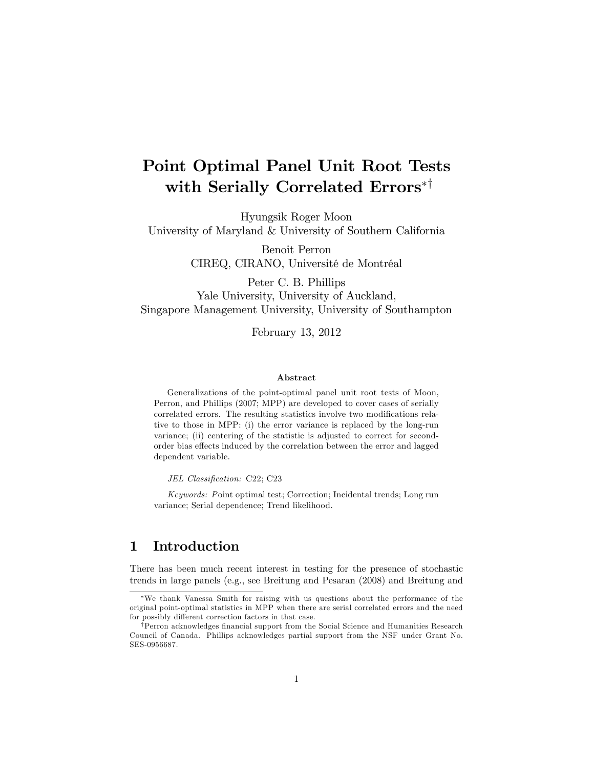# Point Optimal Panel Unit Root Tests with Serially Correlated Errors[*†]

Hyungsik Roger Moon
University of Maryland & University of Southern California

Benoit Perron
CIREQ, CIRANO, Université de Montréal

Peter C. B. Phillips
Yale University, University of Auckland,
Singapore Management University, University of Southampton

February 13, 2012

### Abstract

Generalizations of the point-optimal panel unit root tests of Moon, Perron, and Phillips (2007; MPP) are developed to cover cases of serially correlated errors. The resulting statistics involve two modifications relative to those in MPP: (i) the error variance is replaced by the long-run variance; (ii) centering of the statistic is adjusted to correct for second-order bias effects induced by the correlation between the error and lagged dependent variable.

*JEL Classification:* C22; C23

*Keywords:* Point optimal test; Correction; Incidental trends; Long run variance; Serial dependence; Trend likelihood.

## 1 Introduction

There has been much recent interest in testing for the presence of stochastic trends in large panels (e.g., see Breitung and Pesaran (2008) and Breitung and

[*]We thank Vanessa Smith for raising with us questions about the performance of the original point-optimal statistics in MPP when there are serial correlated errors and the need for possibly different correction factors in that case.

[†]Perron acknowledges financial support from the Social Science and Humanities Research Council of Canada. Phillips acknowledges partial support from the NSF under Grant No. SES-0956687.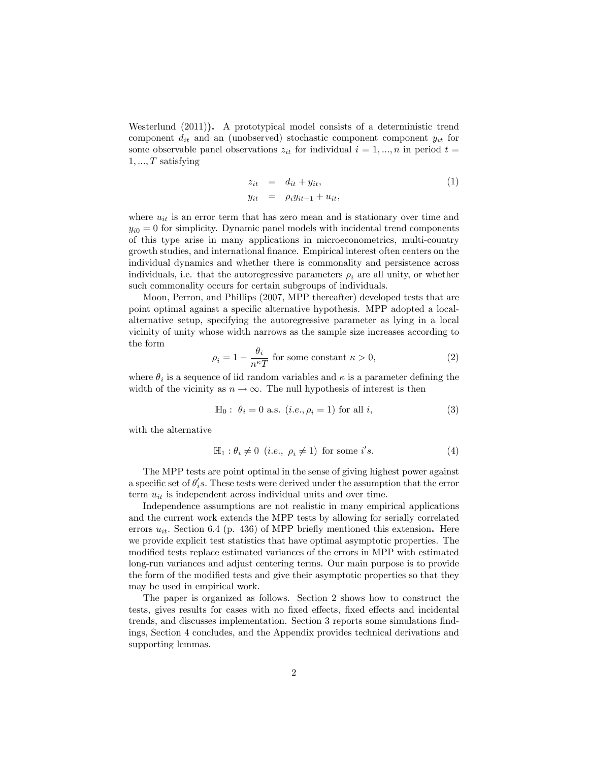Westerlund (2011)**)**. A prototypical model consists of a deterministic trend component $d_{it}$ and an (unobserved) stochastic component component $y_{it}$ for some observable panel observations $z_{it}$ for individual $i = 1, ..., n$ in period $t = 1, ..., T$ satisfying

$$
\begin{aligned}
z_{it} &= d_{it} + y_{it}, \\
y_{it} &= \rho_i y_{it-1} + u_{it},
\end{aligned}
\tag{1}
$$

where $u_{it}$ is an error term that has zero mean and is stationary over time and $y_{i0} = 0$ for simplicity. Dynamic panel models with incidental trend components of this type arise in many applications in microeconometrics, multi-country growth studies, and international finance. Empirical interest often centers on the individual dynamics and whether there is commonality and persistence across individuals, i.e. that the autoregressive parameters $\rho_i$ are all unity, or whether such commonality occurs for certain subgroups of individuals.

Moon, Perron, and Phillips (2007, MPP thereafter) developed tests that are point optimal against a specific alternative hypothesis. MPP adopted a local-alternative setup, specifying the autoregressive parameter as lying in a local vicinity of unity whose width narrows as the sample size increases according to the form

$$
\rho_i = 1 - \frac{\theta_i}{n^{\kappa} T} \text{ for some constant } \kappa > 0, \tag{2}
$$

where $\theta_i$ is a sequence of iid random variables and $\kappa$ is a parameter defining the width of the vicinity as $n \to \infty$. The null hypothesis of interest is then

$$
\mathbb{H}_0: \ \theta_i = 0 \text{ a.s. } (i.e., \rho_i = 1) \text{ for all } i, \tag{3}
$$

with the alternative

$$
\mathbb{H}_1: \theta_i \neq 0 \ \ (i.e., \ \rho_i \neq 1) \ \text{ for some } i's. \tag{4}
$$

The MPP tests are point optimal in the sense of giving highest power against a specific set of $\theta_i's$. These tests were derived under the assumption that the error term $u_{it}$ is independent across individual units and over time.

Independence assumptions are not realistic in many empirical applications and the current work extends the MPP tests by allowing for serially correlated errors $u_{it}$. Section 6.4 (p. 436) of MPP briefly mentioned this extension**.** Here we provide explicit test statistics that have optimal asymptotic properties. The modified tests replace estimated variances of the errors in MPP with estimated long-run variances and adjust centering terms. Our main purpose is to provide the form of the modified tests and give their asymptotic properties so that they may be used in empirical work.

The paper is organized as follows. Section 2 shows how to construct the tests, gives results for cases with no fixed effects, fixed effects and incidental trends, and discusses implementation. Section 3 reports some simulations findings, Section 4 concludes, and the Appendix provides technical derivations and supporting lemmas.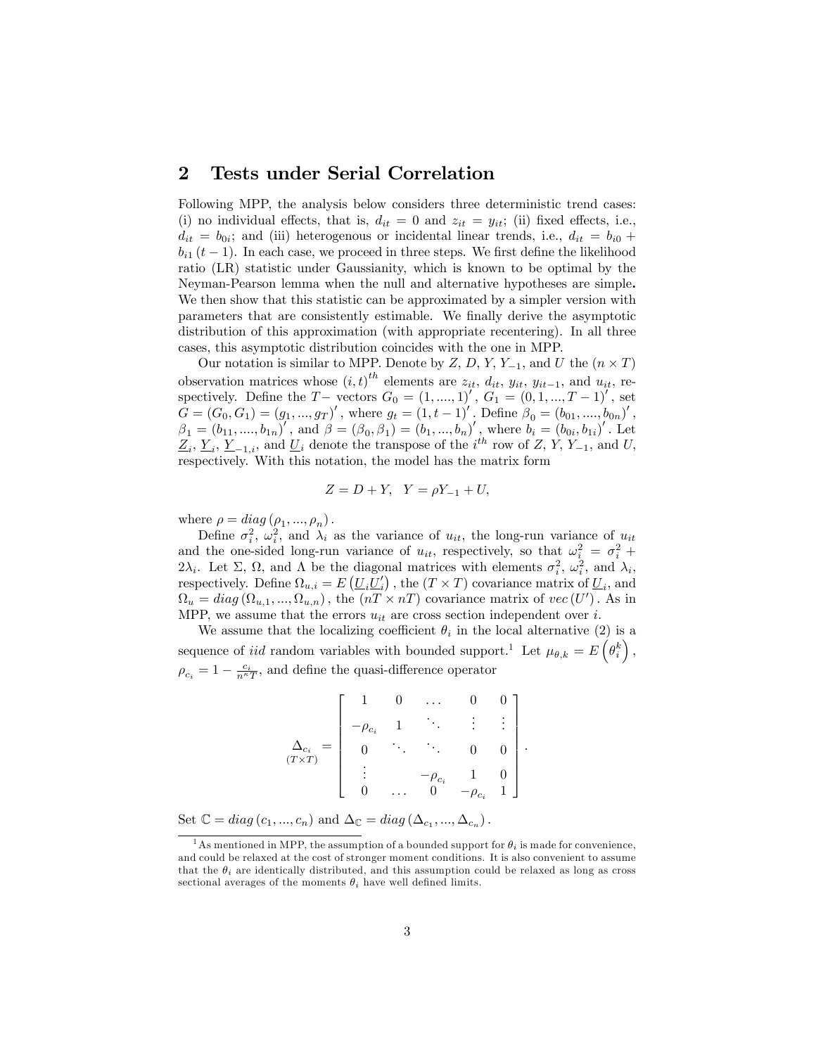## 2 Tests under Serial Correlation

Following MPP, the analysis below considers three deterministic trend cases: (i) no individual effects, that is, $d_{it} = 0$ and $z_{it} = y_{it}$; (ii) fixed effects, i.e., $d_{it} = b_{0i}$; and (iii) heterogenous or incidental linear trends, i.e., $d_{it} = b_{i0} + b_{i1}(t-1)$. In each case, we proceed in three steps. We first define the likelihood ratio (LR) statistic under Gaussianity, which is known to be optimal by the Neyman-Pearson lemma when the null and alternative hypotheses are simple**.** We then show that this statistic can be approximated by a simpler version with parameters that are consistently estimable. We finally derive the asymptotic distribution of this approximation (with appropriate recentering). In all three cases, this asymptotic distribution coincides with the one in MPP.

Our notation is similar to MPP. Denote by $Z$, $D$, $Y$, $Y_{-1}$, and $U$ the $(n \times T)$ observation matrices whose $(i,t)^{th}$ elements are $z_{it}$, $d_{it}$, $y_{it}$, $y_{it-1}$, and $u_{it}$, respectively. Define the $T-$ vectors $G_0 = (1, ...., 1)'$, $G_1 = (0, 1, ..., T-1)'$, set $G = (G_0, G_1) = (g_1, ..., g_T)'$, where $g_t = (1, t-1)'$. Define $\beta_0 = (b_{01}, ...., b_{0n})'$, $\beta_1 = (b_{11}, ...., b_{1n})'$, and $\beta = (\beta_0, \beta_1) = (b_1, ..., b_n)'$, where $b_i = (b_{0i}, b_{1i})'$. Let $\underline{Z}_i$, $\underline{Y}_i$, $\underline{Y}_{-1,i}$, and $\underline{U}_i$ denote the transpose of the $i^{th}$ row of $Z$, $Y$, $Y_{-1}$, and $U$, respectively. With this notation, the model has the matrix form

$$Z = D + Y, \quad Y = \rho Y_{-1} + U,$$

where $\rho = diag(\rho_1, ..., \rho_n)$.

Define $\sigma_i^2$, $\omega_i^2$, and $\lambda_i$ as the variance of $u_{it}$, the long-run variance of $u_{it}$ and the one-sided long-run variance of $u_{it}$, respectively, so that $\omega_i^2 = \sigma_i^2 + 2\lambda_i$. Let $\Sigma$, $\Omega$, and $\Lambda$ be the diagonal matrices with elements $\sigma_i^2$, $\omega_i^2$, and $\lambda_i$, respectively. Define $\Omega_{u,i} = E\left(\underline{U}_i \underline{U}_i'\right)$, the $(T \times T)$ covariance matrix of $\underline{U}_i$, and $\Omega_u = diag(\Omega_{u,1}, ..., \Omega_{u,n})$, the $(nT \times nT)$ covariance matrix of $vec(U')$. As in MPP, we assume that the errors $u_{it}$ are cross section independent over $i$.

We assume that the localizing coefficient $\theta_i$ in the local alternative (2) is a sequence of *iid* random variables with bounded support.[1] Let $\mu_{\theta,k} = E\left(\theta_i^k\right)$, $\rho_{c_i} = 1 - \frac{c_i}{n^\kappa T}$, and define the quasi-difference operator

$$\underset{(T\times T)}{\Delta_{c_i}} = \begin{bmatrix} 1 & 0 & \dots & 0 & 0 \\ -\rho_{c_i} & 1 & \ddots & \vdots & \vdots \\ 0 & \ddots & \ddots & 0 & 0 \\ \vdots & & -\rho_{c_i} & 1 & 0 \\ 0 & \dots & 0 & -\rho_{c_i} & 1 \end{bmatrix}.$$

Set $\mathbb{C} = diag(c_1, ..., c_n)$ and $\Delta_{\mathbb{C}} = diag(\Delta_{c_1}, ..., \Delta_{c_n})$.

[1] As mentioned in MPP, the assumption of a bounded support for $\theta_i$ is made for convenience, and could be relaxed at the cost of stronger moment conditions. It is also convenient to assume that the $\theta_i$ are identically distributed, and this assumption could be relaxed as long as cross sectional averages of the moments $\theta_i$ have well defined limits.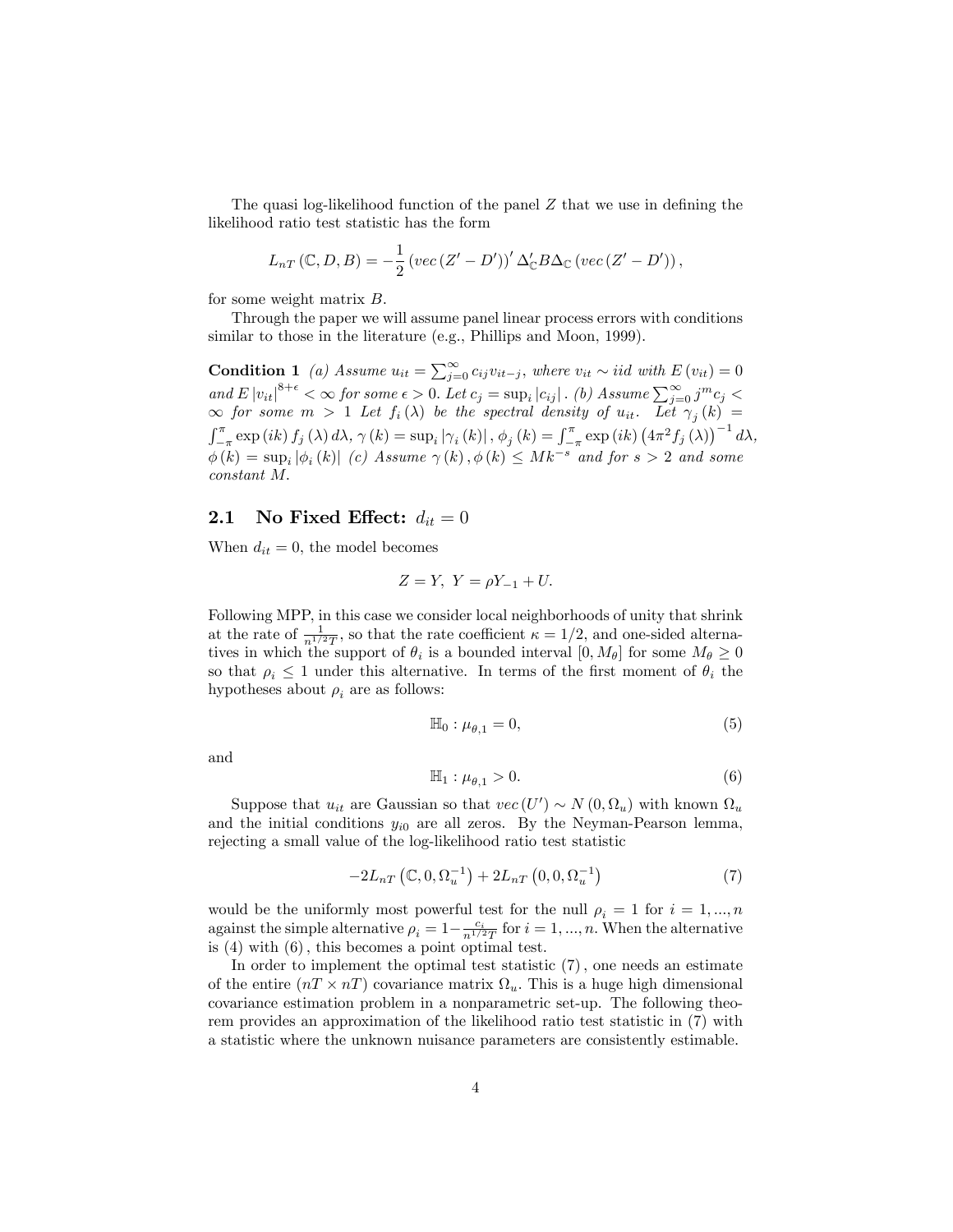The quasi log-likelihood function of the panel $Z$ that we use in defining the likelihood ratio test statistic has the form

$$L_{nT}(\mathbb{C}, D, B) = -\frac{1}{2}(vec(Z' - D'))' \Delta_{\mathbb{C}}' B \Delta_{\mathbb{C}} (vec(Z' - D')),$$

for some weight matrix $B$.

Through the paper we will assume panel linear process errors with conditions similar to those in the literature (e.g., Phillips and Moon, 1999).

**Condition 1** *(a) Assume $u_{it} = \sum_{j=0}^{\infty} c_{ij} v_{it-j}$, where $v_{it} \sim iid$ with $E(v_{it}) = 0$ and $E|v_{it}|^{8+\epsilon} < \infty$ for some $\epsilon > 0$. Let $c_j = \sup_i |c_{ij}|$. (b) Assume $\sum_{j=0}^{\infty} j^m c_j < \infty$ for some $m > 1$ Let $f_i(\lambda)$ be the spectral density of $u_{it}$. Let $\gamma_j(k) = \int_{-\pi}^{\pi} \exp(ik) f_j(\lambda) d\lambda$, $\gamma(k) = \sup_i |\gamma_i(k)|$, $\phi_j(k) = \int_{-\pi}^{\pi} \exp(ik) \left(4\pi^2 f_j(\lambda)\right)^{-1} d\lambda$, $\phi(k) = \sup_i |\phi_i(k)|$ (c) Assume $\gamma(k), \phi(k) \leq Mk^{-s}$ and for $s > 2$ and some constant $M$.*

## 2.1 No Fixed Effect: $d_{it} = 0$

When $d_{it} = 0$, the model becomes

$$Z = Y, \; Y = \rho Y_{-1} + U.$$

Following MPP, in this case we consider local neighborhoods of unity that shrink at the rate of $\frac{1}{n^{1/2}T}$, so that the rate coefficient $\kappa = 1/2$, and one-sided alternatives in which the support of $\theta_i$ is a bounded interval $[0, M_\theta]$ for some $M_\theta \geq 0$ so that $\rho_i \leq 1$ under this alternative. In terms of the first moment of $\theta_i$ the hypotheses about $\rho_i$ are as follows:

$$\mathbb{H}_0 : \mu_{\theta,1} = 0, \tag{5}$$

and

$$\mathbb{H}_1 : \mu_{\theta,1} > 0. \tag{6}$$

Suppose that $u_{it}$ are Gaussian so that $vec(U') \sim N(0, \Omega_u)$ with known $\Omega_u$ and the initial conditions $y_{i0}$ are all zeros. By the Neyman-Pearson lemma, rejecting a small value of the log-likelihood ratio test statistic

$$-2L_{nT}\left(\mathbb{C}, 0, \Omega_u^{-1}\right) + 2L_{nT}\left(0, 0, \Omega_u^{-1}\right) \tag{7}$$

would be the uniformly most powerful test for the null $\rho_i = 1$ for $i = 1, ..., n$ against the simple alternative $\rho_i = 1 - \frac{c_i}{n^{1/2}T}$ for $i = 1, ..., n$. When the alternative is (4) with (6), this becomes a point optimal test.

In order to implement the optimal test statistic (7), one needs an estimate of the entire $(nT \times nT)$ covariance matrix $\Omega_u$. This is a huge high dimensional covariance estimation problem in a nonparametric set-up. The following theorem provides an approximation of the likelihood ratio test statistic in (7) with a statistic where the unknown nuisance parameters are consistently estimable.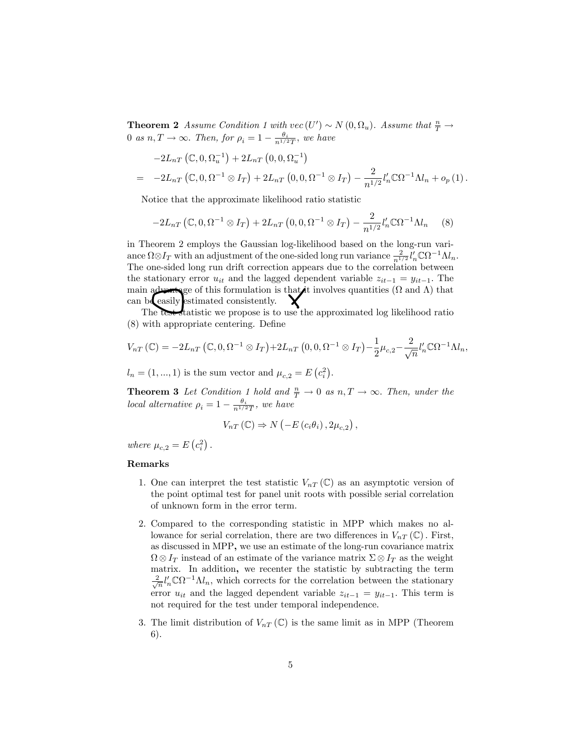**Theorem 2** *Assume Condition 1 with* $vec(U') \sim N(0, \Omega_u)$. *Assume that* $\frac{n}{T} \to 0$ *as* $n, T \to \infty$. *Then, for* $\rho_i = 1 - \frac{\theta_i}{n^{1/2}T}$, *we have*

$$
\begin{aligned}
& -2L_{nT}\left(\mathbb{C}, 0, \Omega_u^{-1}\right) + 2L_{nT}\left(0, 0, \Omega_u^{-1}\right) \\
= \quad & -2L_{nT}\left(\mathbb{C}, 0, \Omega^{-1} \otimes I_T\right) + 2L_{nT}\left(0, 0, \Omega^{-1} \otimes I_T\right) - \frac{2}{n^{1/2}} l_n' \mathbb{C} \Omega^{-1} \Lambda l_n + o_p(1).
\end{aligned}
$$

Notice that the approximate likelihood ratio statistic

$$
-2L_{nT}\left(\mathbb{C}, 0, \Omega^{-1} \otimes I_T\right) + 2L_{nT}\left(0, 0, \Omega^{-1} \otimes I_T\right) - \frac{2}{n^{1/2}} l_n' \mathbb{C} \Omega^{-1} \Lambda l_n \qquad (8)
$$

in Theorem 2 employs the Gaussian log-likelihood based on the long-run variance $\Omega \otimes I_T$ with an adjustment of the one-sided long run variance $\frac{2}{n^{1/2}} l_n' \mathbb{C} \Omega^{-1} \Lambda l_n$. The one-sided long run drift correction appears due to the correlation between the stationary error $u_{it}$ and the lagged dependent variable $z_{it-1} = y_{it-1}$. The main advantage of this formulation is that it involves quantities ($\Omega$ and $\Lambda$) that can be easily estimated consistently.

The test statistic we propose is to use the approximated log likelihood ratio (8) with appropriate centering. Define

$$
V_{nT}(\mathbb{C}) = -2L_{nT}\left(\mathbb{C}, 0, \Omega^{-1} \otimes I_T\right) + 2L_{nT}\left(0, 0, \Omega^{-1} \otimes I_T\right) - \frac{1}{2}\mu_{c,2} - \frac{2}{\sqrt{n}} l_n' \mathbb{C} \Omega^{-1} \Lambda l_n,
$$

$l_n = (1, ..., 1)$ is the sum vector and $\mu_{c,2} = E\left(c_i^2\right)$.

**Theorem 3** *Let Condition 1 hold and* $\frac{n}{T} \to 0$ *as* $n, T \to \infty$. *Then, under the local alternative* $\rho_i = 1 - \frac{\theta_i}{n^{1/2}T}$, *we have*

$$
V_{nT}(\mathbb{C}) \Rightarrow N\left(-E(c_i\theta_i), 2\mu_{c,2}\right),
$$

*where* $\mu_{c,2} = E\left(c_i^2\right)$.

**Remarks**

1. One can interpret the test statistic $V_{nT}(\mathbb{C})$ as an asymptotic version of the point optimal test for panel unit roots with possible serial correlation of unknown form in the error term.

2. Compared to the corresponding statistic in MPP which makes no allowance for serial correlation, there are two differences in $V_{nT}(\mathbb{C})$. First, as discussed in MPP**,** we use an estimate of the long-run covariance matrix $\Omega \otimes I_T$ instead of an estimate of the variance matrix $\Sigma \otimes I_T$ as the weight matrix. In addition**,** we recenter the statistic by subtracting the term $\frac{2}{\sqrt{n}} l_n' \mathbb{C} \Omega^{-1} \Lambda l_n$, which corrects for the correlation between the stationary error $u_{it}$ and the lagged dependent variable $z_{it-1} = y_{it-1}$. This term is not required for the test under temporal independence.

3. The limit distribution of $V_{nT}(\mathbb{C})$ is the same limit as in MPP (Theorem 6).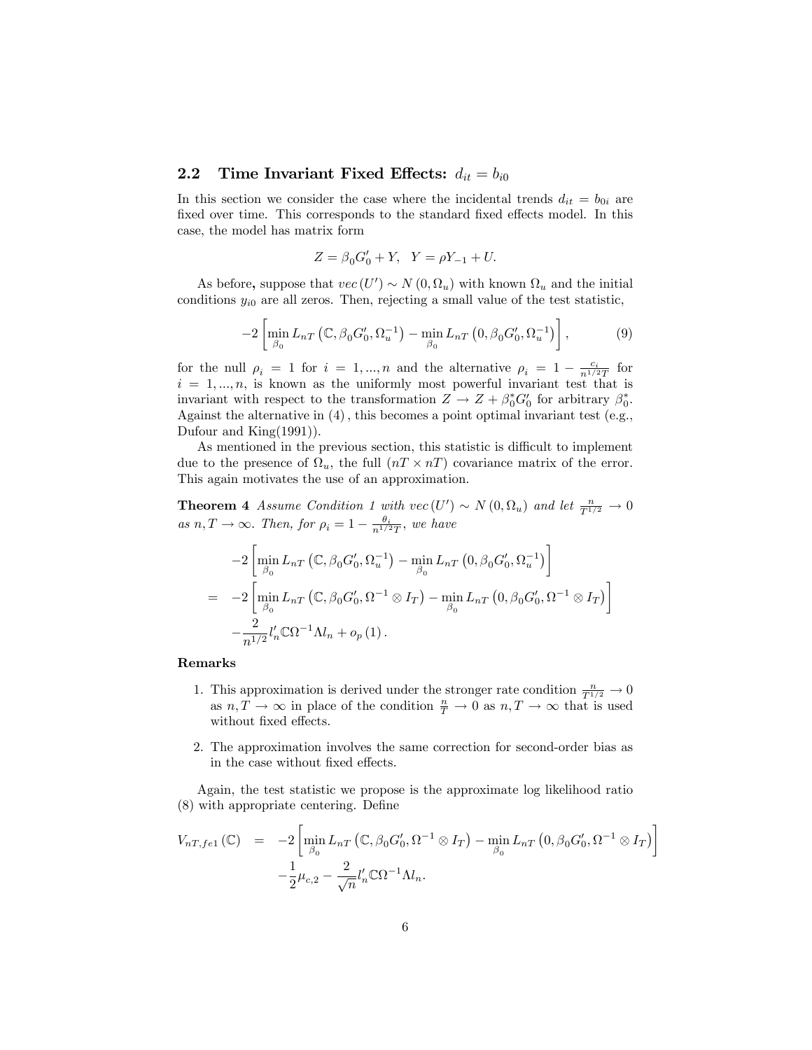## 2.2 Time Invariant Fixed Effects: $d_{it} = b_{i0}$

In this section we consider the case where the incidental trends $d_{it} = b_{0i}$ are fixed over time. This corresponds to the standard fixed effects model. In this case, the model has matrix form

$$Z = \beta_0 G_0' + Y, \quad Y = \rho Y_{-1} + U.$$

As before, suppose that $vec(U') \sim N(0, \Omega_u)$ with known $\Omega_u$ and the initial conditions $y_{i0}$ are all zeros. Then, rejecting a small value of the test statistic,

$$-2\left[\min_{\beta_0} L_{nT}\left(\mathbb{C}, \beta_0 G_0', \Omega_u^{-1}\right) - \min_{\beta_0} L_{nT}\left(0, \beta_0 G_0', \Omega_u^{-1}\right)\right], \tag{9}$$

for the null $\rho_i = 1$ for $i = 1, ..., n$ and the alternative $\rho_i = 1 - \frac{c_i}{n^{1/2}T}$ for $i = 1, ..., n$, is known as the uniformly most powerful invariant test that is invariant with respect to the transformation $Z \to Z + \beta_0^* G_0'$ for arbitrary $\beta_0^*$. Against the alternative in (4), this becomes a point optimal invariant test (e.g., Dufour and King(1991)).

As mentioned in the previous section, this statistic is difficult to implement due to the presence of $\Omega_u$, the full $(nT \times nT)$ covariance matrix of the error. This again motivates the use of an approximation.

**Theorem 4** *Assume Condition 1 with $vec(U') \sim N(0, \Omega_u)$ and let $\frac{n}{T^{1/2}} \to 0$ as $n, T \to \infty$. Then, for $\rho_i = 1 - \frac{\theta_i}{n^{1/2}T}$, we have*

$$\begin{aligned}
& -2\left[\min_{\beta_0} L_{nT}\left(\mathbb{C}, \beta_0 G_0', \Omega_u^{-1}\right) - \min_{\beta_0} L_{nT}\left(0, \beta_0 G_0', \Omega_u^{-1}\right)\right] \\
= & -2\left[\min_{\beta_0} L_{nT}\left(\mathbb{C}, \beta_0 G_0', \Omega^{-1} \otimes I_T\right) - \min_{\beta_0} L_{nT}\left(0, \beta_0 G_0', \Omega^{-1} \otimes I_T\right)\right] \\
& -\frac{2}{n^{1/2}} l_n' \mathbb{C} \Omega^{-1} \Lambda l_n + o_p(1).
\end{aligned}$$

**Remarks**

1. This approximation is derived under the stronger rate condition $\frac{n}{T^{1/2}} \to 0$ as $n, T \to \infty$ in place of the condition $\frac{n}{T} \to 0$ as $n, T \to \infty$ that is used without fixed effects.

2. The approximation involves the same correction for second-order bias as in the case without fixed effects.

Again, the test statistic we propose is the approximate log likelihood ratio (8) with appropriate centering. Define

$$\begin{aligned}
V_{nT,fe1}(\mathbb{C}) &= -2\left[\min_{\beta_0} L_{nT}\left(\mathbb{C}, \beta_0 G_0', \Omega^{-1} \otimes I_T\right) - \min_{\beta_0} L_{nT}\left(0, \beta_0 G_0', \Omega^{-1} \otimes I_T\right)\right] \\
& \quad -\frac{1}{2}\mu_{c,2} - \frac{2}{\sqrt{n}} l_n' \mathbb{C} \Omega^{-1} \Lambda l_n.
\end{aligned}$$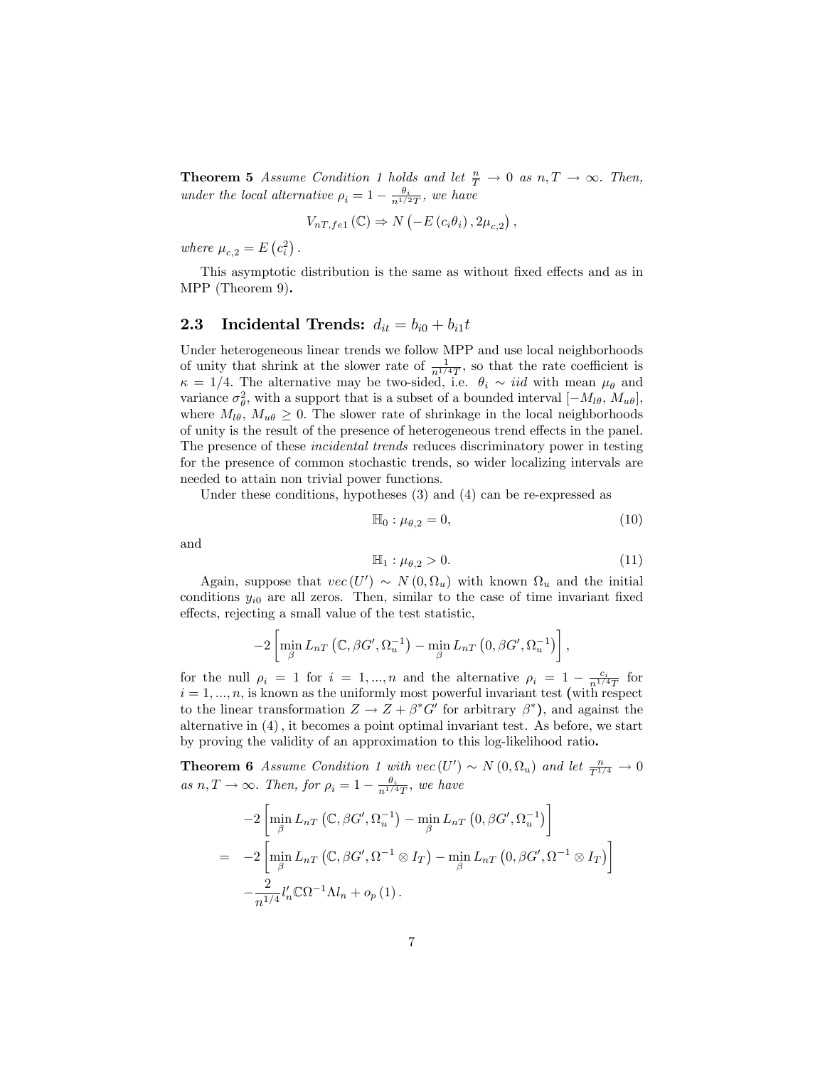**Theorem 5** *Assume Condition 1 holds and let $\frac{n}{T} \to 0$ as $n, T \to \infty$. Then, under the local alternative $\rho_i = 1 - \frac{\theta_i}{n^{1/2}T}$, we have*

$$V_{nT,fe1}(\mathbb{C}) \Rightarrow N\left(-E\left(c_i \theta_i\right), 2\mu_{c,2}\right),$$

*where $\mu_{c,2} = E\left(c_i^2\right)$.*

This asymptotic distribution is the same as without fixed effects and as in MPP (Theorem 9)**.**

## 2.3 Incidental Trends: $d_{it} = b_{i0} + b_{i1}t$

Under heterogeneous linear trends we follow MPP and use local neighborhoods of unity that shrink at the slower rate of $\frac{1}{n^{1/4}T}$, so that the rate coefficient is $\kappa = 1/4$. The alternative may be two-sided, i.e. $\theta_i \sim iid$ with mean $\mu_\theta$ and variance $\sigma_\theta^2$, with a support that is a subset of a bounded interval $[-M_{l\theta}, M_{u\theta}]$, where $M_{l\theta}, M_{u\theta} \geq 0$. The slower rate of shrinkage in the local neighborhoods of unity is the result of the presence of heterogeneous trend effects in the panel. The presence of these *incidental trends* reduces discriminatory power in testing for the presence of common stochastic trends, so wider localizing intervals are needed to attain non trivial power functions.

Under these conditions, hypotheses (3) and (4) can be re-expressed as

$$\mathbb{H}_0 : \mu_{\theta,2} = 0, \tag{10}$$

and

$$\mathbb{H}_1 : \mu_{\theta,2} > 0. \tag{11}$$

Again, suppose that $vec(U') \sim N(0, \Omega_u)$ with known $\Omega_u$ and the initial conditions $y_{i0}$ are all zeros. Then, similar to the case of time invariant fixed effects, rejecting a small value of the test statistic,

$$-2\left[\min_\beta L_{nT}\left(\mathbb{C}, \beta G', \Omega_u^{-1}\right) - \min_\beta L_{nT}\left(0, \beta G', \Omega_u^{-1}\right)\right],$$

for the null $\rho_i = 1$ for $i = 1, ..., n$ and the alternative $\rho_i = 1 - \frac{c_i}{n^{1/4}T}$ for $i = 1, ..., n$, is known as the uniformly most powerful invariant test (with respect to the linear transformation $Z \to Z + \beta^* G'$ for arbitrary $\beta^*$), and against the alternative in (4), it becomes a point optimal invariant test. As before, we start by proving the validity of an approximation to this log-likelihood ratio**.**

**Theorem 6** *Assume Condition 1 with $vec(U') \sim N(0, \Omega_u)$ and let $\frac{n}{T^{1/4}} \to 0$ as $n, T \to \infty$. Then, for $\rho_i = 1 - \frac{\theta_i}{n^{1/4}T}$, we have*

$$\begin{aligned}
& -2\left[\min_\beta L_{nT}\left(\mathbb{C}, \beta G', \Omega_u^{-1}\right) - \min_\beta L_{nT}\left(0, \beta G', \Omega_u^{-1}\right)\right] \\
= \; & -2\left[\min_\beta L_{nT}\left(\mathbb{C}, \beta G', \Omega^{-1} \otimes I_T\right) - \min_\beta L_{nT}\left(0, \beta G', \Omega^{-1} \otimes I_T\right)\right] \\
& -\frac{2}{n^{1/4}} l_n' \mathbb{C} \Omega^{-1} \Lambda l_n + o_p(1).
\end{aligned}$$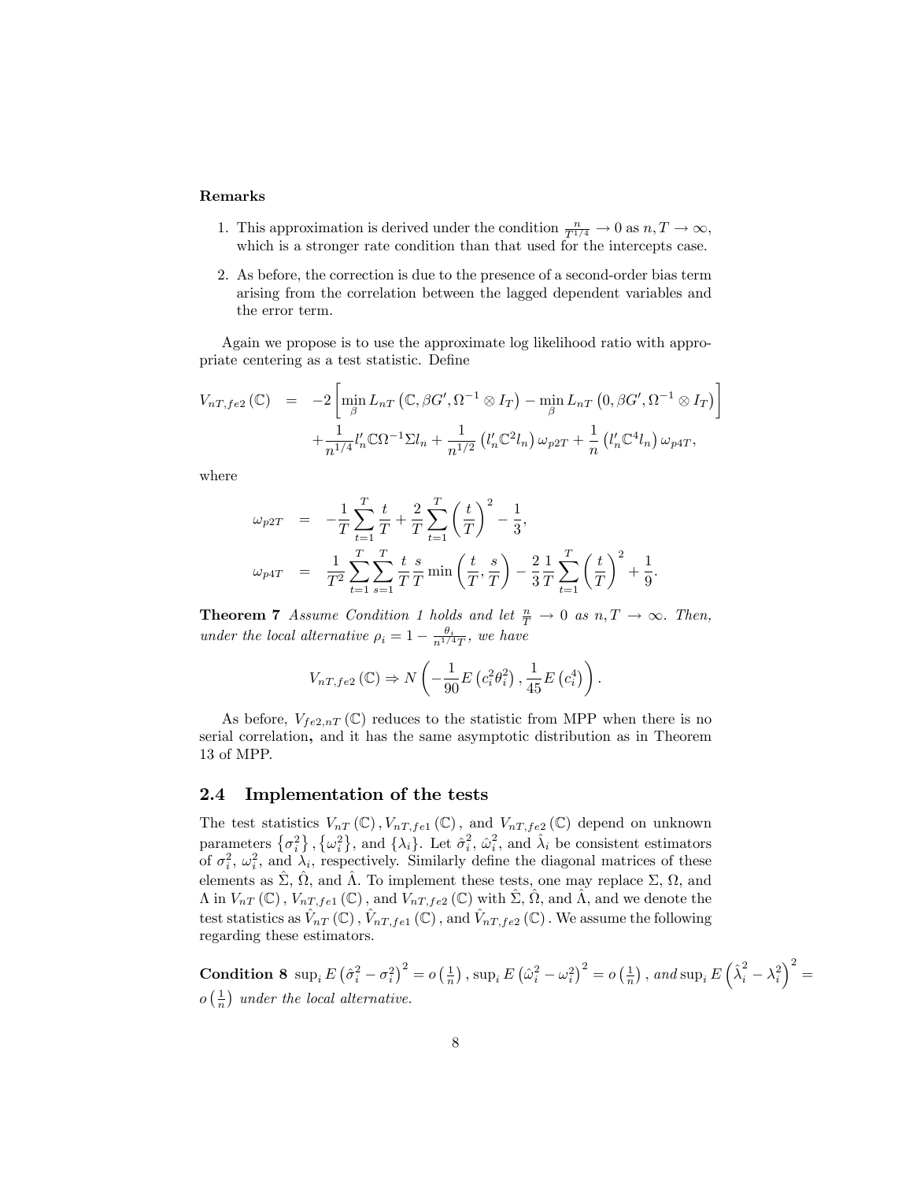**Remarks**

1. This approximation is derived under the condition $\frac{n}{T^{1/4}} \to 0$ as $n, T \to \infty$, which is a stronger rate condition than that used for the intercepts case.
2. As before, the correction is due to the presence of a second-order bias term arising from the correlation between the lagged dependent variables and the error term.

Again we propose is to use the approximate log likelihood ratio with appropriate centering as a test statistic. Define

$$
\begin{aligned}
V_{nT,fe2}(\mathbb{C}) &= -2\left[\min_{\beta} L_{nT}\left(\mathbb{C}, \beta G', \Omega^{-1} \otimes I_T\right) - \min_{\beta} L_{nT}\left(0, \beta G', \Omega^{-1} \otimes I_T\right)\right] \\
&\quad + \frac{1}{n^{1/4}} l_n' \mathbb{C} \Omega^{-1} \Sigma l_n + \frac{1}{n^{1/2}}\left(l_n' \mathbb{C}^2 l_n\right) \omega_{p2T} + \frac{1}{n}\left(l_n' \mathbb{C}^4 l_n\right) \omega_{p4T},
\end{aligned}
$$

where

$$
\begin{aligned}
\omega_{p2T} &= -\frac{1}{T}\sum_{t=1}^{T}\frac{t}{T} + \frac{2}{T}\sum_{t=1}^{T}\left(\frac{t}{T}\right)^2 - \frac{1}{3}, \\
\omega_{p4T} &= \frac{1}{T^2}\sum_{t=1}^{T}\sum_{s=1}^{T}\frac{t}{T}\frac{s}{T}\min\left(\frac{t}{T}, \frac{s}{T}\right) - \frac{2}{3}\frac{1}{T}\sum_{t=1}^{T}\left(\frac{t}{T}\right)^2 + \frac{1}{9}.
\end{aligned}
$$

**Theorem 7** *Assume Condition 1 holds and let $\frac{n}{T} \to 0$ as $n, T \to \infty$. Then, under the local alternative $\rho_i = 1 - \frac{\theta_i}{n^{1/4} T}$, we have*

$$
V_{nT,fe2}(\mathbb{C}) \Rightarrow N\left(-\frac{1}{90}E\left(c_i^2\theta_i^2\right), \frac{1}{45}E\left(c_i^4\right)\right).
$$

As before, $V_{fe2,nT}(\mathbb{C})$ reduces to the statistic from MPP when there is no serial correlation**,** and it has the same asymptotic distribution as in Theorem 13 of MPP.

## 2.4 Implementation of the tests

The test statistics $V_{nT}(\mathbb{C}), V_{nT,fe1}(\mathbb{C})$, and $V_{nT,fe2}(\mathbb{C})$ depend on unknown parameters $\{\sigma_i^2\}, \{\omega_i^2\}$, and $\{\lambda_i\}$. Let $\hat{\sigma}_i^2$, $\hat{\omega}_i^2$, and $\hat{\lambda}_i$ be consistent estimators of $\sigma_i^2$, $\omega_i^2$, and $\lambda_i$, respectively. Similarly define the diagonal matrices of these elements as $\hat{\Sigma}$, $\hat{\Omega}$, and $\hat{\Lambda}$. To implement these tests, one may replace $\Sigma$, $\Omega$, and $\Lambda$ in $V_{nT}(\mathbb{C})$, $V_{nT,fe1}(\mathbb{C})$, and $V_{nT,fe2}(\mathbb{C})$ with $\hat{\Sigma}$, $\hat{\Omega}$, and $\hat{\Lambda}$, and we denote the test statistics as $\hat{V}_{nT}(\mathbb{C})$, $\hat{V}_{nT,fe1}(\mathbb{C})$, and $\hat{V}_{nT,fe2}(\mathbb{C})$. We assume the following regarding these estimators.

**Condition 8** $\sup_i E\left(\hat{\sigma}_i^2 - \sigma_i^2\right)^2 = o\left(\frac{1}{n}\right)$, $\sup_i E\left(\hat{\omega}_i^2 - \omega_i^2\right)^2 = o\left(\frac{1}{n}\right)$, *and* $\sup_i E\left(\hat{\lambda}_i^2 - \lambda_i^2\right)^2 = o\left(\frac{1}{n}\right)$ *under the local alternative.*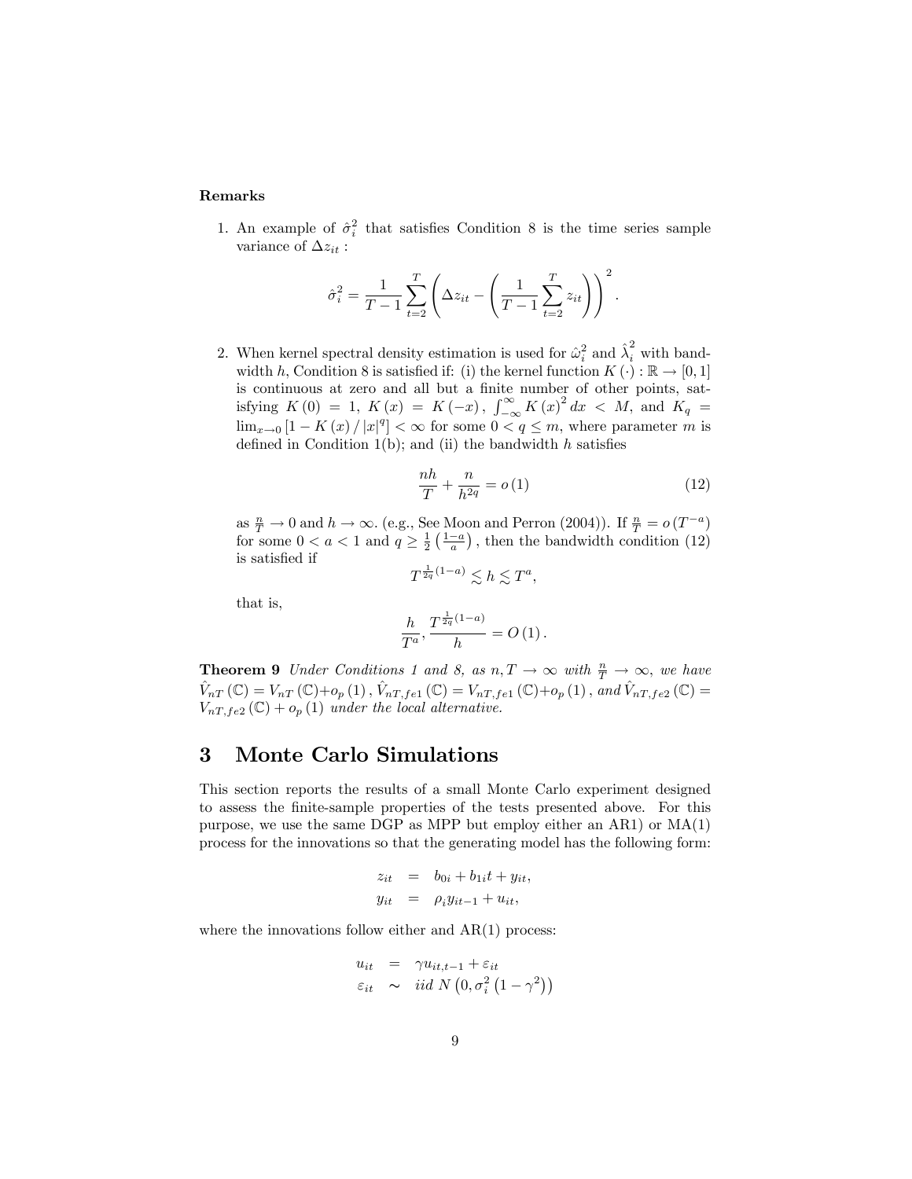**Remarks**

1. An example of $\hat{\sigma}_i^2$ that satisfies Condition 8 is the time series sample variance of $\Delta z_{it}$ :

$$\hat{\sigma}_i^2 = \frac{1}{T-1}\sum_{t=2}^{T}\left(\Delta z_{it} - \left(\frac{1}{T-1}\sum_{t=2}^{T} z_{it}\right)\right)^2.$$

2. When kernel spectral density estimation is used for $\hat{\omega}_i^2$ and $\hat{\lambda}_i^2$ with bandwidth $h$, Condition 8 is satisfied if: (i) the kernel function $K(\cdot): \mathbb{R} \to [0,1]$ is continuous at zero and all but a finite number of other points, satisfying $K(0) = 1$, $K(x) = K(-x)$, $\int_{-\infty}^{\infty} K(x)^2 dx < M$, and $K_q = \lim_{x\to 0}\left[1 - K(x)/|x|^q\right] < \infty$ for some $0 < q \leq m$, where parameter $m$ is defined in Condition 1(b); and (ii) the bandwidth $h$ satisfies

$$\frac{nh}{T} + \frac{n}{h^{2q}} = o(1) \tag{12}$$

as $\frac{n}{T} \to 0$ and $h \to \infty$. (e.g., See Moon and Perron (2004)). If $\frac{n}{T} = o\left(T^{-a}\right)$ for some $0 < a < 1$ and $q \geq \frac{1}{2}\left(\frac{1-a}{a}\right)$, then the bandwidth condition (12) is satisfied if

$$T^{\frac{1}{2q}(1-a)} \lesssim h \lesssim T^a,$$

that is,

$$\frac{h}{T^a}, \frac{T^{\frac{1}{2q}(1-a)}}{h} = O(1).$$

**Theorem 9** *Under Conditions 1 and 8, as $n, T \to \infty$ with $\frac{n}{T} \to \infty$, we have $\hat{V}_{nT}(\mathbb{C}) = V_{nT}(\mathbb{C}) + o_p(1)$, $\hat{V}_{nT,fe1}(\mathbb{C}) = V_{nT,fe1}(\mathbb{C}) + o_p(1)$, and $\hat{V}_{nT,fe2}(\mathbb{C}) = V_{nT,fe2}(\mathbb{C}) + o_p(1)$ under the local alternative.*

# 3 Monte Carlo Simulations

This section reports the results of a small Monte Carlo experiment designed to assess the finite-sample properties of the tests presented above. For this purpose, we use the same DGP as MPP but employ either an AR1) or MA(1) process for the innovations so that the generating model has the following form:

$$\begin{aligned} z_{it} &= b_{0i} + b_{1i}t + y_{it}, \\ y_{it} &= \rho_i y_{it-1} + u_{it}, \end{aligned}$$

where the innovations follow either and AR(1) process:

$$\begin{aligned} u_{it} &= \gamma u_{it,t-1} + \varepsilon_{it} \\ \varepsilon_{it} &\sim iid\ N\left(0, \sigma_i^2\left(1-\gamma^2\right)\right) \end{aligned}$$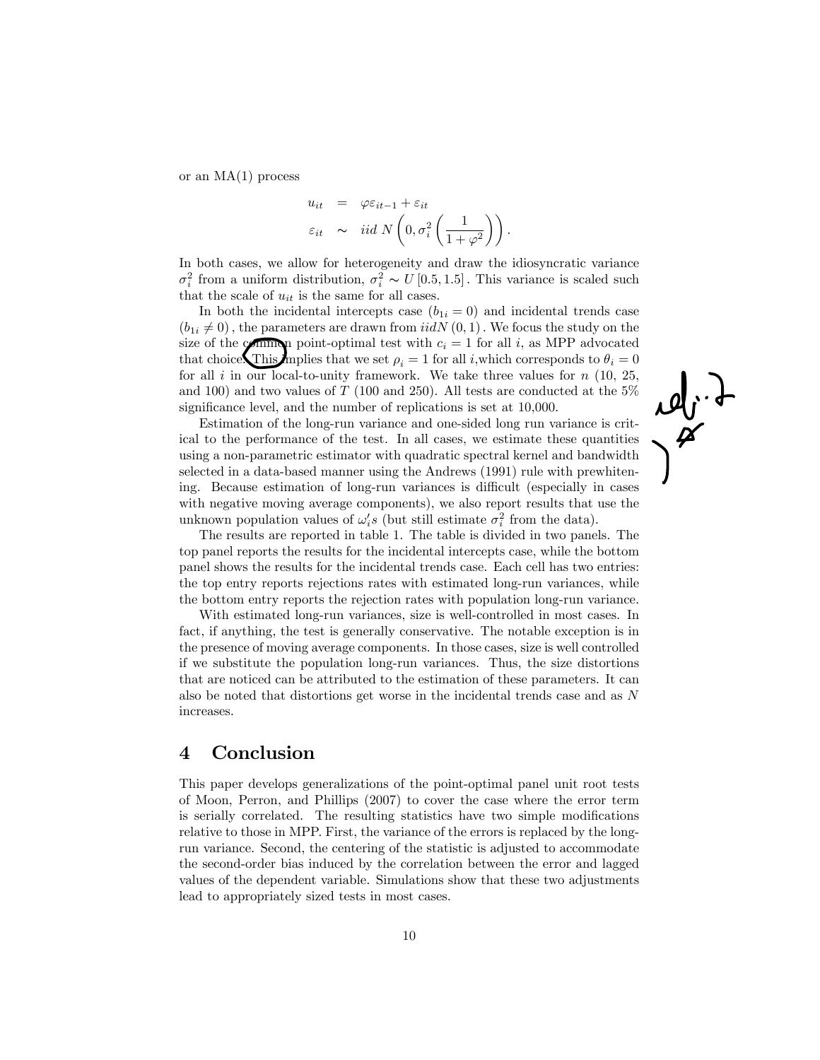or an MA(1) process

$$
\begin{aligned}
u_{it} &= \varphi \varepsilon_{it-1} + \varepsilon_{it} \\
\varepsilon_{it} &\sim iid\ N\left(0, \sigma_i^2 \left(\frac{1}{1+\varphi^2}\right)\right).
\end{aligned}
$$

In both cases, we allow for heterogeneity and draw the idiosyncratic variance $\sigma_i^2$ from a uniform distribution, $\sigma_i^2 \sim U[0.5, 1.5]$. This variance is scaled such that the scale of $u_{it}$ is the same for all cases.

In both the incidental intercepts case ($b_{1i} = 0$) and incidental trends case ($b_{1i} \neq 0$), the parameters are drawn from $iidN(0,1)$. We focus the study on the size of the common point-optimal test with $c_i = 1$ for all $i$, as MPP advocated that choice. This implies that we set $\rho_i = 1$ for all $i$,which corresponds to $\theta_i = 0$ for all $i$ in our local-to-unity framework. We take three values for $n$ (10, 25, and 100) and two values of $T$ (100 and 250). All tests are conducted at the 5% significance level, and the number of replications is set at 10,000.

Estimation of the long-run variance and one-sided long run variance is critical to the performance of the test. In all cases, we estimate these quantities using a non-parametric estimator with quadratic spectral kernel and bandwidth selected in a data-based manner using the Andrews (1991) rule with prewhitening. Because estimation of long-run variances is difficult (especially in cases with negative moving average components), we also report results that use the unknown population values of $\omega_i's$ (but still estimate $\sigma_i^2$ from the data).

The results are reported in table 1. The table is divided in two panels. The top panel reports the results for the incidental intercepts case, while the bottom panel shows the results for the incidental trends case. Each cell has two entries: the top entry reports rejections rates with estimated long-run variances, while the bottom entry reports the rejection rates with population long-run variance.

With estimated long-run variances, size is well-controlled in most cases. In fact, if anything, the test is generally conservative. The notable exception is in the presence of moving average components. In those cases, size is well controlled if we substitute the population long-run variances. Thus, the size distortions that are noticed can be attributed to the estimation of these parameters. It can also be noted that distortions get worse in the incidental trends case and as $N$ increases.

## 4 Conclusion

This paper develops generalizations of the point-optimal panel unit root tests of Moon, Perron, and Phillips (2007) to cover the case where the error term is serially correlated. The resulting statistics have two simple modifications relative to those in MPP. First, the variance of the errors is replaced by the long-run variance. Second, the centering of the statistic is adjusted to accommodate the second-order bias induced by the correlation between the error and lagged values of the dependent variable. Simulations show that these two adjustments lead to appropriately sized tests in most cases.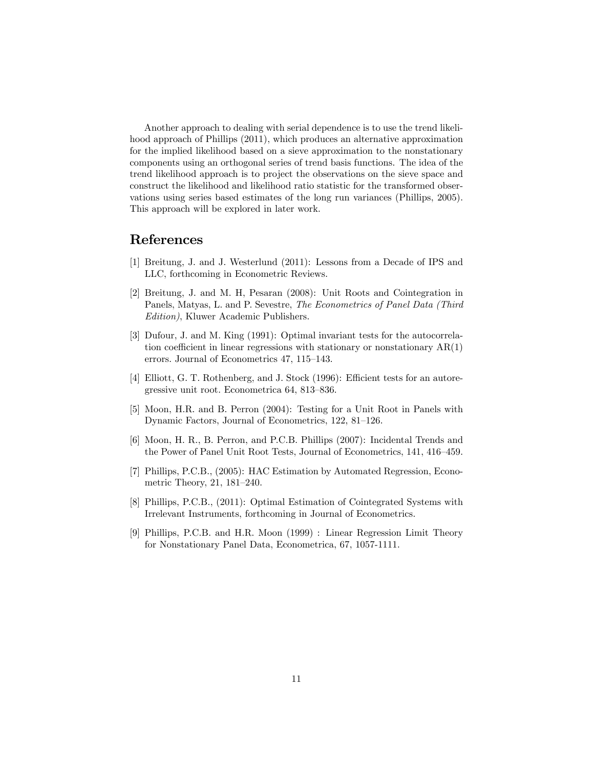Another approach to dealing with serial dependence is to use the trend likelihood approach of Phillips (2011), which produces an alternative approximation for the implied likelihood based on a sieve approximation to the nonstationary components using an orthogonal series of trend basis functions. The idea of the trend likelihood approach is to project the observations on the sieve space and construct the likelihood and likelihood ratio statistic for the transformed observations using series based estimates of the long run variances (Phillips, 2005). This approach will be explored in later work.

## References

[1] Breitung, J. and J. Westerlund (2011): Lessons from a Decade of IPS and LLC, forthcoming in Econometric Reviews.

[2] Breitung, J. and M. H, Pesaran (2008): Unit Roots and Cointegration in Panels, Matyas, L. and P. Sevestre, *The Econometrics of Panel Data (Third Edition)*, Kluwer Academic Publishers.

[3] Dufour, J. and M. King (1991): Optimal invariant tests for the autocorrelation coefficient in linear regressions with stationary or nonstationary AR(1) errors. Journal of Econometrics 47, 115–143.

[4] Elliott, G. T. Rothenberg, and J. Stock (1996): Efficient tests for an autoregressive unit root. Econometrica 64, 813–836.

[5] Moon, H.R. and B. Perron (2004): Testing for a Unit Root in Panels with Dynamic Factors, Journal of Econometrics, 122, 81–126.

[6] Moon, H. R., B. Perron, and P.C.B. Phillips (2007): Incidental Trends and the Power of Panel Unit Root Tests, Journal of Econometrics, 141, 416–459.

[7] Phillips, P.C.B., (2005): HAC Estimation by Automated Regression, Econometric Theory, 21, 181–240.

[8] Phillips, P.C.B., (2011): Optimal Estimation of Cointegrated Systems with Irrelevant Instruments, forthcoming in Journal of Econometrics.

[9] Phillips, P.C.B. and H.R. Moon (1999) : Linear Regression Limit Theory for Nonstationary Panel Data, Econometrica, 67, 1057-1111.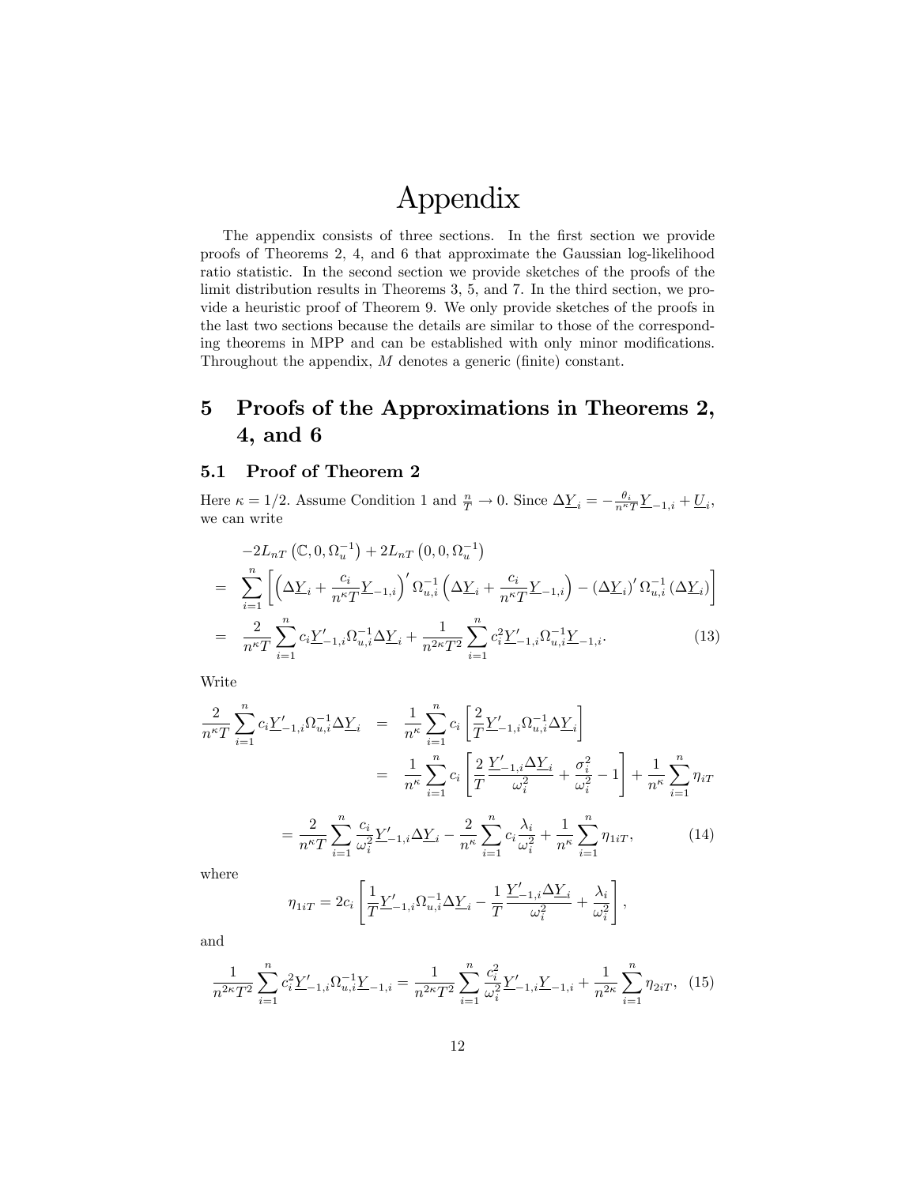# Appendix

The appendix consists of three sections. In the first section we provide proofs of Theorems 2, 4, and 6 that approximate the Gaussian log-likelihood ratio statistic. In the second section we provide sketches of the proofs of the limit distribution results in Theorems 3, 5, and 7. In the third section, we provide a heuristic proof of Theorem 9. We only provide sketches of the proofs in the last two sections because the details are similar to those of the corresponding theorems in MPP and can be established with only minor modifications. Throughout the appendix, $M$ denotes a generic (finite) constant.

## 5 Proofs of the Approximations in Theorems 2, 4, and 6

### 5.1 Proof of Theorem 2

Here $\kappa = 1/2$. Assume Condition 1 and $\frac{n}{T} \to 0$. Since $\Delta \underline{Y}_i = -\frac{\theta_i}{n^\kappa T}\underline{Y}_{-1,i} + \underline{U}_i$, we can write

$$
\begin{aligned}
& -2L_{nT}\left(\mathbb{C}, 0, \Omega_u^{-1}\right) + 2L_{nT}\left(0, 0, \Omega_u^{-1}\right) \\
= & \sum_{i=1}^{n} \left[ \left(\Delta \underline{Y}_i + \frac{c_i}{n^\kappa T}\underline{Y}_{-1,i}\right)' \Omega_{u,i}^{-1} \left(\Delta \underline{Y}_i + \frac{c_i}{n^\kappa T}\underline{Y}_{-1,i}\right) - \left(\Delta \underline{Y}_i\right)' \Omega_{u,i}^{-1} \left(\Delta \underline{Y}_i\right) \right] \\
= & \frac{2}{n^\kappa T}\sum_{i=1}^{n} c_i \underline{Y}'_{-1,i}\Omega_{u,i}^{-1}\Delta \underline{Y}_i + \frac{1}{n^{2\kappa}T^2}\sum_{i=1}^{n} c_i^2 \underline{Y}'_{-1,i}\Omega_{u,i}^{-1}\underline{Y}_{-1,i}. \qquad (13)
\end{aligned}
$$

Write

$$
\begin{aligned}
\frac{2}{n^\kappa T}\sum_{i=1}^{n} c_i \underline{Y}'_{-1,i}\Omega_{u,i}^{-1}\Delta \underline{Y}_i &= \frac{1}{n^\kappa}\sum_{i=1}^{n} c_i \left[\frac{2}{T}\underline{Y}'_{-1,i}\Omega_{u,i}^{-1}\Delta \underline{Y}_i\right] \\
&= \frac{1}{n^\kappa}\sum_{i=1}^{n} c_i \left[\frac{2}{T}\frac{\underline{Y}'_{-1,i}\Delta \underline{Y}_i}{\omega_i^2} + \frac{\sigma_i^2}{\omega_i^2} - 1\right] + \frac{1}{n^\kappa}\sum_{i=1}^{n}\eta_{iT}
\end{aligned}
$$

$$
= \frac{2}{n^\kappa T}\sum_{i=1}^{n}\frac{c_i}{\omega_i^2}\underline{Y}'_{-1,i}\Delta \underline{Y}_i - \frac{2}{n^\kappa}\sum_{i=1}^{n} c_i \frac{\lambda_i}{\omega_i^2} + \frac{1}{n^\kappa}\sum_{i=1}^{n}\eta_{1iT}, \qquad (14)
$$

where

$$
\eta_{1iT} = 2c_i \left[\frac{1}{T}\underline{Y}'_{-1,i}\Omega_{u,i}^{-1}\Delta \underline{Y}_i - \frac{1}{T}\frac{\underline{Y}'_{-1,i}\Delta \underline{Y}_i}{\omega_i^2} + \frac{\lambda_i}{\omega_i^2}\right],
$$

and

$$
\frac{1}{n^{2\kappa}T^2}\sum_{i=1}^{n} c_i^2 \underline{Y}'_{-1,i}\Omega_{u,i}^{-1}\underline{Y}_{-1,i} = \frac{1}{n^{2\kappa}T^2}\sum_{i=1}^{n}\frac{c_i^2}{\omega_i^2}\underline{Y}'_{-1,i}\underline{Y}_{-1,i} + \frac{1}{n^{2\kappa}}\sum_{i=1}^{n}\eta_{2iT}, \quad (15)
$$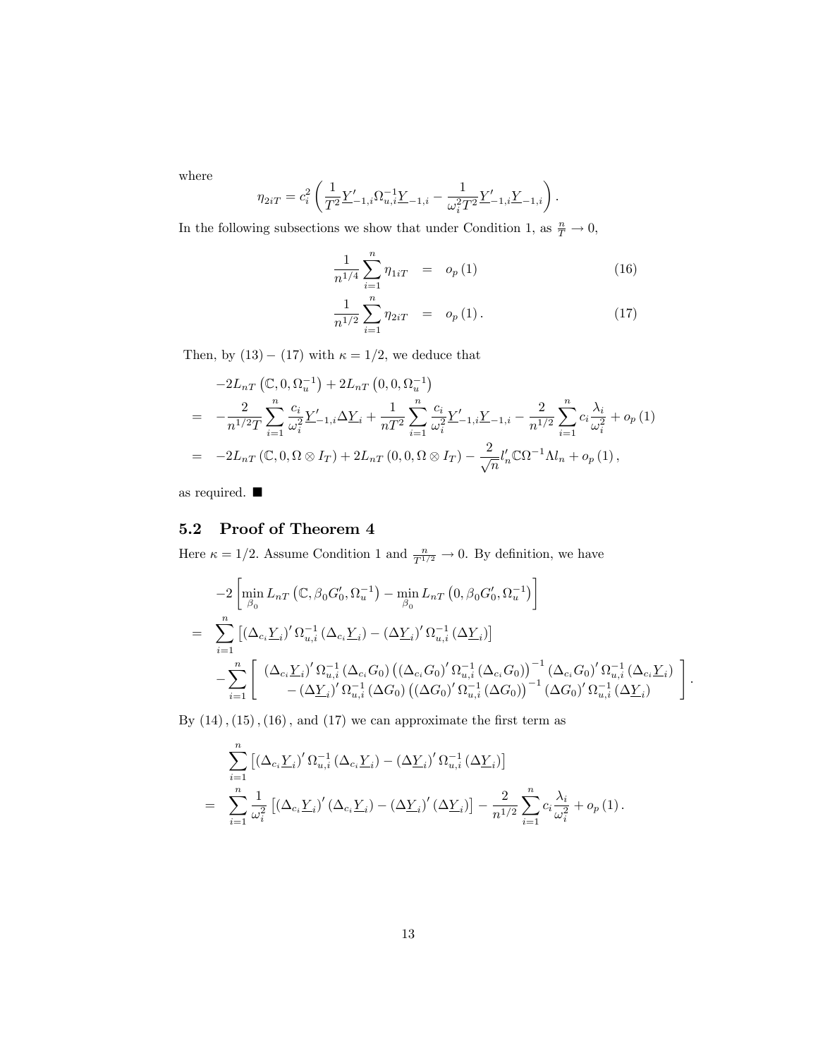where

$$\eta_{2iT} = c_i^2 \left( \frac{1}{T^2} \underline{Y}'_{-1,i} \Omega_{u,i}^{-1} \underline{Y}_{-1,i} - \frac{1}{\omega_i^2 T^2} \underline{Y}'_{-1,i} \underline{Y}_{-1,i} \right).$$

In the following subsections we show that under Condition 1, as $\frac{n}{T} \to 0$,

$$\frac{1}{n^{1/4}} \sum_{i=1}^{n} \eta_{1iT} = o_p(1) \tag{16}$$

$$\frac{1}{n^{1/2}} \sum_{i=1}^{n} \eta_{2iT} = o_p(1). \tag{17}$$

Then, by (13) − (17) with $\kappa = 1/2$, we deduce that

$$\begin{aligned}
& -2L_{nT}\left(\mathbb{C}, 0, \Omega_u^{-1}\right) + 2L_{nT}\left(0, 0, \Omega_u^{-1}\right) \\
= & -\frac{2}{n^{1/2} T} \sum_{i=1}^{n} \frac{c_i}{\omega_i^2} \underline{Y}'_{-1,i} \Delta \underline{Y}_i + \frac{1}{nT^2} \sum_{i=1}^{n} \frac{c_i}{\omega_i^2} \underline{Y}'_{-1,i} \underline{Y}_{-1,i} - \frac{2}{n^{1/2}} \sum_{i=1}^{n} c_i \frac{\lambda_i}{\omega_i^2} + o_p(1) \\
= & -2L_{nT}\left(\mathbb{C}, 0, \Omega \otimes I_T\right) + 2L_{nT}\left(0, 0, \Omega \otimes I_T\right) - \frac{2}{\sqrt{n}} l_n' \mathbb{C} \Omega^{-1} \Lambda l_n + o_p(1),
\end{aligned}$$

as required. ∎

## 5.2 Proof of Theorem 4

Here $\kappa = 1/2$. Assume Condition 1 and $\frac{n}{T^{1/2}} \to 0$. By definition, we have

$$\begin{aligned}
& -2\left[\min_{\beta_0} L_{nT}\left(\mathbb{C}, \beta_0 G_0', \Omega_u^{-1}\right) - \min_{\beta_0} L_{nT}\left(0, \beta_0 G_0', \Omega_u^{-1}\right)\right] \\
= & \sum_{i=1}^{n} \left[\left(\Delta_{c_i} \underline{Y}_i\right)' \Omega_{u,i}^{-1} \left(\Delta_{c_i} \underline{Y}_i\right) - \left(\Delta \underline{Y}_i\right)' \Omega_{u,i}^{-1} \left(\Delta \underline{Y}_i\right)\right] \\
& - \sum_{i=1}^{n} \left[\begin{array}{c} \left(\Delta_{c_i} \underline{Y}_i\right)' \Omega_{u,i}^{-1} \left(\Delta_{c_i} G_0\right) \left(\left(\Delta_{c_i} G_0\right)' \Omega_{u,i}^{-1} \left(\Delta_{c_i} G_0\right)\right)^{-1} \left(\Delta_{c_i} G_0\right)' \Omega_{u,i}^{-1} \left(\Delta_{c_i} \underline{Y}_i\right) \\ - \left(\Delta \underline{Y}_i\right)' \Omega_{u,i}^{-1} \left(\Delta G_0\right) \left(\left(\Delta G_0\right)' \Omega_{u,i}^{-1} \left(\Delta G_0\right)\right)^{-1} \left(\Delta G_0\right)' \Omega_{u,i}^{-1} \left(\Delta \underline{Y}_i\right) \end{array}\right].
\end{aligned}$$

By (14), (15), (16), and (17) we can approximate the first term as

$$\begin{aligned}
& \sum_{i=1}^{n} \left[\left(\Delta_{c_i} \underline{Y}_i\right)' \Omega_{u,i}^{-1} \left(\Delta_{c_i} \underline{Y}_i\right) - \left(\Delta \underline{Y}_i\right)' \Omega_{u,i}^{-1} \left(\Delta \underline{Y}_i\right)\right] \\
= & \sum_{i=1}^{n} \frac{1}{\omega_i^2} \left[\left(\Delta_{c_i} \underline{Y}_i\right)' \left(\Delta_{c_i} \underline{Y}_i\right) - \left(\Delta \underline{Y}_i\right)' \left(\Delta \underline{Y}_i\right)\right] - \frac{2}{n^{1/2}} \sum_{i=1}^{n} c_i \frac{\lambda_i}{\omega_i^2} + o_p(1).
\end{aligned}$$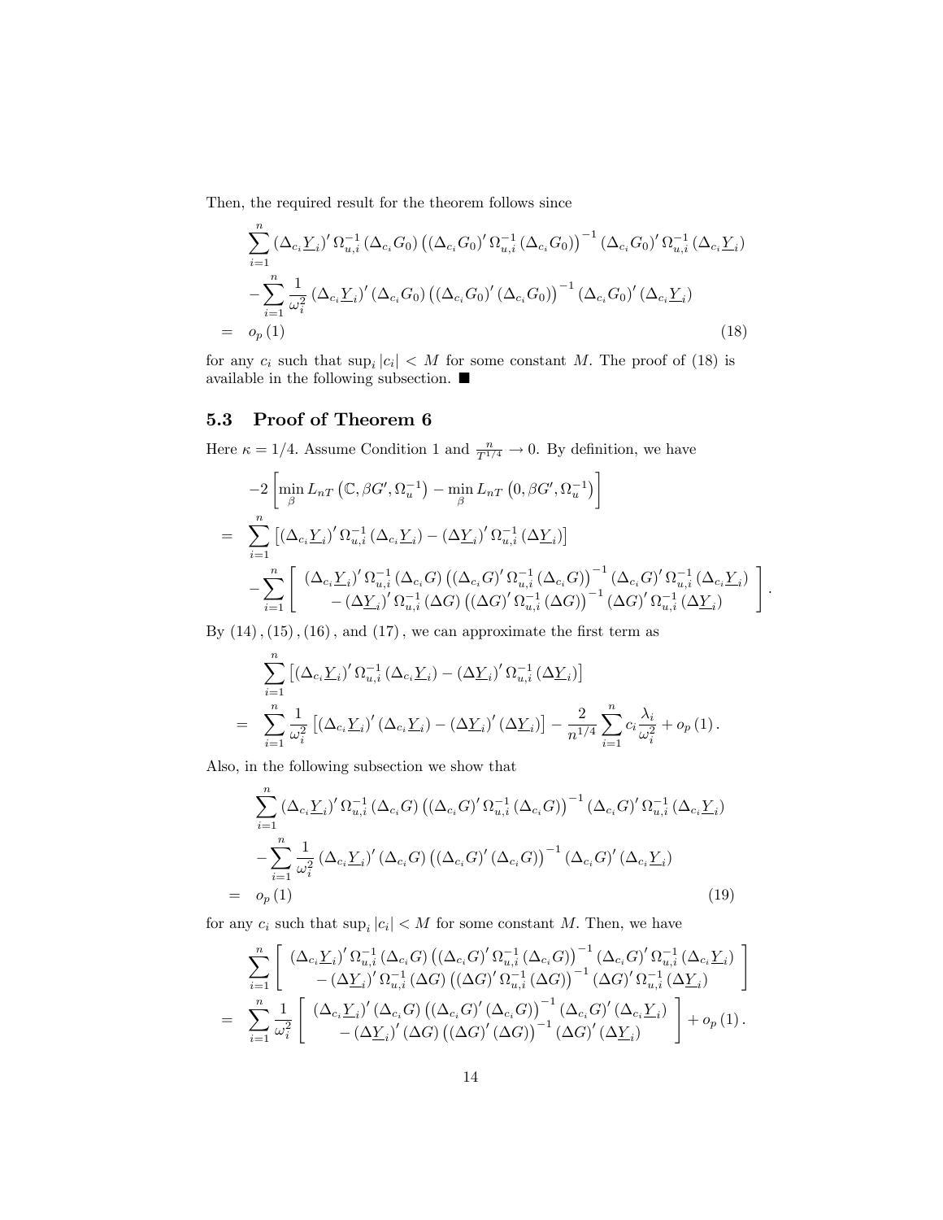Then, the required result for the theorem follows since

$$
\begin{aligned}
& \sum_{i=1}^{n} \left(\Delta_{c_i} \underline{Y}_i\right)' \Omega_{u,i}^{-1} \left(\Delta_{c_i} G_0\right) \left(\left(\Delta_{c_i} G_0\right)' \Omega_{u,i}^{-1} \left(\Delta_{c_i} G_0\right)\right)^{-1} \left(\Delta_{c_i} G_0\right)' \Omega_{u,i}^{-1} \left(\Delta_{c_i} \underline{Y}_i\right) \\
& -\sum_{i=1}^{n} \frac{1}{\omega_i^2} \left(\Delta_{c_i} \underline{Y}_i\right)' \left(\Delta_{c_i} G_0\right) \left(\left(\Delta_{c_i} G_0\right)' \left(\Delta_{c_i} G_0\right)\right)^{-1} \left(\Delta_{c_i} G_0\right)' \left(\Delta_{c_i} \underline{Y}_i\right) \\
= \;& o_p(1) \qquad (18)
\end{aligned}
$$

for any $c_i$ such that $\sup_i |c_i| < M$ for some constant $M$. The proof of (18) is available in the following subsection. ■

## 5.3 Proof of Theorem 6

Here $\kappa = 1/4$. Assume Condition 1 and $\frac{n}{T^{1/4}} \to 0$. By definition, we have

$$
\begin{aligned}
& -2\left[\min_{\beta} L_{nT}\left(\mathbb{C}, \beta G', \Omega_u^{-1}\right) - \min_{\beta} L_{nT}\left(0, \beta G', \Omega_u^{-1}\right)\right] \\
= \;& \sum_{i=1}^{n} \left[\left(\Delta_{c_i} \underline{Y}_i\right)' \Omega_{u,i}^{-1} \left(\Delta_{c_i} \underline{Y}_i\right) - \left(\Delta \underline{Y}_i\right)' \Omega_{u,i}^{-1} \left(\Delta \underline{Y}_i\right)\right] \\
& -\sum_{i=1}^{n} \left[\begin{array}{c} \left(\Delta_{c_i} \underline{Y}_i\right)' \Omega_{u,i}^{-1} \left(\Delta_{c_i} G\right) \left(\left(\Delta_{c_i} G\right)' \Omega_{u,i}^{-1} \left(\Delta_{c_i} G\right)\right)^{-1} \left(\Delta_{c_i} G\right)' \Omega_{u,i}^{-1} \left(\Delta_{c_i} \underline{Y}_i\right) \\ -\left(\Delta \underline{Y}_i\right)' \Omega_{u,i}^{-1} \left(\Delta G\right) \left(\left(\Delta G\right)' \Omega_{u,i}^{-1} \left(\Delta G\right)\right)^{-1} \left(\Delta G\right)' \Omega_{u,i}^{-1} \left(\Delta \underline{Y}_i\right) \end{array}\right].
\end{aligned}
$$

By $(14), (15), (16)$, and $(17)$, we can approximate the first term as

$$
\begin{aligned}
& \sum_{i=1}^{n} \left[\left(\Delta_{c_i} \underline{Y}_i\right)' \Omega_{u,i}^{-1} \left(\Delta_{c_i} \underline{Y}_i\right) - \left(\Delta \underline{Y}_i\right)' \Omega_{u,i}^{-1} \left(\Delta \underline{Y}_i\right)\right] \\
= \;& \sum_{i=1}^{n} \frac{1}{\omega_i^2} \left[\left(\Delta_{c_i} \underline{Y}_i\right)' \left(\Delta_{c_i} \underline{Y}_i\right) - \left(\Delta \underline{Y}_i\right)' \left(\Delta \underline{Y}_i\right)\right] - \frac{2}{n^{1/4}} \sum_{i=1}^{n} c_i \frac{\lambda_i}{\omega_i^2} + o_p(1).
\end{aligned}
$$

Also, in the following subsection we show that

$$
\begin{aligned}
& \sum_{i=1}^{n} \left(\Delta_{c_i} \underline{Y}_i\right)' \Omega_{u,i}^{-1} \left(\Delta_{c_i} G\right) \left(\left(\Delta_{c_i} G\right)' \Omega_{u,i}^{-1} \left(\Delta_{c_i} G\right)\right)^{-1} \left(\Delta_{c_i} G\right)' \Omega_{u,i}^{-1} \left(\Delta_{c_i} \underline{Y}_i\right) \\
& -\sum_{i=1}^{n} \frac{1}{\omega_i^2} \left(\Delta_{c_i} \underline{Y}_i\right)' \left(\Delta_{c_i} G\right) \left(\left(\Delta_{c_i} G\right)' \left(\Delta_{c_i} G\right)\right)^{-1} \left(\Delta_{c_i} G\right)' \left(\Delta_{c_i} \underline{Y}_i\right) \\
= \;& o_p(1) \qquad (19)
\end{aligned}
$$

for any $c_i$ such that $\sup_i |c_i| < M$ for some constant $M$. Then, we have

$$
\begin{aligned}
& \sum_{i=1}^{n} \left[\begin{array}{c} \left(\Delta_{c_i} \underline{Y}_i\right)' \Omega_{u,i}^{-1} \left(\Delta_{c_i} G\right) \left(\left(\Delta_{c_i} G\right)' \Omega_{u,i}^{-1} \left(\Delta_{c_i} G\right)\right)^{-1} \left(\Delta_{c_i} G\right)' \Omega_{u,i}^{-1} \left(\Delta_{c_i} \underline{Y}_i\right) \\ -\left(\Delta \underline{Y}_i\right)' \Omega_{u,i}^{-1} \left(\Delta G\right) \left(\left(\Delta G\right)' \Omega_{u,i}^{-1} \left(\Delta G\right)\right)^{-1} \left(\Delta G\right)' \Omega_{u,i}^{-1} \left(\Delta \underline{Y}_i\right) \end{array}\right] \\
= \;& \sum_{i=1}^{n} \frac{1}{\omega_i^2} \left[\begin{array}{c} \left(\Delta_{c_i} \underline{Y}_i\right)' \left(\Delta_{c_i} G\right) \left(\left(\Delta_{c_i} G\right)' \left(\Delta_{c_i} G\right)\right)^{-1} \left(\Delta_{c_i} G\right)' \left(\Delta_{c_i} \underline{Y}_i\right) \\ -\left(\Delta \underline{Y}_i\right)' \left(\Delta G\right) \left(\left(\Delta G\right)' \left(\Delta G\right)\right)^{-1} \left(\Delta G\right)' \left(\Delta \underline{Y}_i\right) \end{array}\right] + o_p(1).
\end{aligned}
$$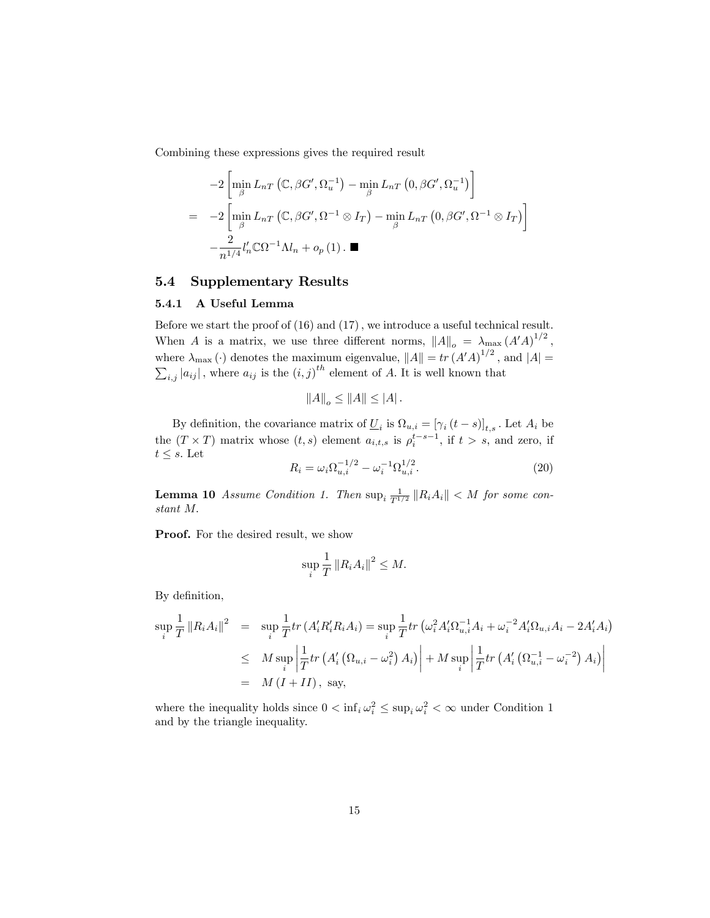Combining these expressions gives the required result

$$
\begin{aligned}
& -2\left[\min_{\beta} L_{nT}\left(\mathbb{C}, \beta G', \Omega_u^{-1}\right) - \min_{\beta} L_{nT}\left(0, \beta G', \Omega_u^{-1}\right)\right] \\
= \; & -2\left[\min_{\beta} L_{nT}\left(\mathbb{C}, \beta G', \Omega^{-1} \otimes I_T\right) - \min_{\beta} L_{nT}\left(0, \beta G', \Omega^{-1} \otimes I_T\right)\right] \\
& -\frac{2}{n^{1/4}} l_n' \mathbb{C} \Omega^{-1} \Lambda l_n + o_p(1). \blacksquare
\end{aligned}
$$

## 5.4 Supplementary Results

### 5.4.1 A Useful Lemma

Before we start the proof of (16) and (17), we introduce a useful technical result. When $A$ is a matrix, we use three different norms, $\|A\|_o = \lambda_{\max}(A'A)^{1/2}$, where $\lambda_{\max}(\cdot)$ denotes the maximum eigenvalue, $\|A\| = tr(A'A)^{1/2}$, and $|A| = \sum_{i,j} |a_{ij}|$, where $a_{ij}$ is the $(i,j)^{th}$ element of $A$. It is well known that

$$
\|A\|_o \leq \|A\| \leq |A|.
$$

By definition, the covariance matrix of $\underline{U}_i$ is $\Omega_{u,i} = [\gamma_i(t-s)]_{t,s}$. Let $A_i$ be the $(T \times T)$ matrix whose $(t,s)$ element $a_{i,t,s}$ is $\rho_i^{t-s-1}$, if $t > s$, and zero, if $t \leq s$. Let

$$
R_i = \omega_i \Omega_{u,i}^{-1/2} - \omega_i^{-1} \Omega_{u,i}^{1/2}. \tag{20}
$$

**Lemma 10** *Assume Condition 1. Then* $\sup_i \frac{1}{T^{1/2}} \|R_i A_i\| < M$ *for some constant* $M$.

**Proof.** For the desired result, we show

$$
\sup_i \frac{1}{T} \|R_i A_i\|^2 \leq M.
$$

By definition,

$$
\begin{aligned}
\sup_i \frac{1}{T} \|R_i A_i\|^2 &= \sup_i \frac{1}{T} tr\left(A_i' R_i' R_i A_i\right) = \sup_i \frac{1}{T} tr\left(\omega_i^2 A_i' \Omega_{u,i}^{-1} A_i + \omega_i^{-2} A_i' \Omega_{u,i} A_i - 2 A_i' A_i\right) \\
&\leq M \sup_i \left| \frac{1}{T} tr\left(A_i'\left(\Omega_{u,i} - \omega_i^2\right) A_i\right) \right| + M \sup_i \left| \frac{1}{T} tr\left(A_i'\left(\Omega_{u,i}^{-1} - \omega_i^{-2}\right) A_i\right) \right| \\
&= M(I + II), \text{ say,}
\end{aligned}
$$

where the inequality holds since $0 < \inf_i \omega_i^2 \leq \sup_i \omega_i^2 < \infty$ under Condition 1 and by the triangle inequality.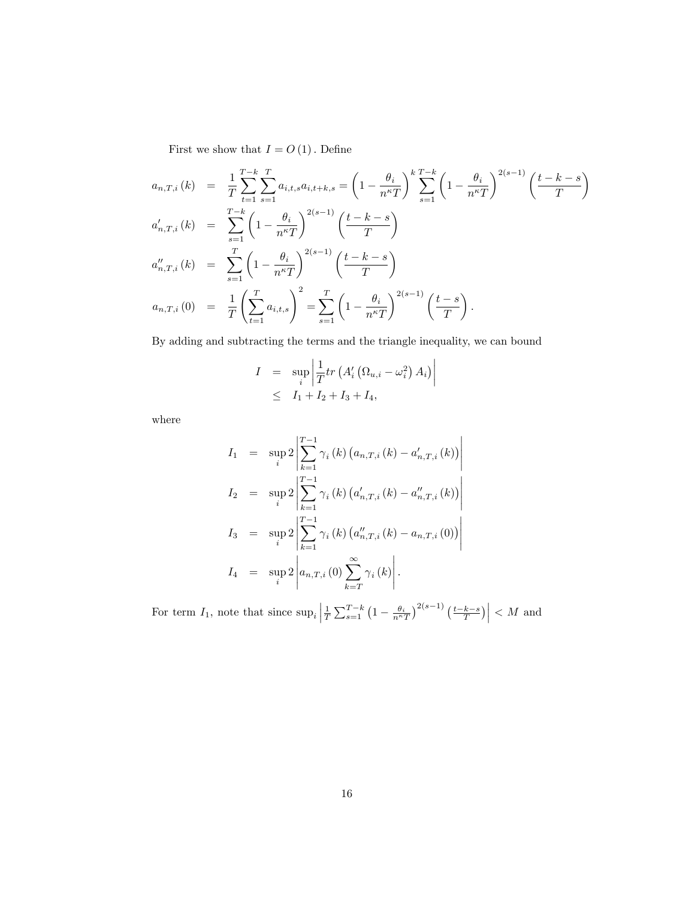First we show that $I = O(1)$. Define

$$
\begin{aligned}
a_{n,T,i}(k) &= \frac{1}{T}\sum_{t=1}^{T-k}\sum_{s=1}^{T} a_{i,t,s}a_{i,t+k,s} = \left(1-\frac{\theta_i}{n^{\kappa}T}\right)^{k}\sum_{s=1}^{T-k}\left(1-\frac{\theta_i}{n^{\kappa}T}\right)^{2(s-1)}\left(\frac{t-k-s}{T}\right) \\
a'_{n,T,i}(k) &= \sum_{s=1}^{T-k}\left(1-\frac{\theta_i}{n^{\kappa}T}\right)^{2(s-1)}\left(\frac{t-k-s}{T}\right) \\
a''_{n,T,i}(k) &= \sum_{s=1}^{T}\left(1-\frac{\theta_i}{n^{\kappa}T}\right)^{2(s-1)}\left(\frac{t-k-s}{T}\right) \\
a_{n,T,i}(0) &= \frac{1}{T}\left(\sum_{t=1}^{T}a_{i,t,s}\right)^2 = \sum_{s=1}^{T}\left(1-\frac{\theta_i}{n^{\kappa}T}\right)^{2(s-1)}\left(\frac{t-s}{T}\right).
\end{aligned}
$$

By adding and subtracting the terms and the triangle inequality, we can bound

$$
\begin{aligned}
I &= \sup_i\left|\frac{1}{T}tr\left(A'_i\left(\Omega_{u,i}-\omega_i^2\right)A_i\right)\right| \\
&\leq I_1 + I_2 + I_3 + I_4,
\end{aligned}
$$

where

$$
\begin{aligned}
I_1 &= \sup_i 2\left|\sum_{k=1}^{T-1}\gamma_i(k)\left(a_{n,T,i}(k)-a'_{n,T,i}(k)\right)\right| \\
I_2 &= \sup_i 2\left|\sum_{k=1}^{T-1}\gamma_i(k)\left(a'_{n,T,i}(k)-a''_{n,T,i}(k)\right)\right| \\
I_3 &= \sup_i 2\left|\sum_{k=1}^{T-1}\gamma_i(k)\left(a''_{n,T,i}(k)-a_{n,T,i}(0)\right)\right| \\
I_4 &= \sup_i 2\left|a_{n,T,i}(0)\sum_{k=T}^{\infty}\gamma_i(k)\right|.
\end{aligned}
$$

For term $I_1$, note that since $\sup_i\left|\frac{1}{T}\sum_{s=1}^{T-k}\left(1-\frac{\theta_i}{n^{\kappa}T}\right)^{2(s-1)}\left(\frac{t-k-s}{T}\right)\right| < M$ and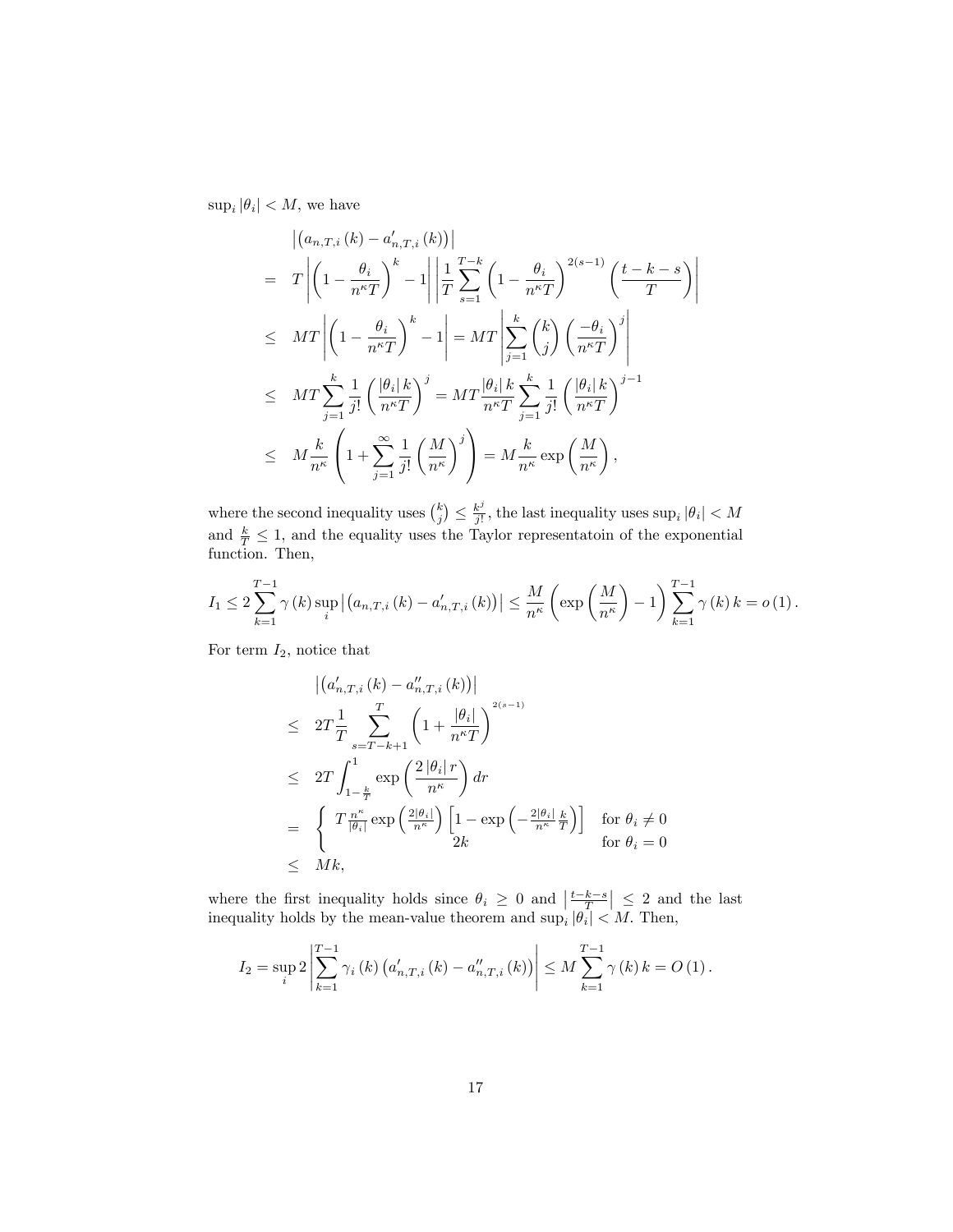$\sup_i |\theta_i| < M$, we have

$$
\begin{aligned}
& \left|\left(a_{n,T,i}(k) - a'_{n,T,i}(k)\right)\right| \\
= \;& T\left|\left(1-\frac{\theta_i}{n^\kappa T}\right)^k - 1\right|\left|\frac{1}{T}\sum_{s=1}^{T-k}\left(1-\frac{\theta_i}{n^\kappa T}\right)^{2(s-1)}\left(\frac{t-k-s}{T}\right)\right| \\
\leq \;& MT\left|\left(1-\frac{\theta_i}{n^\kappa T}\right)^k - 1\right| = MT\left|\sum_{j=1}^{k}\binom{k}{j}\left(\frac{-\theta_i}{n^\kappa T}\right)^j\right| \\
\leq \;& MT\sum_{j=1}^{k}\frac{1}{j!}\left(\frac{|\theta_i|\,k}{n^\kappa T}\right)^j = MT\frac{|\theta_i|\,k}{n^\kappa T}\sum_{j=1}^{k}\frac{1}{j!}\left(\frac{|\theta_i|\,k}{n^\kappa T}\right)^{j-1} \\
\leq \;& M\frac{k}{n^\kappa}\left(1+\sum_{j=1}^{\infty}\frac{1}{j!}\left(\frac{M}{n^\kappa}\right)^j\right) = M\frac{k}{n^\kappa}\exp\left(\frac{M}{n^\kappa}\right),
\end{aligned}
$$

where the second inequality uses $\binom{k}{j} \leq \frac{k^j}{j!}$, the last inequality uses $\sup_i |\theta_i| < M$ and $\frac{k}{T} \leq 1$, and the equality uses the Taylor representatoin of the exponential function. Then,

$$
I_1 \leq 2\sum_{k=1}^{T-1}\gamma(k)\sup_i\left|\left(a_{n,T,i}(k) - a'_{n,T,i}(k)\right)\right| \leq \frac{M}{n^\kappa}\left(\exp\left(\frac{M}{n^\kappa}\right)-1\right)\sum_{k=1}^{T-1}\gamma(k)\,k = o(1).
$$

For term $I_2$, notice that

$$
\begin{aligned}
& \left|\left(a'_{n,T,i}(k) - a''_{n,T,i}(k)\right)\right| \\
\leq \;& 2T\frac{1}{T}\sum_{s=T-k+1}^{T}\left(1+\frac{|\theta_i|}{n^\kappa T}\right)^{2(s-1)} \\
\leq \;& 2T\int_{1-\frac{k}{T}}^{1}\exp\left(\frac{2|\theta_i|\,r}{n^\kappa}\right)dr \\
= \;& \begin{cases} T\frac{n^\kappa}{|\theta_i|}\exp\left(\frac{2|\theta_i|}{n^\kappa}\right)\left[1-\exp\left(-\frac{2|\theta_i|}{n^\kappa}\frac{k}{T}\right)\right] & \text{for } \theta_i \neq 0 \\ 2k & \text{for } \theta_i = 0 \end{cases} \\
\leq \;& Mk,
\end{aligned}
$$

where the first inequality holds since $\theta_i \geq 0$ and $\left|\frac{t-k-s}{T}\right| \leq 2$ and the last inequality holds by the mean-value theorem and $\sup_i |\theta_i| < M$. Then,

$$
I_2 = \sup_i 2\left|\sum_{k=1}^{T-1}\gamma_i(k)\left(a'_{n,T,i}(k) - a''_{n,T,i}(k)\right)\right| \leq M\sum_{k=1}^{T-1}\gamma(k)\,k = O(1).
$$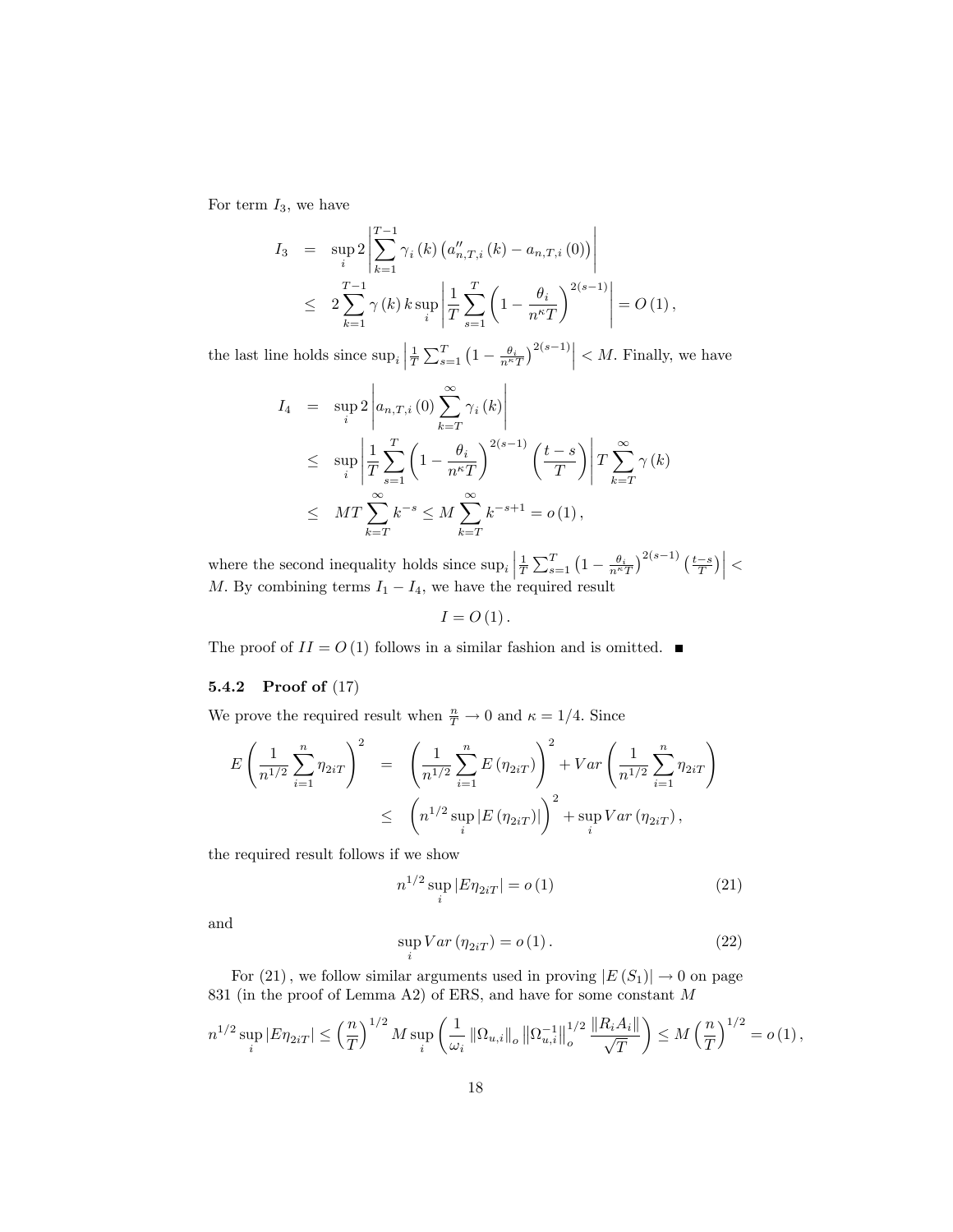For term $I_3$, we have

$$
\begin{aligned}
I_3 &= \sup_i 2 \left| \sum_{k=1}^{T-1} \gamma_i(k) \left( a''_{n,T,i}(k) - a_{n,T,i}(0) \right) \right| \\
&\leq 2 \sum_{k=1}^{T-1} \gamma(k)\, k \sup_i \left| \frac{1}{T} \sum_{s=1}^{T} \left( 1 - \frac{\theta_i}{n^{\kappa} T} \right)^{2(s-1)} \right| = O(1),
\end{aligned}
$$

the last line holds since $\sup_i \left| \frac{1}{T} \sum_{s=1}^{T} \left( 1 - \frac{\theta_i}{n^{\kappa} T} \right)^{2(s-1)} \right| < M$. Finally, we have

$$
\begin{aligned}
I_4 &= \sup_i 2 \left| a_{n,T,i}(0) \sum_{k=T}^{\infty} \gamma_i(k) \right| \\
&\leq \sup_i \left| \frac{1}{T} \sum_{s=1}^{T} \left( 1 - \frac{\theta_i}{n^{\kappa} T} \right)^{2(s-1)} \left( \frac{t-s}{T} \right) \right| T \sum_{k=T}^{\infty} \gamma(k) \\
&\leq MT \sum_{k=T}^{\infty} k^{-s} \leq M \sum_{k=T}^{\infty} k^{-s+1} = o(1),
\end{aligned}
$$

where the second inequality holds since $\sup_i \left| \frac{1}{T} \sum_{s=1}^{T} \left( 1 - \frac{\theta_i}{n^{\kappa} T} \right)^{2(s-1)} \left( \frac{t-s}{T} \right) \right| < M$. By combining terms $I_1 - I_4$, we have the required result

$$
I = O(1).
$$

The proof of $II = O(1)$ follows in a similar fashion and is omitted. ■

### 5.4.2 Proof of (17)

We prove the required result when $\frac{n}{T} \to 0$ and $\kappa = 1/4$. Since

$$
\begin{aligned}
E \left( \frac{1}{n^{1/2}} \sum_{i=1}^{n} \eta_{2iT} \right)^2 &= \left( \frac{1}{n^{1/2}} \sum_{i=1}^{n} E(\eta_{2iT}) \right)^2 + Var \left( \frac{1}{n^{1/2}} \sum_{i=1}^{n} \eta_{2iT} \right) \\
&\leq \left( n^{1/2} \sup_i |E(\eta_{2iT})| \right)^2 + \sup_i Var(\eta_{2iT}),
\end{aligned}
$$

the required result follows if we show

$$
n^{1/2} \sup_i |E\eta_{2iT}| = o(1) \tag{21}
$$

and

$$
\sup_i Var(\eta_{2iT}) = o(1). \tag{22}
$$

For (21), we follow similar arguments used in proving $|E(S_1)| \to 0$ on page 831 (in the proof of Lemma A2) of ERS, and have for some constant $M$

$$
n^{1/2} \sup_i |E\eta_{2iT}| \leq \left( \frac{n}{T} \right)^{1/2} M \sup_i \left( \frac{1}{\omega_i} \left\| \Omega_{u,i} \right\|_o \left\| \Omega_{u,i}^{-1} \right\|_o^{1/2} \frac{\| R_i A_i \|}{\sqrt{T}} \right) \leq M \left( \frac{n}{T} \right)^{1/2} = o(1),
$$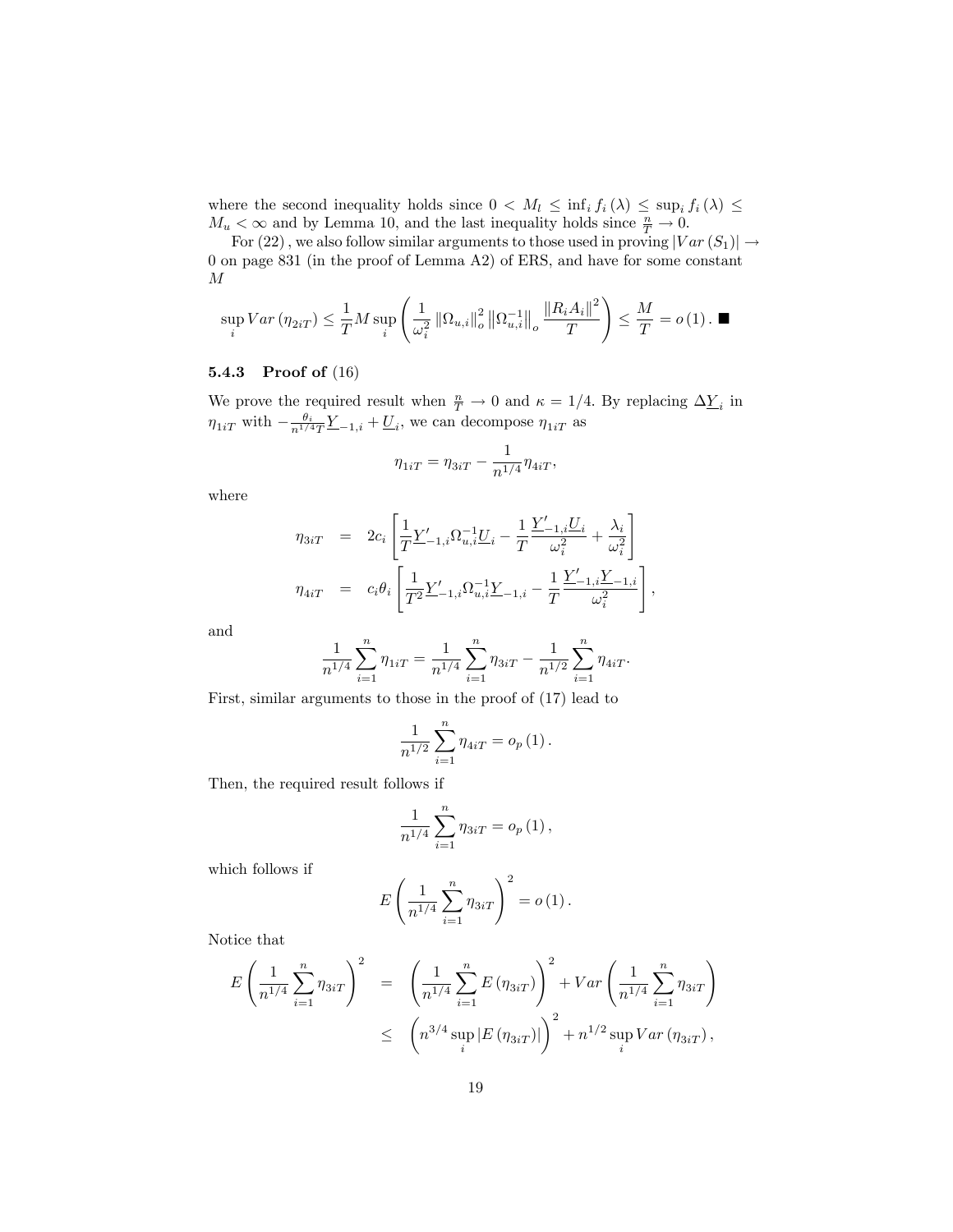where the second inequality holds since $0 < M_l \leq \inf_i f_i(\lambda) \leq \sup_i f_i(\lambda) \leq M_u < \infty$ and by Lemma 10, and the last inequality holds since $\frac{n}{T} \to 0$.

For $(22)$, we also follow similar arguments to those used in proving $|Var(S_1)| \to 0$ on page 831 (in the proof of Lemma A2) of ERS, and have for some constant $M$

$$\sup_i Var(\eta_{2iT}) \leq \frac{1}{T} M \sup_i \left( \frac{1}{\omega_i^2} \left\| \Omega_{u,i} \right\|_o^2 \left\| \Omega_{u,i}^{-1} \right\|_o \frac{\left\| R_i A_i \right\|^2}{T} \right) \leq \frac{M}{T} = o(1). \blacksquare$$

### 5.4.3 Proof of (16)

We prove the required result when $\frac{n}{T} \to 0$ and $\kappa = 1/4$. By replacing $\Delta \underline{Y}_i$ in $\eta_{1iT}$ with $-\frac{\theta_i}{n^{1/4}T} \underline{Y}_{-1,i} + \underline{U}_i$, we can decompose $\eta_{1iT}$ as

$$\eta_{1iT} = \eta_{3iT} - \frac{1}{n^{1/4}} \eta_{4iT},$$

where

$$\begin{aligned} \eta_{3iT} &= 2c_i \left[ \frac{1}{T} \underline{Y}'_{-1,i} \Omega_{u,i}^{-1} \underline{U}_i - \frac{1}{T} \frac{\underline{Y}'_{-1,i} \underline{U}_i}{\omega_i^2} + \frac{\lambda_i}{\omega_i^2} \right] \\ \eta_{4iT} &= c_i \theta_i \left[ \frac{1}{T^2} \underline{Y}'_{-1,i} \Omega_{u,i}^{-1} \underline{Y}_{-1,i} - \frac{1}{T} \frac{\underline{Y}'_{-1,i} \underline{Y}_{-1,i}}{\omega_i^2} \right], \end{aligned}$$

and

$$\frac{1}{n^{1/4}} \sum_{i=1}^n \eta_{1iT} = \frac{1}{n^{1/4}} \sum_{i=1}^n \eta_{3iT} - \frac{1}{n^{1/2}} \sum_{i=1}^n \eta_{4iT}.$$

First, similar arguments to those in the proof of (17) lead to

$$\frac{1}{n^{1/2}} \sum_{i=1}^n \eta_{4iT} = o_p(1).$$

Then, the required result follows if

$$\frac{1}{n^{1/4}} \sum_{i=1}^n \eta_{3iT} = o_p(1),$$

which follows if

$$E\left( \frac{1}{n^{1/4}} \sum_{i=1}^n \eta_{3iT} \right)^2 = o(1).$$

Notice that

$$\begin{aligned} E\left( \frac{1}{n^{1/4}} \sum_{i=1}^n \eta_{3iT} \right)^2 &= \left( \frac{1}{n^{1/4}} \sum_{i=1}^n E(\eta_{3iT}) \right)^2 + Var\left( \frac{1}{n^{1/4}} \sum_{i=1}^n \eta_{3iT} \right) \\ &\leq \left( n^{3/4} \sup_i |E(\eta_{3iT})| \right)^2 + n^{1/2} \sup_i Var(\eta_{3iT}), \end{aligned}$$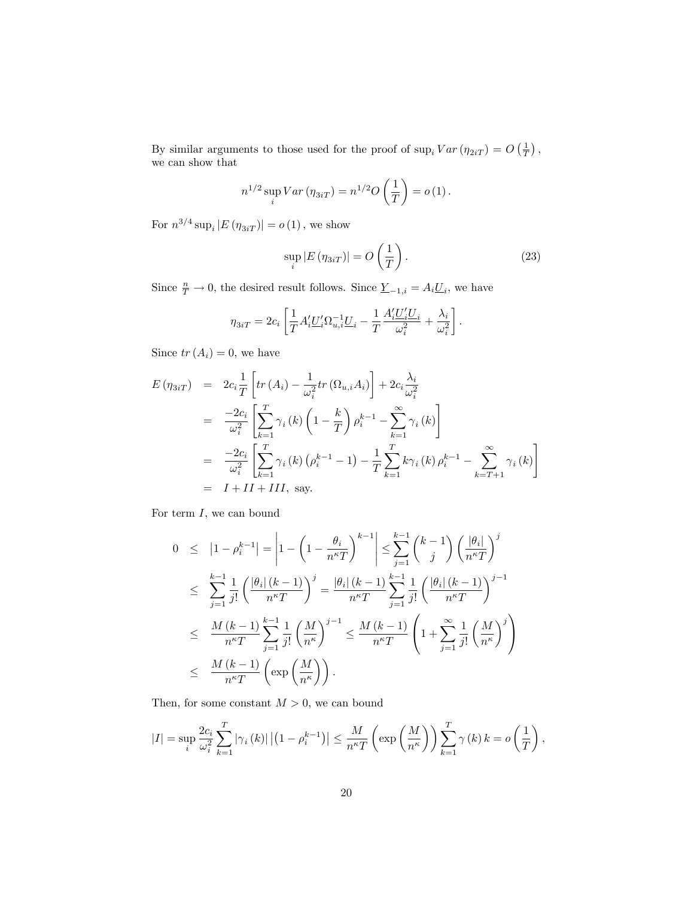By similar arguments to those used for the proof of $\sup_i Var(\eta_{2iT}) = O\left(\frac{1}{T}\right)$, we can show that

$$n^{1/2} \sup_i Var(\eta_{3iT}) = n^{1/2} O\left(\frac{1}{T}\right) = o(1).$$

For $n^{3/4} \sup_i |E(\eta_{3iT})| = o(1)$, we show

$$\sup_i |E(\eta_{3iT})| = O\left(\frac{1}{T}\right). \tag{23}$$

Since $\frac{n}{T} \to 0$, the desired result follows. Since $\underline{Y}_{-1,i} = A_i \underline{U}_i$, we have

$$\eta_{3iT} = 2c_i \left[ \frac{1}{T} A_i' \underline{U}_i' \Omega_{u,i}^{-1} \underline{U}_i - \frac{1}{T} \frac{A_i' \underline{U}_i' \underline{U}_i}{\omega_i^2} + \frac{\lambda_i}{\omega_i^2} \right].$$

Since $tr(A_i) = 0$, we have

$$\begin{aligned}
E(\eta_{3iT}) &= 2c_i \frac{1}{T} \left[ tr(A_i) - \frac{1}{\omega_i^2} tr(\Omega_{u,i} A_i) \right] + 2c_i \frac{\lambda_i}{\omega_i^2} \\
&= \frac{-2c_i}{\omega_i^2} \left[ \sum_{k=1}^{T} \gamma_i(k) \left(1 - \frac{k}{T}\right) \rho_i^{k-1} - \sum_{k=1}^{\infty} \gamma_i(k) \right] \\
&= \frac{-2c_i}{\omega_i^2} \left[ \sum_{k=1}^{T} \gamma_i(k) \left(\rho_i^{k-1} - 1\right) - \frac{1}{T} \sum_{k=1}^{T} k \gamma_i(k) \rho_i^{k-1} - \sum_{k=T+1}^{\infty} \gamma_i(k) \right] \\
&= I + II + III, \text{ say.}
\end{aligned}$$

For term $I$, we can bound

$$\begin{aligned}
0 &\leq \left|1 - \rho_i^{k-1}\right| = \left| 1 - \left(1 - \frac{\theta_i}{n^\kappa T}\right)^{k-1} \right| \leq \sum_{j=1}^{k-1} \binom{k-1}{j} \left(\frac{|\theta_i|}{n^\kappa T}\right)^j \\
&\leq \sum_{j=1}^{k-1} \frac{1}{j!} \left(\frac{|\theta_i|(k-1)}{n^\kappa T}\right)^j = \frac{|\theta_i|(k-1)}{n^\kappa T} \sum_{j=1}^{k-1} \frac{1}{j!} \left(\frac{|\theta_i|(k-1)}{n^\kappa T}\right)^{j-1} \\
&\leq \frac{M(k-1)}{n^\kappa T} \sum_{j=1}^{k-1} \frac{1}{j!} \left(\frac{M}{n^\kappa}\right)^{j-1} \leq \frac{M(k-1)}{n^\kappa T} \left(1 + \sum_{j=1}^{\infty} \frac{1}{j!} \left(\frac{M}{n^\kappa}\right)^j \right) \\
&\leq \frac{M(k-1)}{n^\kappa T} \left(\exp\left(\frac{M}{n^\kappa}\right)\right).
\end{aligned}$$

Then, for some constant $M > 0$, we can bound

$$|I| = \sup_i \frac{2c_i}{\omega_i^2} \sum_{k=1}^{T} |\gamma_i(k)| \left|\left(1 - \rho_i^{k-1}\right)\right| \leq \frac{M}{n^\kappa T} \left(\exp\left(\frac{M}{n^\kappa}\right)\right) \sum_{k=1}^{T} \gamma(k) k = o\left(\frac{1}{T}\right),$$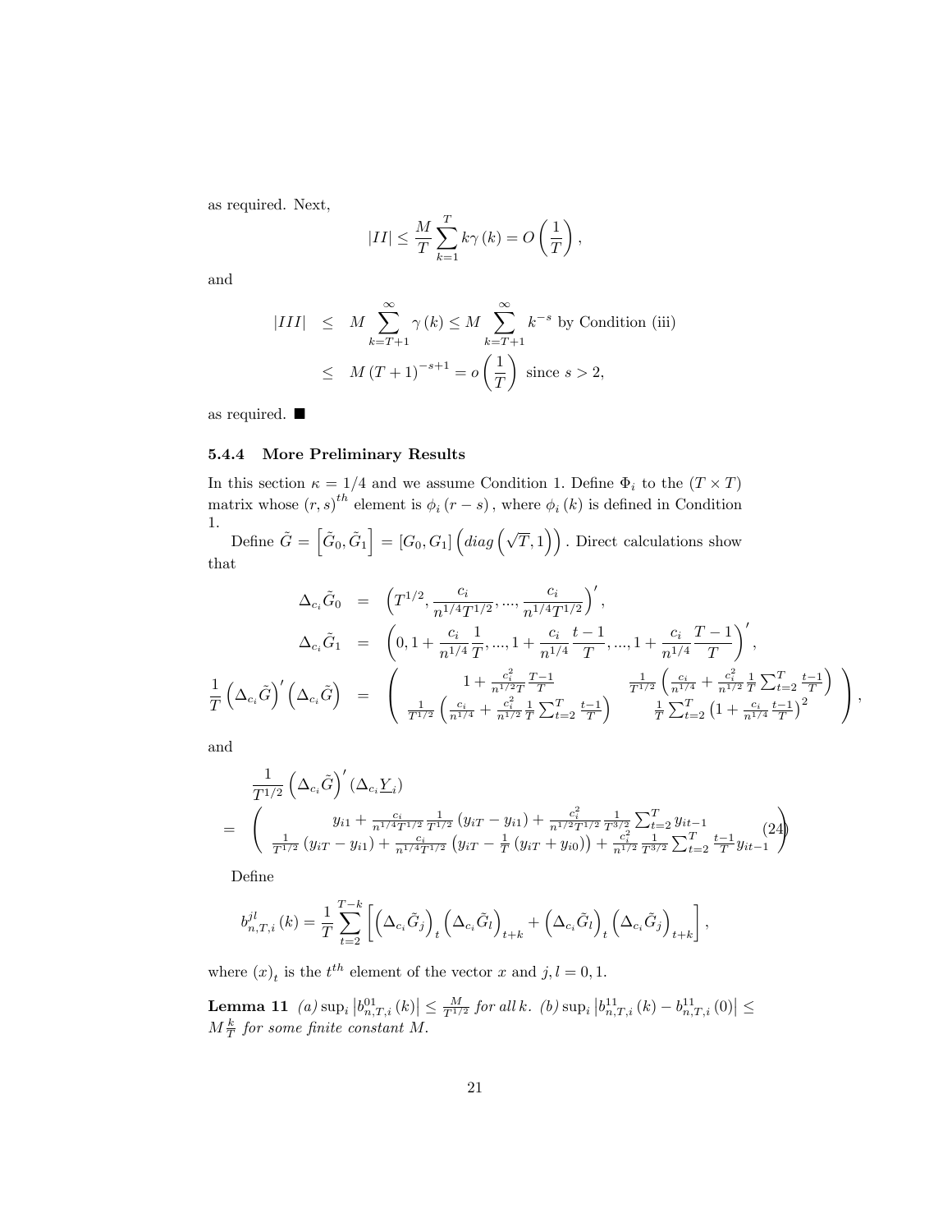as required. Next,

$$|II| \leq \frac{M}{T}\sum_{k=1}^{T} k\gamma(k) = O\left(\frac{1}{T}\right),$$

and

$$\begin{aligned}
|III| &\leq M\sum_{k=T+1}^{\infty}\gamma(k) \leq M\sum_{k=T+1}^{\infty}k^{-s} \text{ by Condition (iii)} \\
&\leq M(T+1)^{-s+1} = o\left(\frac{1}{T}\right) \text{ since } s>2,
\end{aligned}$$

as required. ■

### 5.4.4 More Preliminary Results

In this section $\kappa = 1/4$ and we assume Condition 1. Define $\Phi_i$ to the $(T\times T)$ matrix whose $(r,s)^{th}$ element is $\phi_i(r-s)$, where $\phi_i(k)$ is defined in Condition 1.

Define $\tilde{G} = \left[\tilde{G}_0, \tilde{G}_1\right] = [G_0, G_1]\left(diag\left(\sqrt{T}, 1\right)\right)$. Direct calculations show that

$$\begin{aligned}
\Delta_{c_i}\tilde{G}_0 &= \left(T^{1/2}, \frac{c_i}{n^{1/4}T^{1/2}}, ..., \frac{c_i}{n^{1/4}T^{1/2}}\right)', \\
\Delta_{c_i}\tilde{G}_1 &= \left(0, 1+\frac{c_i}{n^{1/4}}\frac{1}{T}, ..., 1+\frac{c_i}{n^{1/4}}\frac{t-1}{T}, ..., 1+\frac{c_i}{n^{1/4}}\frac{T-1}{T}\right)', \\
\frac{1}{T}\left(\Delta_{c_i}\tilde{G}\right)'\left(\Delta_{c_i}\tilde{G}\right) &= \begin{pmatrix} 1+\frac{c_i^2}{n^{1/2}T}\frac{T-1}{T} & \frac{1}{T^{1/2}}\left(\frac{c_i}{n^{1/4}}+\frac{c_i^2}{n^{1/2}}\frac{1}{T}\sum_{t=2}^{T}\frac{t-1}{T}\right) \\ \frac{1}{T^{1/2}}\left(\frac{c_i}{n^{1/4}}+\frac{c_i^2}{n^{1/2}}\frac{1}{T}\sum_{t=2}^{T}\frac{t-1}{T}\right) & \frac{1}{T}\sum_{t=2}^{T}\left(1+\frac{c_i}{n^{1/4}}\frac{t-1}{T}\right)^2 \end{pmatrix},
\end{aligned}$$

and

$$\begin{aligned}
&\frac{1}{T^{1/2}}\left(\Delta_{c_i}\tilde{G}\right)'\left(\Delta_{c_i}\underline{Y}_i\right) \\
&= \begin{pmatrix} y_{i1}+\frac{c_i}{n^{1/4}T^{1/2}}\frac{1}{T^{1/2}}(y_{iT}-y_{i1})+\frac{c_i^2}{n^{1/2}T^{1/2}}\frac{1}{T^{3/2}}\sum_{t=2}^{T}y_{it-1} \\ \frac{1}{T^{1/2}}(y_{iT}-y_{i1})+\frac{c_i}{n^{1/4}T^{1/2}}\left(y_{iT}-\frac{1}{T}(y_{iT}+y_{i0})\right)+\frac{c_i^2}{n^{1/2}}\frac{1}{T^{3/2}}\sum_{t=2}^{T}\frac{t-1}{T}y_{it-1} \end{pmatrix} \quad (24)
\end{aligned}$$

Define

$$b_{n,T,i}^{jl}(k) = \frac{1}{T}\sum_{t=2}^{T-k}\left[\left(\Delta_{c_i}\tilde{G}_j\right)_t\left(\Delta_{c_i}\tilde{G}_l\right)_{t+k}+\left(\Delta_{c_i}\tilde{G}_l\right)_t\left(\Delta_{c_i}\tilde{G}_j\right)_{t+k}\right],$$

where $(x)_t$ is the $t^{th}$ element of the vector $x$ and $j,l=0,1$.

**Lemma 11** *(a)* $\sup_i\left|b_{n,T,i}^{01}(k)\right| \leq \frac{M}{T^{1/2}}$ *for all* $k$. *(b)* $\sup_i\left|b_{n,T,i}^{11}(k)-b_{n,T,i}^{11}(0)\right| \leq M\frac{k}{T}$ *for some finite constant* $M$.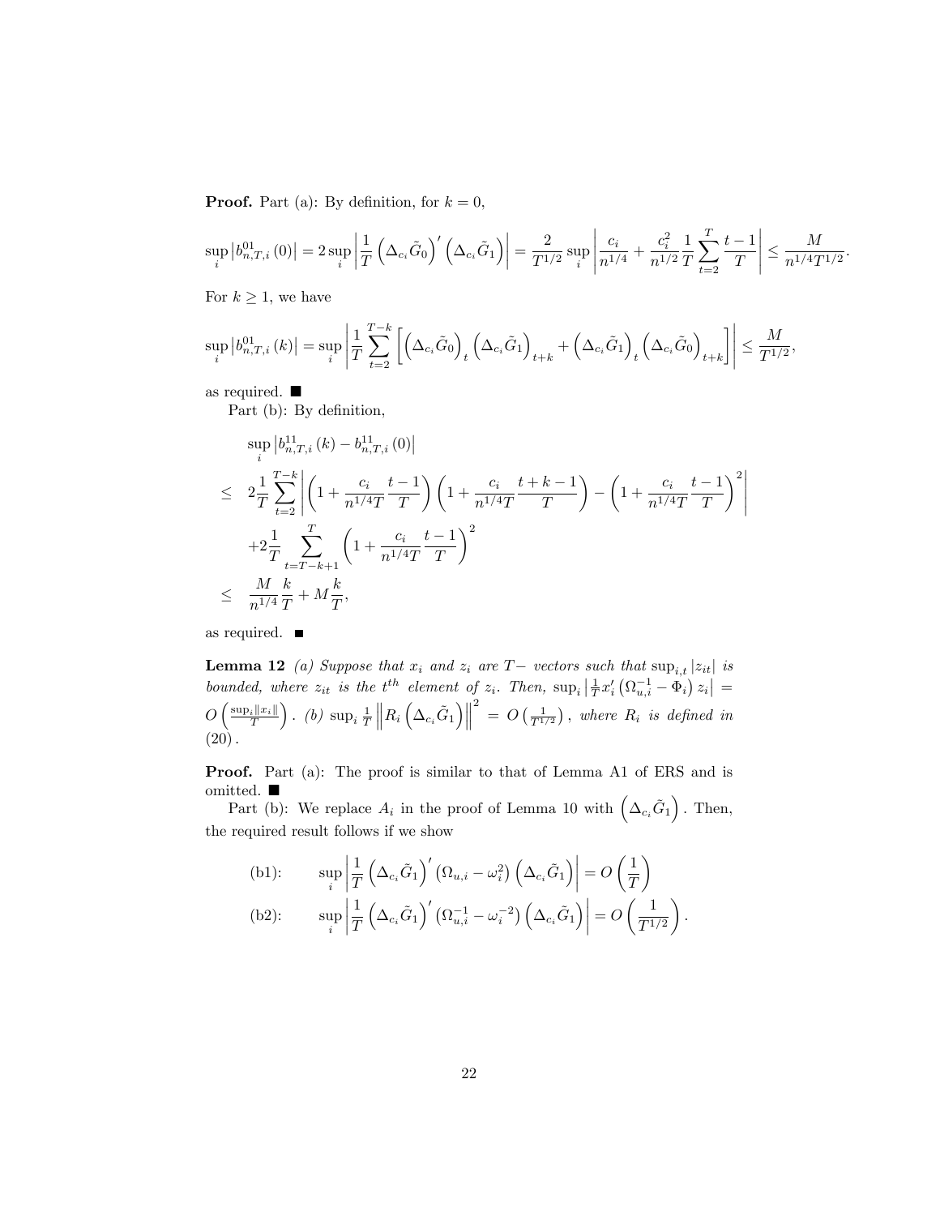**Proof.** Part (a): By definition, for $k = 0$,

$$\sup_i \left| b^{01}_{n,T,i}(0) \right| = 2 \sup_i \left| \frac{1}{T} \left( \Delta_{c_i} \tilde{G}_0 \right)' \left( \Delta_{c_i} \tilde{G}_1 \right) \right| = \frac{2}{T^{1/2}} \sup_i \left| \frac{c_i}{n^{1/4}} + \frac{c_i^2}{n^{1/2}} \frac{1}{T} \sum_{t=2}^{T} \frac{t-1}{T} \right| \leq \frac{M}{n^{1/4} T^{1/2}}.$$

For $k \geq 1$, we have

$$\sup_i \left| b^{01}_{n,T,i}(k) \right| = \sup_i \left| \frac{1}{T} \sum_{t=2}^{T-k} \left[ \left( \Delta_{c_i} \tilde{G}_0 \right)_t \left( \Delta_{c_i} \tilde{G}_1 \right)_{t+k} + \left( \Delta_{c_i} \tilde{G}_1 \right)_t \left( \Delta_{c_i} \tilde{G}_0 \right)_{t+k} \right] \right| \leq \frac{M}{T^{1/2}},$$

as required. ■

Part (b): By definition,

$$\begin{aligned}
& \sup_i \left| b^{11}_{n,T,i}(k) - b^{11}_{n,T,i}(0) \right| \\
\leq \;& 2 \frac{1}{T} \sum_{t=2}^{T-k} \left| \left( 1 + \frac{c_i}{n^{1/4} T} \frac{t-1}{T} \right) \left( 1 + \frac{c_i}{n^{1/4} T} \frac{t+k-1}{T} \right) - \left( 1 + \frac{c_i}{n^{1/4} T} \frac{t-1}{T} \right)^2 \right| \\
& + 2 \frac{1}{T} \sum_{t=T-k+1}^{T} \left( 1 + \frac{c_i}{n^{1/4} T} \frac{t-1}{T} \right)^2 \\
\leq \;& \frac{M}{n^{1/4}} \frac{k}{T} + M \frac{k}{T},
\end{aligned}$$

as required. ■

**Lemma 12** *(a) Suppose that $x_i$ and $z_i$ are $T-$ vectors such that $\sup_{i,t} |z_{it}|$ is bounded, where $z_{it}$ is the $t^{th}$ element of $z_i$. Then, $\sup_i \left| \frac{1}{T} x_i' \left( \Omega_{u,i}^{-1} - \Phi_i \right) z_i \right| = O\left( \frac{\sup_i \|x_i\|}{T} \right)$. (b) $\sup_i \frac{1}{T} \left\| R_i \left( \Delta_{c_i} \tilde{G}_1 \right) \right\|^2 = O\left( \frac{1}{T^{1/2}} \right)$, where $R_i$ is defined in (20).*

**Proof.** Part (a): The proof is similar to that of Lemma A1 of ERS and is omitted. ■

Part (b): We replace $A_i$ in the proof of Lemma 10 with $\left( \Delta_{c_i} \tilde{G}_1 \right)$. Then, the required result follows if we show

$$\text{(b1):} \qquad \sup_i \left| \frac{1}{T} \left( \Delta_{c_i} \tilde{G}_1 \right)' \left( \Omega_{u,i} - \omega_i^2 \right) \left( \Delta_{c_i} \tilde{G}_1 \right) \right| = O\left( \frac{1}{T} \right)$$

$$\text{(b2):} \qquad \sup_i \left| \frac{1}{T} \left( \Delta_{c_i} \tilde{G}_1 \right)' \left( \Omega_{u,i}^{-1} - \omega_i^{-2} \right) \left( \Delta_{c_i} \tilde{G}_1 \right) \right| = O\left( \frac{1}{T^{1/2}} \right).$$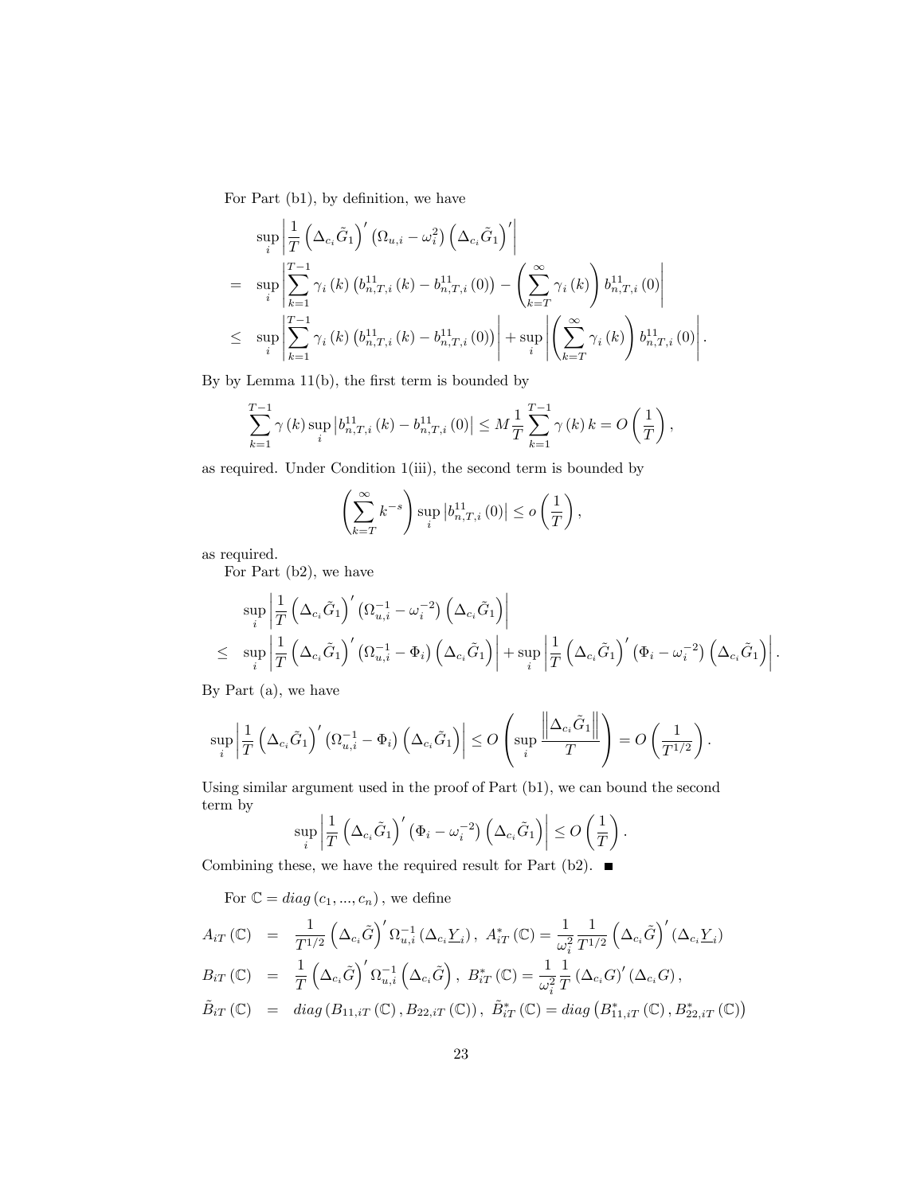For Part (b1), by definition, we have

$$
\begin{aligned}
& \sup_i \left| \frac{1}{T} \left( \Delta_{c_i} \tilde{G}_1 \right)' \left( \Omega_{u,i} - \omega_i^2 \right) \left( \Delta_{c_i} \tilde{G}_1 \right)' \right| \\
= \ & \sup_i \left| \sum_{k=1}^{T-1} \gamma_i(k) \left( b_{n,T,i}^{11}(k) - b_{n,T,i}^{11}(0) \right) - \left( \sum_{k=T}^{\infty} \gamma_i(k) \right) b_{n,T,i}^{11}(0) \right| \\
\leq \ & \sup_i \left| \sum_{k=1}^{T-1} \gamma_i(k) \left( b_{n,T,i}^{11}(k) - b_{n,T,i}^{11}(0) \right) \right| + \sup_i \left| \left( \sum_{k=T}^{\infty} \gamma_i(k) \right) b_{n,T,i}^{11}(0) \right|.
\end{aligned}
$$

By by Lemma 11(b), the first term is bounded by

$$
\sum_{k=1}^{T-1} \gamma(k) \sup_i \left| b_{n,T,i}^{11}(k) - b_{n,T,i}^{11}(0) \right| \leq M \frac{1}{T} \sum_{k=1}^{T-1} \gamma(k)\, k = O\left( \frac{1}{T} \right),
$$

as required. Under Condition 1(iii), the second term is bounded by

$$
\left( \sum_{k=T}^{\infty} k^{-s} \right) \sup_i \left| b_{n,T,i}^{11}(0) \right| \leq o\left( \frac{1}{T} \right),
$$

as required.

For Part (b2), we have

$$
\begin{aligned}
& \sup_i \left| \frac{1}{T} \left( \Delta_{c_i} \tilde{G}_1 \right)' \left( \Omega_{u,i}^{-1} - \omega_i^{-2} \right) \left( \Delta_{c_i} \tilde{G}_1 \right) \right| \\
\leq \ & \sup_i \left| \frac{1}{T} \left( \Delta_{c_i} \tilde{G}_1 \right)' \left( \Omega_{u,i}^{-1} - \Phi_i \right) \left( \Delta_{c_i} \tilde{G}_1 \right) \right| + \sup_i \left| \frac{1}{T} \left( \Delta_{c_i} \tilde{G}_1 \right)' \left( \Phi_i - \omega_i^{-2} \right) \left( \Delta_{c_i} \tilde{G}_1 \right) \right|.
\end{aligned}
$$

By Part (a), we have

$$
\sup_i \left| \frac{1}{T} \left( \Delta_{c_i} \tilde{G}_1 \right)' \left( \Omega_{u,i}^{-1} - \Phi_i \right) \left( \Delta_{c_i} \tilde{G}_1 \right) \right| \leq O\left( \sup_i \frac{\left\| \Delta_{c_i} \tilde{G}_1 \right\|}{T} \right) = O\left( \frac{1}{T^{1/2}} \right).
$$

Using similar argument used in the proof of Part (b1), we can bound the second term by

$$
\sup_i \left| \frac{1}{T} \left( \Delta_{c_i} \tilde{G}_1 \right)' \left( \Phi_i - \omega_i^{-2} \right) \left( \Delta_{c_i} \tilde{G}_1 \right) \right| \leq O\left( \frac{1}{T} \right).
$$

Combining these, we have the required result for Part (b2). ■

For $\mathbb{C} = diag(c_1, ..., c_n)$, we define

$$
\begin{aligned}
A_{iT}(\mathbb{C}) &= \frac{1}{T^{1/2}} \left( \Delta_{c_i} \tilde{G} \right)' \Omega_{u,i}^{-1} \left( \Delta_{c_i} \underline{Y}_i \right), \ A_{iT}^*(\mathbb{C}) = \frac{1}{\omega_i^2} \frac{1}{T^{1/2}} \left( \Delta_{c_i} \tilde{G} \right)' \left( \Delta_{c_i} \underline{Y}_i \right) \\
B_{iT}(\mathbb{C}) &= \frac{1}{T} \left( \Delta_{c_i} \tilde{G} \right)' \Omega_{u,i}^{-1} \left( \Delta_{c_i} \tilde{G} \right), \ B_{iT}^*(\mathbb{C}) = \frac{1}{\omega_i^2} \frac{1}{T} \left( \Delta_{c_i} G \right)' \left( \Delta_{c_i} G \right), \\
\tilde{B}_{iT}(\mathbb{C}) &= diag\left( B_{11,iT}(\mathbb{C}), B_{22,iT}(\mathbb{C}) \right), \ \tilde{B}_{iT}^*(\mathbb{C}) = diag\left( B_{11,iT}^*(\mathbb{C}), B_{22,iT}^*(\mathbb{C}) \right)
\end{aligned}
$$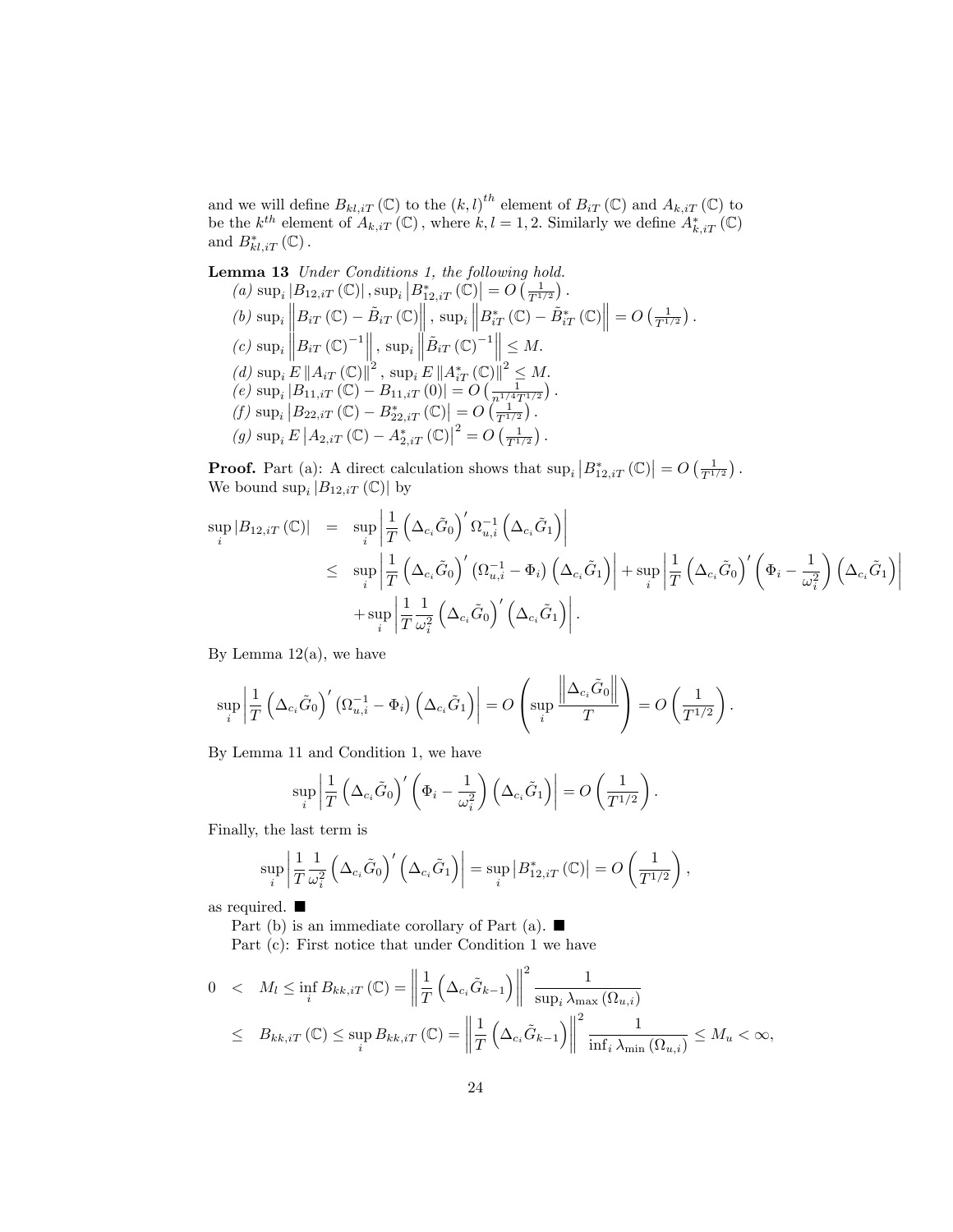and we will define $B_{kl,iT}(\mathbb{C})$ to the $(k,l)^{th}$ element of $B_{iT}(\mathbb{C})$ and $A_{k,iT}(\mathbb{C})$ to be the $k^{th}$ element of $A_{k,iT}(\mathbb{C})$, where $k,l=1,2$. Similarly we define $A^*_{k,iT}(\mathbb{C})$ and $B^*_{kl,iT}(\mathbb{C})$.

**Lemma 13** *Under Conditions 1, the following hold.*

*(a)* $\sup_i |B_{12,iT}(\mathbb{C})|, \sup_i |B^*_{12,iT}(\mathbb{C})| = O\left(\frac{1}{T^{1/2}}\right)$.

*(b)* $\sup_i \left\| B_{iT}(\mathbb{C}) - \tilde{B}_{iT}(\mathbb{C}) \right\|, \sup_i \left\| B^*_{iT}(\mathbb{C}) - \tilde{B}^*_{iT}(\mathbb{C}) \right\| = O\left(\frac{1}{T^{1/2}}\right)$.

*(c)* $\sup_i \left\| B_{iT}(\mathbb{C})^{-1} \right\|, \sup_i \left\| \tilde{B}_{iT}(\mathbb{C})^{-1} \right\| \le M$.

*(d)* $\sup_i E\left\| A_{iT}(\mathbb{C}) \right\|^2, \sup_i E\left\| A^*_{iT}(\mathbb{C}) \right\|^2 \le M$.

*(e)* $\sup_i |B_{11,iT}(\mathbb{C}) - B_{11,iT}(0)| = O\left(\frac{1}{n^{1/4}T^{1/2}}\right)$.

*(f)* $\sup_i \left| B_{22,iT}(\mathbb{C}) - B^*_{22,iT}(\mathbb{C}) \right| = O\left(\frac{1}{T^{1/2}}\right)$.

*(g)* $\sup_i E\left| A_{2,iT}(\mathbb{C}) - A^*_{2,iT}(\mathbb{C}) \right|^2 = O\left(\frac{1}{T^{1/2}}\right)$.

**Proof.** Part (a): A direct calculation shows that $\sup_i \left| B^*_{12,iT}(\mathbb{C}) \right| = O\left(\frac{1}{T^{1/2}}\right)$. We bound $\sup_i |B_{12,iT}(\mathbb{C})|$ by

$$
\begin{aligned}
\sup_i |B_{12,iT}(\mathbb{C})| &= \sup_i \left| \frac{1}{T}\left(\Delta_{c_i}\tilde{G}_0\right)' \Omega_{u,i}^{-1} \left(\Delta_{c_i}\tilde{G}_1\right) \right| \\
&\le \sup_i \left| \frac{1}{T}\left(\Delta_{c_i}\tilde{G}_0\right)' \left(\Omega_{u,i}^{-1} - \Phi_i\right) \left(\Delta_{c_i}\tilde{G}_1\right) \right| + \sup_i \left| \frac{1}{T}\left(\Delta_{c_i}\tilde{G}_0\right)' \left(\Phi_i - \frac{1}{\omega_i^2}\right) \left(\Delta_{c_i}\tilde{G}_1\right) \right| \\
&\quad + \sup_i \left| \frac{1}{T}\frac{1}{\omega_i^2}\left(\Delta_{c_i}\tilde{G}_0\right)' \left(\Delta_{c_i}\tilde{G}_1\right) \right|.
\end{aligned}
$$

By Lemma 12(a), we have

$$
\sup_i \left| \frac{1}{T}\left(\Delta_{c_i}\tilde{G}_0\right)' \left(\Omega_{u,i}^{-1} - \Phi_i\right) \left(\Delta_{c_i}\tilde{G}_1\right) \right| = O\left( \sup_i \frac{\left\|\Delta_{c_i}\tilde{G}_0\right\|}{T} \right) = O\left(\frac{1}{T^{1/2}}\right).
$$

By Lemma 11 and Condition 1, we have

$$
\sup_i \left| \frac{1}{T}\left(\Delta_{c_i}\tilde{G}_0\right)' \left(\Phi_i - \frac{1}{\omega_i^2}\right) \left(\Delta_{c_i}\tilde{G}_1\right) \right| = O\left(\frac{1}{T^{1/2}}\right).
$$

Finally, the last term is

$$
\sup_i \left| \frac{1}{T}\frac{1}{\omega_i^2}\left(\Delta_{c_i}\tilde{G}_0\right)' \left(\Delta_{c_i}\tilde{G}_1\right) \right| = \sup_i \left| B^*_{12,iT}(\mathbb{C}) \right| = O\left(\frac{1}{T^{1/2}}\right),
$$

as required. ■

Part (b) is an immediate corollary of Part (a). ■

Part (c): First notice that under Condition 1 we have

$$
\begin{aligned}
0 &< M_l \le \inf_i B_{kk,iT}(\mathbb{C}) = \left\| \frac{1}{T}\left(\Delta_{c_i}\tilde{G}_{k-1}\right) \right\|^2 \frac{1}{\sup_i \lambda_{\max}(\Omega_{u,i})} \\
&\le B_{kk,iT}(\mathbb{C}) \le \sup_i B_{kk,iT}(\mathbb{C}) = \left\| \frac{1}{T}\left(\Delta_{c_i}\tilde{G}_{k-1}\right) \right\|^2 \frac{1}{\inf_i \lambda_{\min}(\Omega_{u,i})} \le M_u < \infty,
\end{aligned}
$$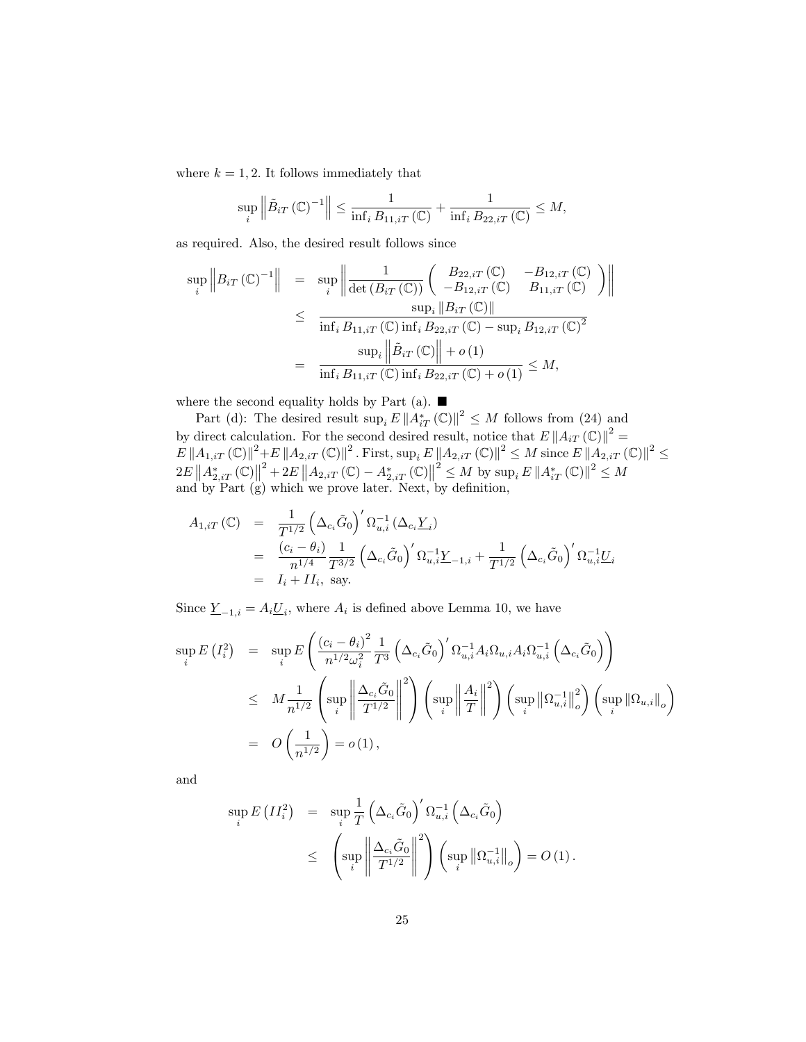where $k = 1, 2$. It follows immediately that

$$\sup_i \left\| \tilde{B}_{iT} (\mathbb{C})^{-1} \right\| \leq \frac{1}{\inf_i B_{11,iT} (\mathbb{C})} + \frac{1}{\inf_i B_{22,iT} (\mathbb{C})} \leq M,$$

as required. Also, the desired result follows since

$$\begin{aligned}
\sup_i \left\| B_{iT} (\mathbb{C})^{-1} \right\| &= \sup_i \left\| \frac{1}{\det (B_{iT} (\mathbb{C}))} \begin{pmatrix} B_{22,iT} (\mathbb{C}) & -B_{12,iT} (\mathbb{C}) \\ -B_{12,iT} (\mathbb{C}) & B_{11,iT} (\mathbb{C}) \end{pmatrix} \right\| \\
&\leq \frac{\sup_i \| B_{iT} (\mathbb{C}) \|}{\inf_i B_{11,iT} (\mathbb{C}) \inf_i B_{22,iT} (\mathbb{C}) - \sup_i B_{12,iT} (\mathbb{C})^2} \\
&= \frac{\sup_i \left\| \tilde{B}_{iT} (\mathbb{C}) \right\| + o(1)}{\inf_i B_{11,iT} (\mathbb{C}) \inf_i B_{22,iT} (\mathbb{C}) + o(1)} \leq M,
\end{aligned}$$

where the second equality holds by Part (a). ■

Part (d): The desired result $\sup_i E \| A^*_{iT} (\mathbb{C}) \|^2 \leq M$ follows from (24) and by direct calculation. For the second desired result, notice that $E \| A_{iT} (\mathbb{C}) \|^2 = E \| A_{1,iT} (\mathbb{C}) \|^2 + E \| A_{2,iT} (\mathbb{C}) \|^2$. First, $\sup_i E \| A_{2,iT} (\mathbb{C}) \|^2 \leq M$ since $E \| A_{2,iT} (\mathbb{C}) \|^2 \leq 2E \left\| A^*_{2,iT} (\mathbb{C}) \right\|^2 + 2E \left\| A_{2,iT} (\mathbb{C}) - A^*_{2,iT} (\mathbb{C}) \right\|^2 \leq M$ by $\sup_i E \| A^*_{iT} (\mathbb{C}) \|^2 \leq M$ and by Part (g) which we prove later. Next, by definition,

$$\begin{aligned}
A_{1,iT} (\mathbb{C}) &= \frac{1}{T^{1/2}} \left( \Delta_{c_i} \tilde{G}_0 \right)' \Omega^{-1}_{u,i} \left( \Delta_{c_i} \underline{Y}_i \right) \\
&= \frac{(c_i - \theta_i)}{n^{1/4}} \frac{1}{T^{3/2}} \left( \Delta_{c_i} \tilde{G}_0 \right)' \Omega^{-1}_{u,i} \underline{Y}_{-1,i} + \frac{1}{T^{1/2}} \left( \Delta_{c_i} \tilde{G}_0 \right)' \Omega^{-1}_{u,i} \underline{U}_i \\
&= I_i + II_i, \text{ say.}
\end{aligned}$$

Since $\underline{Y}_{-1,i} = A_i \underline{U}_i$, where $A_i$ is defined above Lemma 10, we have

$$\begin{aligned}
\sup_i E \left( I_i^2 \right) &= \sup_i E \left( \frac{(c_i - \theta_i)^2}{n^{1/2} \omega_i^2} \frac{1}{T^3} \left( \Delta_{c_i} \tilde{G}_0 \right)' \Omega^{-1}_{u,i} A_i \Omega_{u,i} A_i \Omega^{-1}_{u,i} \left( \Delta_{c_i} \tilde{G}_0 \right) \right) \\
&\leq M \frac{1}{n^{1/2}} \left( \sup_i \left\| \frac{\Delta_{c_i} \tilde{G}_0}{T^{1/2}} \right\|^2 \right) \left( \sup_i \left\| \frac{A_i}{T} \right\|^2 \right) \left( \sup_i \left\| \Omega^{-1}_{u,i} \right\|_o^2 \right) \left( \sup_i \| \Omega_{u,i} \|_o \right) \\
&= O \left( \frac{1}{n^{1/2}} \right) = o(1),
\end{aligned}$$

and

$$\begin{aligned}
\sup_i E \left( II_i^2 \right) &= \sup_i \frac{1}{T} \left( \Delta_{c_i} \tilde{G}_0 \right)' \Omega^{-1}_{u,i} \left( \Delta_{c_i} \tilde{G}_0 \right) \\
&\leq \left( \sup_i \left\| \frac{\Delta_{c_i} \tilde{G}_0}{T^{1/2}} \right\|^2 \right) \left( \sup_i \left\| \Omega^{-1}_{u,i} \right\|_o \right) = O(1).
\end{aligned}$$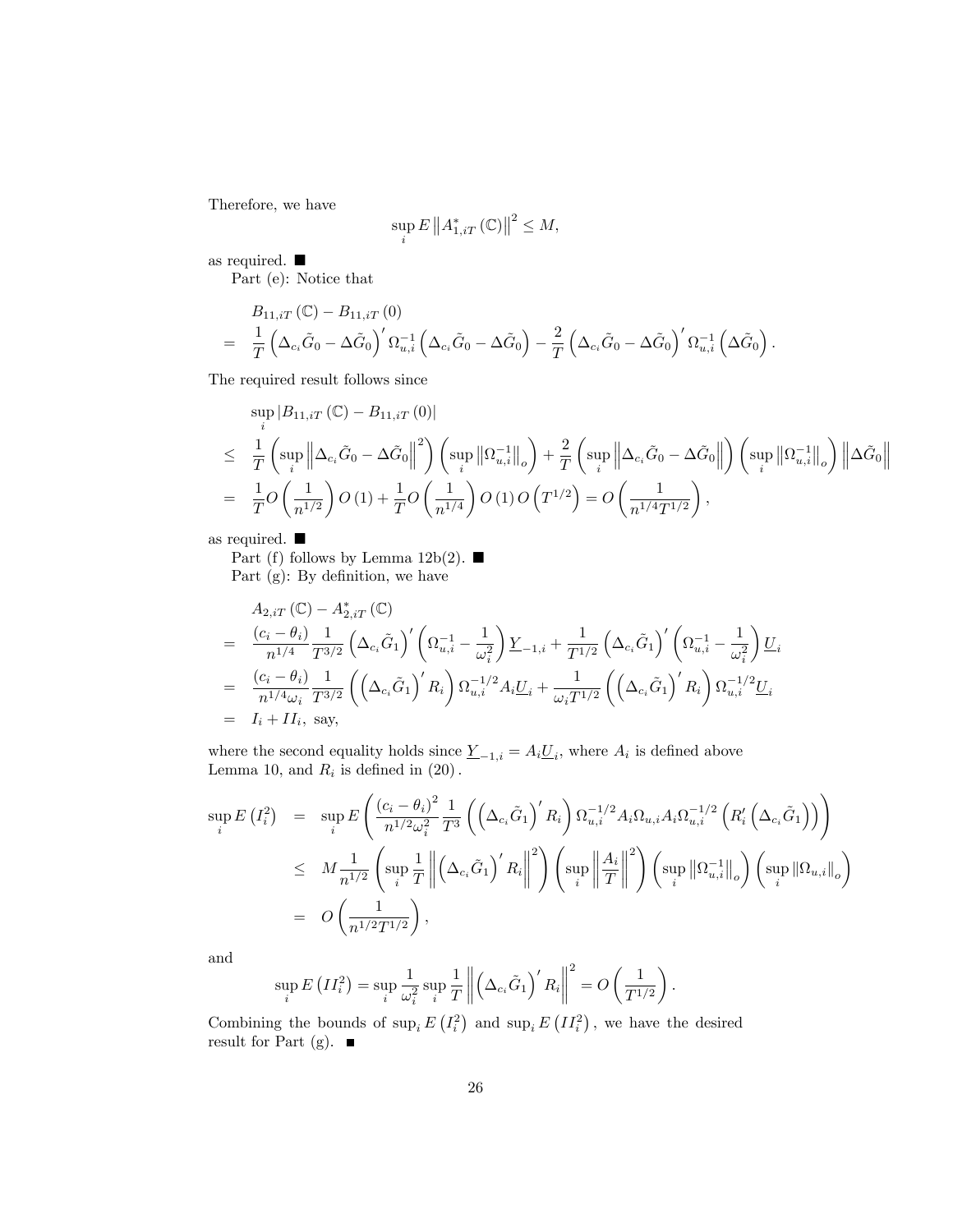Therefore, we have

$$\sup_i E \left\| A_{1,iT}^* \left( \mathbb{C} \right) \right\|^2 \leq M,$$

as required. ■

Part (e): Notice that

$$\begin{aligned}
& B_{11,iT}\left(\mathbb{C}\right) - B_{11,iT}\left(0\right) \\
= \;& \frac{1}{T}\left(\Delta_{c_i}\tilde{G}_0 - \Delta\tilde{G}_0\right)'\Omega_{u,i}^{-1}\left(\Delta_{c_i}\tilde{G}_0 - \Delta\tilde{G}_0\right) - \frac{2}{T}\left(\Delta_{c_i}\tilde{G}_0 - \Delta\tilde{G}_0\right)'\Omega_{u,i}^{-1}\left(\Delta\tilde{G}_0\right).
\end{aligned}$$

The required result follows since

$$\begin{aligned}
& \sup_i \left| B_{11,iT}\left(\mathbb{C}\right) - B_{11,iT}\left(0\right) \right| \\
\leq \;& \frac{1}{T}\left(\sup_i \left\|\Delta_{c_i}\tilde{G}_0 - \Delta\tilde{G}_0\right\|^2\right)\left(\sup_i \left\|\Omega_{u,i}^{-1}\right\|_o\right) + \frac{2}{T}\left(\sup_i \left\|\Delta_{c_i}\tilde{G}_0 - \Delta\tilde{G}_0\right\|\right)\left(\sup_i \left\|\Omega_{u,i}^{-1}\right\|_o\right)\left\|\Delta\tilde{G}_0\right\| \\
= \;& \frac{1}{T}O\left(\frac{1}{n^{1/2}}\right)O\left(1\right) + \frac{1}{T}O\left(\frac{1}{n^{1/4}}\right)O\left(1\right)O\left(T^{1/2}\right) = O\left(\frac{1}{n^{1/4}T^{1/2}}\right),
\end{aligned}$$

as required. ■

Part (f) follows by Lemma 12b(2). ■

Part (g): By definition, we have

$$\begin{aligned}
& A_{2,iT}\left(\mathbb{C}\right) - A_{2,iT}^*\left(\mathbb{C}\right) \\
= \;& \frac{(c_i-\theta_i)}{n^{1/4}}\frac{1}{T^{3/2}}\left(\Delta_{c_i}\tilde{G}_1\right)'\left(\Omega_{u,i}^{-1} - \frac{1}{\omega_i^2}\right)\underline{Y}_{-1,i} + \frac{1}{T^{1/2}}\left(\Delta_{c_i}\tilde{G}_1\right)'\left(\Omega_{u,i}^{-1} - \frac{1}{\omega_i^2}\right)\underline{U}_i \\
= \;& \frac{(c_i-\theta_i)}{n^{1/4}\omega_i}\frac{1}{T^{3/2}}\left(\left(\Delta_{c_i}\tilde{G}_1\right)'R_i\right)\Omega_{u,i}^{-1/2}A_i\underline{U}_i + \frac{1}{\omega_i T^{1/2}}\left(\left(\Delta_{c_i}\tilde{G}_1\right)'R_i\right)\Omega_{u,i}^{-1/2}\underline{U}_i \\
= \;& I_i + II_i, \text{ say,}
\end{aligned}$$

where the second equality holds since $\underline{Y}_{-1,i} = A_i\underline{U}_i$, where $A_i$ is defined above Lemma 10, and $R_i$ is defined in (20).

$$\begin{aligned}
\sup_i E\left(I_i^2\right) &= \sup_i E\left(\frac{(c_i-\theta_i)^2}{n^{1/2}\omega_i^2}\frac{1}{T^3}\left(\left(\Delta_{c_i}\tilde{G}_1\right)'R_i\right)\Omega_{u,i}^{-1/2}A_i\Omega_{u,i}A_i\Omega_{u,i}^{-1/2}\left(R_i'\left(\Delta_{c_i}\tilde{G}_1\right)\right)\right) \\
&\leq M\frac{1}{n^{1/2}}\left(\sup_i \frac{1}{T}\left\|\left(\Delta_{c_i}\tilde{G}_1\right)'R_i\right\|^2\right)\left(\sup_i \left\|\frac{A_i}{T}\right\|^2\right)\left(\sup_i \left\|\Omega_{u,i}^{-1}\right\|_o\right)\left(\sup_i \left\|\Omega_{u,i}\right\|_o\right) \\
&= O\left(\frac{1}{n^{1/2}T^{1/2}}\right),
\end{aligned}$$

and

$$\sup_i E\left(II_i^2\right) = \sup_i \frac{1}{\omega_i^2}\sup_i \frac{1}{T}\left\|\left(\Delta_{c_i}\tilde{G}_1\right)'R_i\right\|^2 = O\left(\frac{1}{T^{1/2}}\right).$$

Combining the bounds of $\sup_i E\left(I_i^2\right)$ and $\sup_i E\left(II_i^2\right)$, we have the desired result for Part (g). ■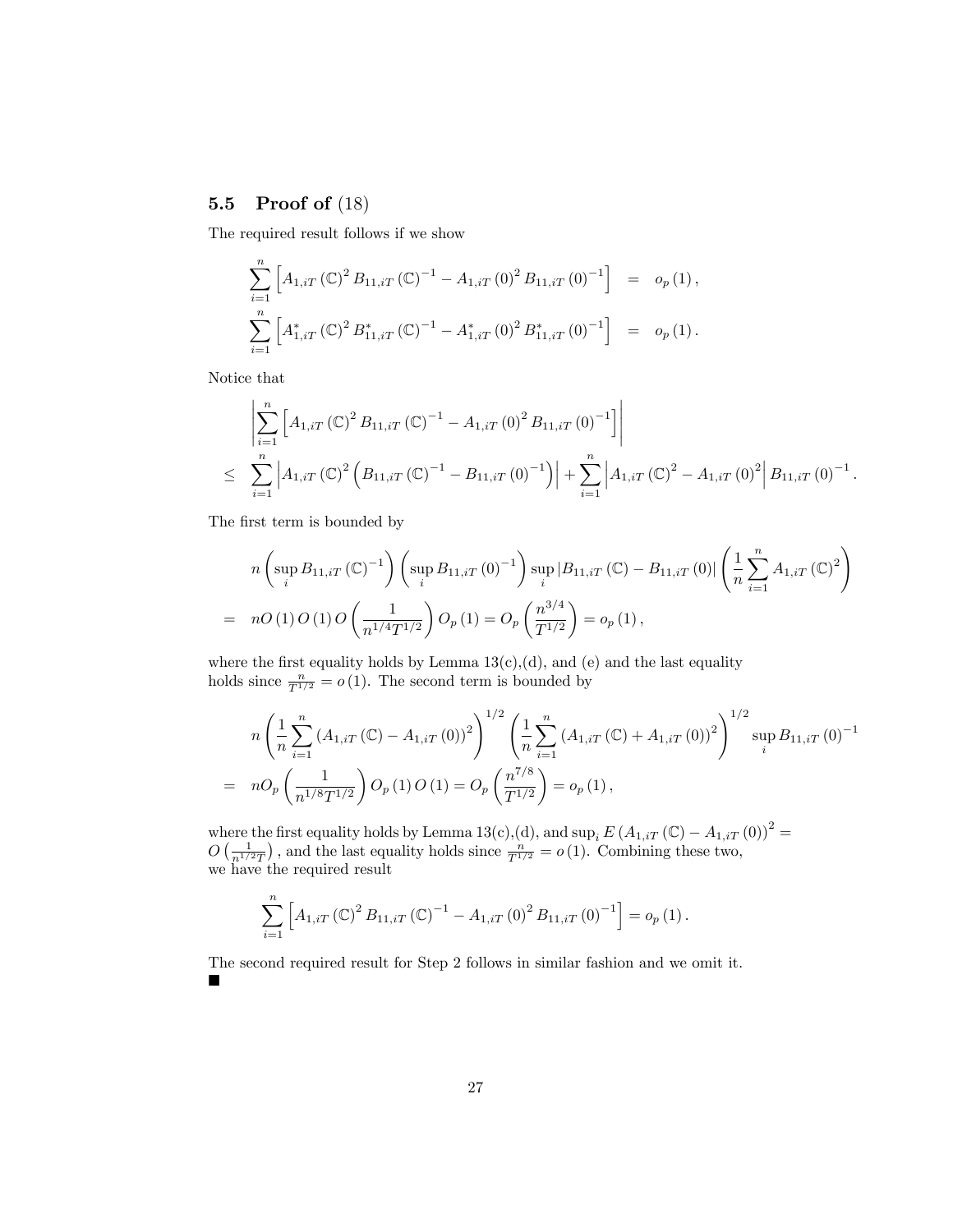### 5.5 Proof of (18)

The required result follows if we show

$$
\begin{aligned}
\sum_{i=1}^{n}\left[A_{1,iT}(\mathbb{C})^{2}B_{11,iT}(\mathbb{C})^{-1}-A_{1,iT}(0)^{2}B_{11,iT}(0)^{-1}\right] &= o_p(1),\\
\sum_{i=1}^{n}\left[A_{1,iT}^{*}(\mathbb{C})^{2}B_{11,iT}^{*}(\mathbb{C})^{-1}-A_{1,iT}^{*}(0)^{2}B_{11,iT}^{*}(0)^{-1}\right] &= o_p(1).
\end{aligned}
$$

Notice that

$$
\begin{aligned}
&\left|\sum_{i=1}^{n}\left[A_{1,iT}(\mathbb{C})^{2}B_{11,iT}(\mathbb{C})^{-1}-A_{1,iT}(0)^{2}B_{11,iT}(0)^{-1}\right]\right|\\
\leq\ &\sum_{i=1}^{n}\left|A_{1,iT}(\mathbb{C})^{2}\left(B_{11,iT}(\mathbb{C})^{-1}-B_{11,iT}(0)^{-1}\right)\right|+\sum_{i=1}^{n}\left|A_{1,iT}(\mathbb{C})^{2}-A_{1,iT}(0)^{2}\right|B_{11,iT}(0)^{-1}.
\end{aligned}
$$

The first term is bounded by

$$
\begin{aligned}
&n\left(\sup_{i}B_{11,iT}(\mathbb{C})^{-1}\right)\left(\sup_{i}B_{11,iT}(0)^{-1}\right)\sup_{i}\left|B_{11,iT}(\mathbb{C})-B_{11,iT}(0)\right|\left(\frac{1}{n}\sum_{i=1}^{n}A_{1,iT}(\mathbb{C})^{2}\right)\\
=\ &nO(1)\,O(1)\,O\left(\frac{1}{n^{1/4}T^{1/2}}\right)O_p(1)=O_p\left(\frac{n^{3/4}}{T^{1/2}}\right)=o_p(1),
\end{aligned}
$$

where the first equality holds by Lemma 13(c),(d), and (e) and the last equality holds since $\frac{n}{T^{1/2}}=o(1)$. The second term is bounded by

$$
\begin{aligned}
&n\left(\frac{1}{n}\sum_{i=1}^{n}\left(A_{1,iT}(\mathbb{C})-A_{1,iT}(0)\right)^{2}\right)^{1/2}\left(\frac{1}{n}\sum_{i=1}^{n}\left(A_{1,iT}(\mathbb{C})+A_{1,iT}(0)\right)^{2}\right)^{1/2}\sup_{i}B_{11,iT}(0)^{-1}\\
=\ &nO_p\left(\frac{1}{n^{1/8}T^{1/2}}\right)O_p(1)\,O(1)=O_p\left(\frac{n^{7/8}}{T^{1/2}}\right)=o_p(1),
\end{aligned}
$$

where the first equality holds by Lemma 13(c),(d), and $\sup_i E\left(A_{1,iT}(\mathbb{C})-A_{1,iT}(0)\right)^2 = O\left(\frac{1}{n^{1/2}T}\right)$, and the last equality holds since $\frac{n}{T^{1/2}}=o(1)$. Combining these two, we have the required result

$$
\sum_{i=1}^{n}\left[A_{1,iT}(\mathbb{C})^{2}B_{11,iT}(\mathbb{C})^{-1}-A_{1,iT}(0)^{2}B_{11,iT}(0)^{-1}\right]=o_p(1).
$$

The second required result for Step 2 follows in similar fashion and we omit it.
■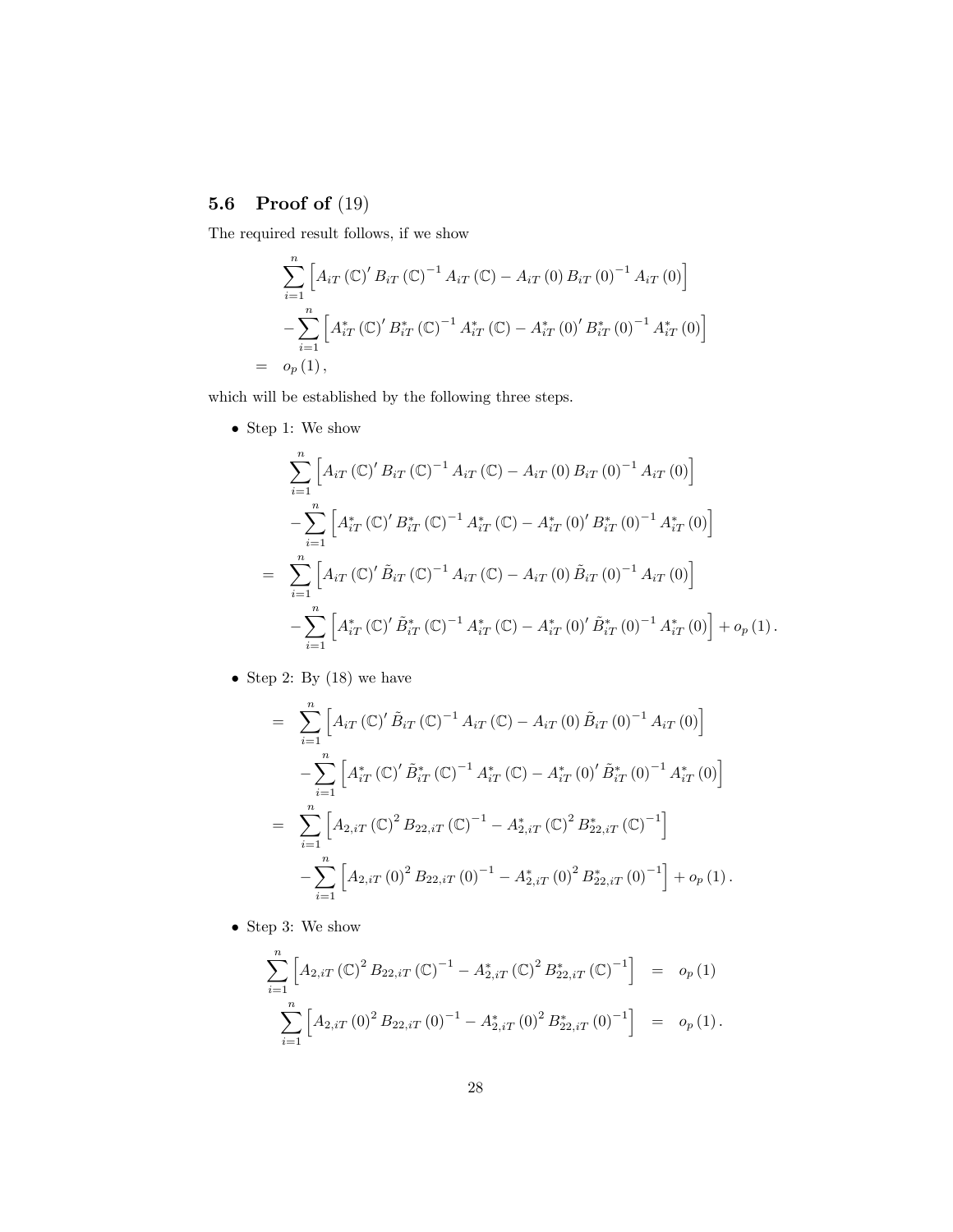### 5.6 Proof of (19)

The required result follows, if we show

$$
\begin{aligned}
& \sum_{i=1}^{n}\left[A_{iT}\left(\mathbb{C}\right)' B_{iT}\left(\mathbb{C}\right)^{-1} A_{iT}\left(\mathbb{C}\right) - A_{iT}\left(0\right) B_{iT}\left(0\right)^{-1} A_{iT}\left(0\right)\right] \\
& -\sum_{i=1}^{n}\left[A_{iT}^{*}\left(\mathbb{C}\right)' B_{iT}^{*}\left(\mathbb{C}\right)^{-1} A_{iT}^{*}\left(\mathbb{C}\right) - A_{iT}^{*}\left(0\right)' B_{iT}^{*}\left(0\right)^{-1} A_{iT}^{*}\left(0\right)\right] \\
= \quad & o_{p}\left(1\right),
\end{aligned}
$$

which will be established by the following three steps.

- Step 1: We show

$$
\begin{aligned}
& \sum_{i=1}^{n}\left[A_{iT}\left(\mathbb{C}\right)' B_{iT}\left(\mathbb{C}\right)^{-1} A_{iT}\left(\mathbb{C}\right) - A_{iT}\left(0\right) B_{iT}\left(0\right)^{-1} A_{iT}\left(0\right)\right] \\
& -\sum_{i=1}^{n}\left[A_{iT}^{*}\left(\mathbb{C}\right)' B_{iT}^{*}\left(\mathbb{C}\right)^{-1} A_{iT}^{*}\left(\mathbb{C}\right) - A_{iT}^{*}\left(0\right)' B_{iT}^{*}\left(0\right)^{-1} A_{iT}^{*}\left(0\right)\right] \\
= \quad & \sum_{i=1}^{n}\left[A_{iT}\left(\mathbb{C}\right)' \tilde{B}_{iT}\left(\mathbb{C}\right)^{-1} A_{iT}\left(\mathbb{C}\right) - A_{iT}\left(0\right) \tilde{B}_{iT}\left(0\right)^{-1} A_{iT}\left(0\right)\right] \\
& -\sum_{i=1}^{n}\left[A_{iT}^{*}\left(\mathbb{C}\right)' \tilde{B}_{iT}^{*}\left(\mathbb{C}\right)^{-1} A_{iT}^{*}\left(\mathbb{C}\right) - A_{iT}^{*}\left(0\right)' \tilde{B}_{iT}^{*}\left(0\right)^{-1} A_{iT}^{*}\left(0\right)\right] + o_{p}\left(1\right).
\end{aligned}
$$

- Step 2: By (18) we have

$$
\begin{aligned}
= \quad & \sum_{i=1}^{n}\left[A_{iT}\left(\mathbb{C}\right)' \tilde{B}_{iT}\left(\mathbb{C}\right)^{-1} A_{iT}\left(\mathbb{C}\right) - A_{iT}\left(0\right) \tilde{B}_{iT}\left(0\right)^{-1} A_{iT}\left(0\right)\right] \\
& -\sum_{i=1}^{n}\left[A_{iT}^{*}\left(\mathbb{C}\right)' \tilde{B}_{iT}^{*}\left(\mathbb{C}\right)^{-1} A_{iT}^{*}\left(\mathbb{C}\right) - A_{iT}^{*}\left(0\right)' \tilde{B}_{iT}^{*}\left(0\right)^{-1} A_{iT}^{*}\left(0\right)\right] \\
= \quad & \sum_{i=1}^{n}\left[A_{2,iT}\left(\mathbb{C}\right)^{2} B_{22,iT}\left(\mathbb{C}\right)^{-1} - A_{2,iT}^{*}\left(\mathbb{C}\right)^{2} B_{22,iT}^{*}\left(\mathbb{C}\right)^{-1}\right] \\
& -\sum_{i=1}^{n}\left[A_{2,iT}\left(0\right)^{2} B_{22,iT}\left(0\right)^{-1} - A_{2,iT}^{*}\left(0\right)^{2} B_{22,iT}^{*}\left(0\right)^{-1}\right] + o_{p}\left(1\right).
\end{aligned}
$$

- Step 3: We show

$$
\begin{aligned}
\sum_{i=1}^{n}\left[A_{2,iT}\left(\mathbb{C}\right)^{2} B_{22,iT}\left(\mathbb{C}\right)^{-1} - A_{2,iT}^{*}\left(\mathbb{C}\right)^{2} B_{22,iT}^{*}\left(\mathbb{C}\right)^{-1}\right] &= o_{p}\left(1\right) \\
\sum_{i=1}^{n}\left[A_{2,iT}\left(0\right)^{2} B_{22,iT}\left(0\right)^{-1} - A_{2,iT}^{*}\left(0\right)^{2} B_{22,iT}^{*}\left(0\right)^{-1}\right] &= o_{p}\left(1\right).
\end{aligned}
$$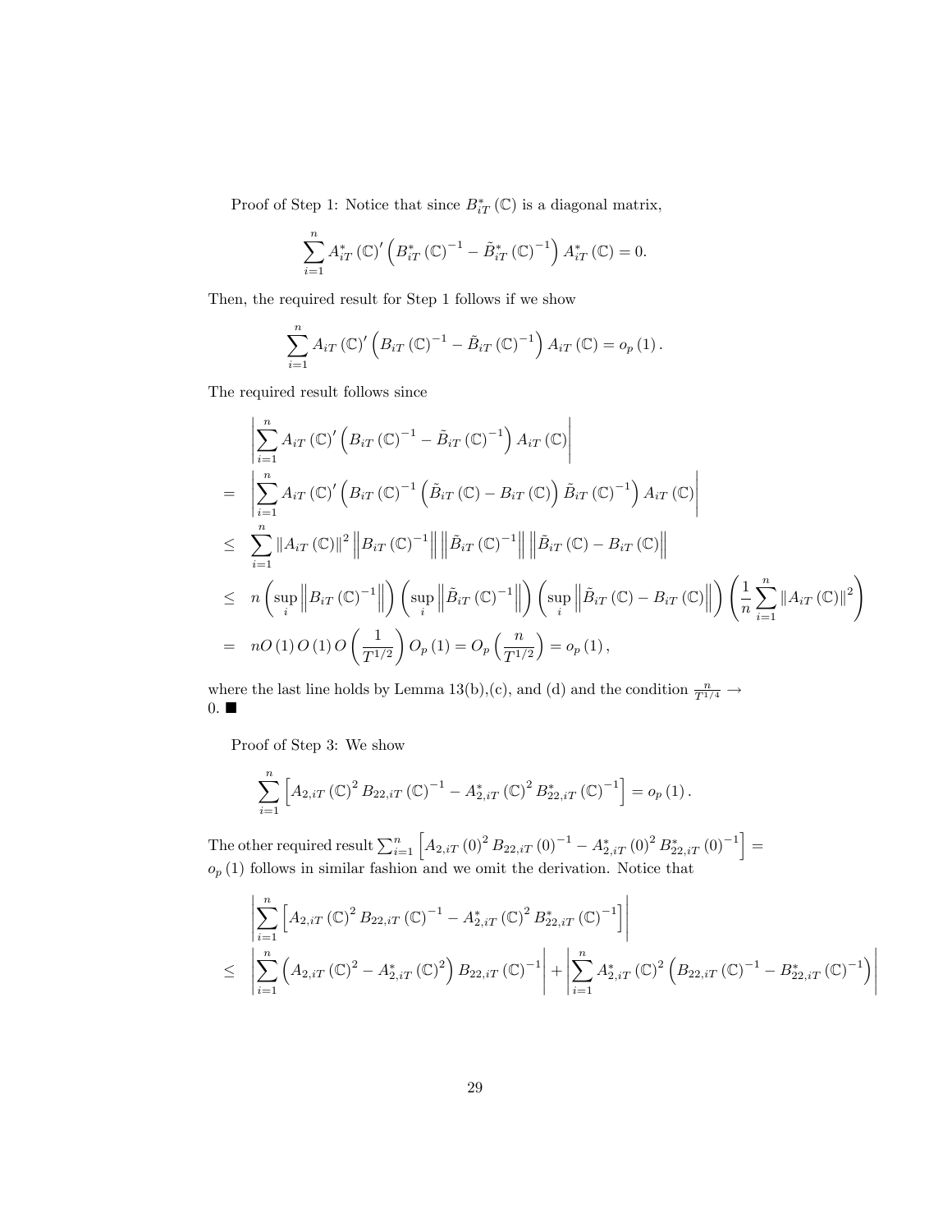Proof of Step 1: Notice that since $B_{iT}^{*}(\mathbb{C})$ is a diagonal matrix,

$$\sum_{i=1}^{n} A_{iT}^{*}(\mathbb{C})' \left( B_{iT}^{*}(\mathbb{C})^{-1} - \tilde{B}_{iT}^{*}(\mathbb{C})^{-1} \right) A_{iT}^{*}(\mathbb{C}) = 0.$$

Then, the required result for Step 1 follows if we show

$$\sum_{i=1}^{n} A_{iT}(\mathbb{C})' \left( B_{iT}(\mathbb{C})^{-1} - \tilde{B}_{iT}(\mathbb{C})^{-1} \right) A_{iT}(\mathbb{C}) = o_p(1).$$

The required result follows since

$$\begin{aligned}
& \left| \sum_{i=1}^{n} A_{iT}(\mathbb{C})' \left( B_{iT}(\mathbb{C})^{-1} - \tilde{B}_{iT}(\mathbb{C})^{-1} \right) A_{iT}(\mathbb{C}) \right| \\
= & \left| \sum_{i=1}^{n} A_{iT}(\mathbb{C})' \left( B_{iT}(\mathbb{C})^{-1} \left( \tilde{B}_{iT}(\mathbb{C}) - B_{iT}(\mathbb{C}) \right) \tilde{B}_{iT}(\mathbb{C})^{-1} \right) A_{iT}(\mathbb{C}) \right| \\
\leq & \sum_{i=1}^{n} \left\| A_{iT}(\mathbb{C}) \right\|^2 \left\| B_{iT}(\mathbb{C})^{-1} \right\| \left\| \tilde{B}_{iT}(\mathbb{C})^{-1} \right\| \left\| \tilde{B}_{iT}(\mathbb{C}) - B_{iT}(\mathbb{C}) \right\| \\
\leq & n \left( \sup_i \left\| B_{iT}(\mathbb{C})^{-1} \right\| \right) \left( \sup_i \left\| \tilde{B}_{iT}(\mathbb{C})^{-1} \right\| \right) \left( \sup_i \left\| \tilde{B}_{iT}(\mathbb{C}) - B_{iT}(\mathbb{C}) \right\| \right) \left( \frac{1}{n} \sum_{i=1}^{n} \left\| A_{iT}(\mathbb{C}) \right\|^2 \right) \\
= & nO(1)\, O(1)\, O\left( \frac{1}{T^{1/2}} \right) O_p(1) = O_p\left( \frac{n}{T^{1/2}} \right) = o_p(1),
\end{aligned}$$

where the last line holds by Lemma 13(b),(c), and (d) and the condition $\frac{n}{T^{1/4}} \to 0$. ■

Proof of Step 3: We show

$$\sum_{i=1}^{n} \left[ A_{2,iT}(\mathbb{C})^2 B_{22,iT}(\mathbb{C})^{-1} - A_{2,iT}^{*}(\mathbb{C})^2 B_{22,iT}^{*}(\mathbb{C})^{-1} \right] = o_p(1).$$

The other required result $\sum_{i=1}^{n} \left[ A_{2,iT}(0)^2 B_{22,iT}(0)^{-1} - A_{2,iT}^{*}(0)^2 B_{22,iT}^{*}(0)^{-1} \right] = o_p(1)$ follows in similar fashion and we omit the derivation. Notice that

$$\begin{aligned}
& \left| \sum_{i=1}^{n} \left[ A_{2,iT}(\mathbb{C})^2 B_{22,iT}(\mathbb{C})^{-1} - A_{2,iT}^{*}(\mathbb{C})^2 B_{22,iT}^{*}(\mathbb{C})^{-1} \right] \right| \\
\leq & \left| \sum_{i=1}^{n} \left( A_{2,iT}(\mathbb{C})^2 - A_{2,iT}^{*}(\mathbb{C})^2 \right) B_{22,iT}(\mathbb{C})^{-1} \right| + \left| \sum_{i=1}^{n} A_{2,iT}^{*}(\mathbb{C})^2 \left( B_{22,iT}(\mathbb{C})^{-1} - B_{22,iT}^{*}(\mathbb{C})^{-1} \right) \right|
\end{aligned}$$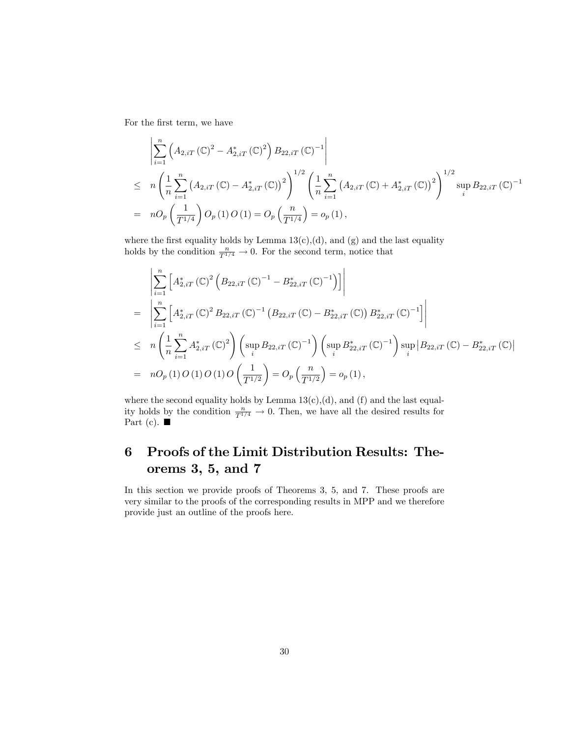For the first term, we have

$$
\begin{aligned}
& \left| \sum_{i=1}^{n} \left( A_{2,iT}\left(\mathbb{C}\right)^2 - A_{2,iT}^{*}\left(\mathbb{C}\right)^2 \right) B_{22,iT}\left(\mathbb{C}\right)^{-1} \right| \\
\leq \; & n \left( \frac{1}{n} \sum_{i=1}^{n} \left( A_{2,iT}\left(\mathbb{C}\right) - A_{2,iT}^{*}\left(\mathbb{C}\right) \right)^2 \right)^{1/2} \left( \frac{1}{n} \sum_{i=1}^{n} \left( A_{2,iT}\left(\mathbb{C}\right) + A_{2,iT}^{*}\left(\mathbb{C}\right) \right)^2 \right)^{1/2} \sup_i B_{22,iT}\left(\mathbb{C}\right)^{-1} \\
= \; & n O_p\left( \frac{1}{T^{1/4}} \right) O_p\left(1\right) O\left(1\right) = O_p\left( \frac{n}{T^{1/4}} \right) = o_p\left(1\right),
\end{aligned}
$$

where the first equality holds by Lemma 13(c),(d), and (g) and the last equality holds by the condition $\frac{n}{T^{1/4}} \to 0$. For the second term, notice that

$$
\begin{aligned}
& \left| \sum_{i=1}^{n} \left[ A_{2,iT}^{*}\left(\mathbb{C}\right)^2 \left( B_{22,iT}\left(\mathbb{C}\right)^{-1} - B_{22,iT}^{*}\left(\mathbb{C}\right)^{-1} \right) \right] \right| \\
= \; & \left| \sum_{i=1}^{n} \left[ A_{2,iT}^{*}\left(\mathbb{C}\right)^2 B_{22,iT}\left(\mathbb{C}\right)^{-1} \left( B_{22,iT}\left(\mathbb{C}\right) - B_{22,iT}^{*}\left(\mathbb{C}\right) \right) B_{22,iT}^{*}\left(\mathbb{C}\right)^{-1} \right] \right| \\
\leq \; & n \left( \frac{1}{n} \sum_{i=1}^{n} A_{2,iT}^{*}\left(\mathbb{C}\right)^2 \right) \left( \sup_i B_{22,iT}\left(\mathbb{C}\right)^{-1} \right) \left( \sup_i B_{22,iT}^{*}\left(\mathbb{C}\right)^{-1} \right) \sup_i \left| B_{22,iT}\left(\mathbb{C}\right) - B_{22,iT}^{*}\left(\mathbb{C}\right) \right| \\
= \; & n O_p\left(1\right) O\left(1\right) O\left(1\right) O\left( \frac{1}{T^{1/2}} \right) = O_p\left( \frac{n}{T^{1/2}} \right) = o_p\left(1\right),
\end{aligned}
$$

where the second equality holds by Lemma 13(c),(d), and (f) and the last equality holds by the condition $\frac{n}{T^{1/4}} \to 0$. Then, we have all the desired results for Part (c). ■

# 6 Proofs of the Limit Distribution Results: Theorems 3, 5, and 7

In this section we provide proofs of Theorems 3, 5, and 7. These proofs are very similar to the proofs of the corresponding results in MPP and we therefore provide just an outline of the proofs here.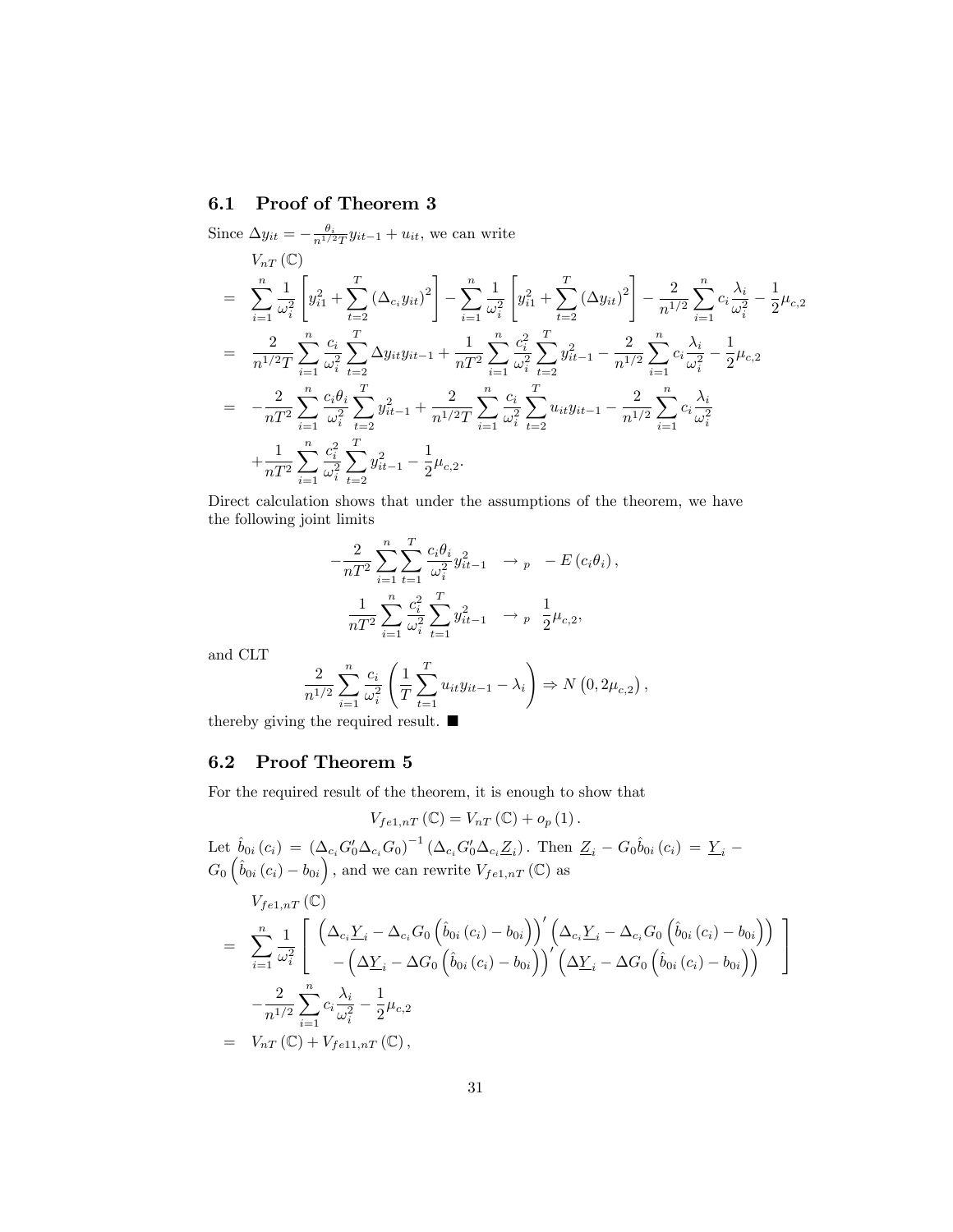### 6.1 Proof of Theorem 3

Since $\Delta y_{it} = -\frac{\theta_i}{n^{1/2}T} y_{it-1} + u_{it}$, we can write

$$
\begin{aligned}
& V_{nT}(\mathbb{C}) \\
= \;& \sum_{i=1}^{n} \frac{1}{\omega_i^2} \left[ y_{i1}^2 + \sum_{t=2}^{T} \left( \Delta_{c_i} y_{it} \right)^2 \right] - \sum_{i=1}^{n} \frac{1}{\omega_i^2} \left[ y_{i1}^2 + \sum_{t=2}^{T} \left( \Delta y_{it} \right)^2 \right] - \frac{2}{n^{1/2}} \sum_{i=1}^{n} c_i \frac{\lambda_i}{\omega_i^2} - \frac{1}{2} \mu_{c,2} \\
= \;& \frac{2}{n^{1/2}T} \sum_{i=1}^{n} \frac{c_i}{\omega_i^2} \sum_{t=2}^{T} \Delta y_{it} y_{it-1} + \frac{1}{nT^2} \sum_{i=1}^{n} \frac{c_i^2}{\omega_i^2} \sum_{t=2}^{T} y_{it-1}^2 - \frac{2}{n^{1/2}} \sum_{i=1}^{n} c_i \frac{\lambda_i}{\omega_i^2} - \frac{1}{2} \mu_{c,2} \\
= \;& -\frac{2}{nT^2} \sum_{i=1}^{n} \frac{c_i \theta_i}{\omega_i^2} \sum_{t=2}^{T} y_{it-1}^2 + \frac{2}{n^{1/2}T} \sum_{i=1}^{n} \frac{c_i}{\omega_i^2} \sum_{t=2}^{T} u_{it} y_{it-1} - \frac{2}{n^{1/2}} \sum_{i=1}^{n} c_i \frac{\lambda_i}{\omega_i^2} \\
& + \frac{1}{nT^2} \sum_{i=1}^{n} \frac{c_i^2}{\omega_i^2} \sum_{t=2}^{T} y_{it-1}^2 - \frac{1}{2} \mu_{c,2}.
\end{aligned}
$$

Direct calculation shows that under the assumptions of the theorem, we have the following joint limits

$$
\begin{aligned}
-\frac{2}{nT^2} \sum_{i=1}^{n} \sum_{t=1}^{T} \frac{c_i \theta_i}{\omega_i^2} y_{it-1}^2 &\to_p -E(c_i \theta_i), \\
\frac{1}{nT^2} \sum_{i=1}^{n} \frac{c_i^2}{\omega_i^2} \sum_{t=1}^{T} y_{it-1}^2 &\to_p \frac{1}{2} \mu_{c,2},
\end{aligned}
$$

and CLT

$$
\frac{2}{n^{1/2}} \sum_{i=1}^{n} \frac{c_i}{\omega_i^2} \left( \frac{1}{T} \sum_{t=1}^{T} u_{it} y_{it-1} - \lambda_i \right) \Rightarrow N\left(0, 2\mu_{c,2}\right),
$$

thereby giving the required result. ■

### 6.2 Proof Theorem 5

For the required result of the theorem, it is enough to show that

$$
V_{fe1,nT}(\mathbb{C}) = V_{nT}(\mathbb{C}) + o_p(1).
$$

Let $\hat{b}_{0i}(c_i) = \left( \Delta_{c_i} G_0' \Delta_{c_i} G_0 \right)^{-1} \left( \Delta_{c_i} G_0' \Delta_{c_i} \underline{Z}_i \right)$. Then $\underline{Z}_i - G_0 \hat{b}_{0i}(c_i) = \underline{Y}_i - G_0 \left( \hat{b}_{0i}(c_i) - b_{0i} \right)$, and we can rewrite $V_{fe1,nT}(\mathbb{C})$ as

$$
\begin{aligned}
& V_{fe1,nT}(\mathbb{C}) \\
= \;& \sum_{i=1}^{n} \frac{1}{\omega_i^2} \left[ \begin{array}{c} \left( \Delta_{c_i} \underline{Y}_i - \Delta_{c_i} G_0 \left( \hat{b}_{0i}(c_i) - b_{0i} \right) \right)' \left( \Delta_{c_i} \underline{Y}_i - \Delta_{c_i} G_0 \left( \hat{b}_{0i}(c_i) - b_{0i} \right) \right) \\ - \left( \Delta \underline{Y}_i - \Delta G_0 \left( \hat{b}_{0i}(c_i) - b_{0i} \right) \right)' \left( \Delta \underline{Y}_i - \Delta G_0 \left( \hat{b}_{0i}(c_i) - b_{0i} \right) \right) \end{array} \right] \\
& - \frac{2}{n^{1/2}} \sum_{i=1}^{n} c_i \frac{\lambda_i}{\omega_i^2} - \frac{1}{2} \mu_{c,2} \\
= \;& V_{nT}(\mathbb{C}) + V_{fe11,nT}(\mathbb{C}),
\end{aligned}
$$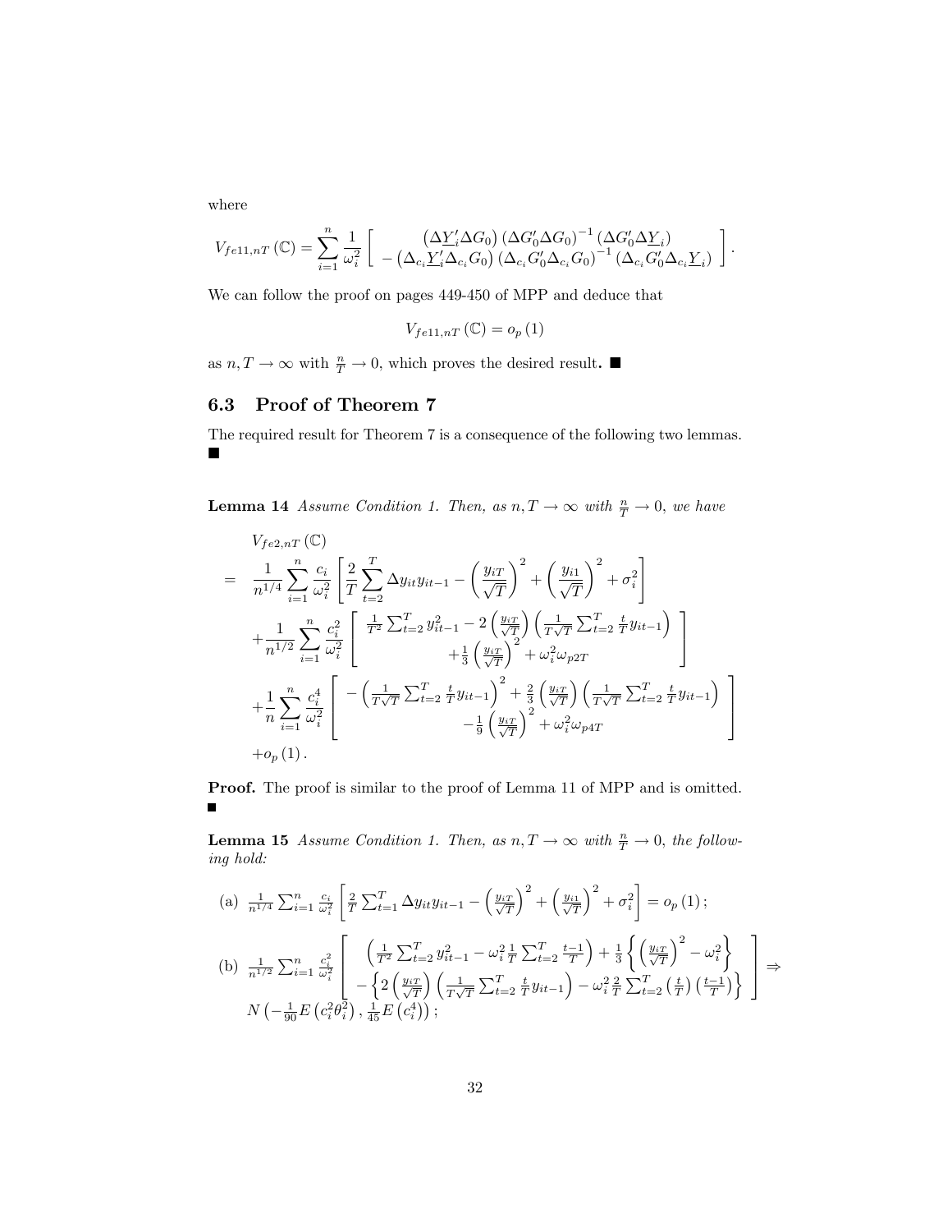where

$$
V_{fe11,nT}(\mathbb{C}) = \sum_{i=1}^{n} \frac{1}{\omega_i^2} \left[ \begin{array}{c} \left(\Delta \underline{Y}_i' \Delta G_0\right) \left(\Delta G_0' \Delta G_0\right)^{-1} \left(\Delta G_0' \Delta \underline{Y}_i\right) \\ - \left(\Delta_{c_i} \underline{Y}_i' \Delta_{c_i} G_0\right) \left(\Delta_{c_i} G_0' \Delta_{c_i} G_0\right)^{-1} \left(\Delta_{c_i} G_0' \Delta_{c_i} \underline{Y}_i\right) \end{array} \right].
$$

We can follow the proof on pages 449-450 of MPP and deduce that

$$
V_{fe11,nT}(\mathbb{C}) = o_p(1)
$$

as $n, T \to \infty$ with $\frac{n}{T} \to 0$, which proves the desired result. ■

## 6.3 Proof of Theorem 7

The required result for Theorem 7 is a consequence of the following two lemmas. ■

**Lemma 14** *Assume Condition 1. Then, as $n, T \to \infty$ with $\frac{n}{T} \to 0$, we have*

$$
\begin{aligned}
& V_{fe2,nT}(\mathbb{C}) \\
= \; & \frac{1}{n^{1/4}} \sum_{i=1}^{n} \frac{c_i}{\omega_i^2} \left[ \frac{2}{T} \sum_{t=2}^{T} \Delta y_{it} y_{it-1} - \left( \frac{y_{iT}}{\sqrt{T}} \right)^2 + \left( \frac{y_{i1}}{\sqrt{T}} \right)^2 + \sigma_i^2 \right] \\
& + \frac{1}{n^{1/2}} \sum_{i=1}^{n} \frac{c_i^2}{\omega_i^2} \left[ \begin{array}{c} \frac{1}{T^2} \sum_{t=2}^{T} y_{it-1}^2 - 2 \left( \frac{y_{iT}}{\sqrt{T}} \right) \left( \frac{1}{T\sqrt{T}} \sum_{t=2}^{T} \frac{t}{T} y_{it-1} \right) \\ + \frac{1}{3} \left( \frac{y_{iT}}{\sqrt{T}} \right)^2 + \omega_i^2 \omega_{p2T} \end{array} \right] \\
& + \frac{1}{n} \sum_{i=1}^{n} \frac{c_i^4}{\omega_i^2} \left[ \begin{array}{c} - \left( \frac{1}{T\sqrt{T}} \sum_{t=2}^{T} \frac{t}{T} y_{it-1} \right)^2 + \frac{2}{3} \left( \frac{y_{iT}}{\sqrt{T}} \right) \left( \frac{1}{T\sqrt{T}} \sum_{t=2}^{T} \frac{t}{T} y_{it-1} \right) \\ - \frac{1}{9} \left( \frac{y_{iT}}{\sqrt{T}} \right)^2 + \omega_i^2 \omega_{p4T} \end{array} \right] \\
& + o_p(1).
\end{aligned}
$$

**Proof.** The proof is similar to the proof of Lemma 11 of MPP and is omitted. ■

**Lemma 15** *Assume Condition 1. Then, as $n, T \to \infty$ with $\frac{n}{T} \to 0$, the following hold:*

(a) $\frac{1}{n^{1/4}} \sum_{i=1}^{n} \frac{c_i}{\omega_i^2} \left[ \frac{2}{T} \sum_{t=1}^{T} \Delta y_{it} y_{it-1} - \left( \frac{y_{iT}}{\sqrt{T}} \right)^2 + \left( \frac{y_{i1}}{\sqrt{T}} \right)^2 + \sigma_i^2 \right] = o_p(1)$;

(b) $\frac{1}{n^{1/2}} \sum_{i=1}^{n} \frac{c_i^2}{\omega_i^2} \left[ \begin{array}{c} \left( \frac{1}{T^2} \sum_{t=2}^{T} y_{it-1}^2 - \omega_i^2 \frac{1}{T} \sum_{t=2}^{T} \frac{t-1}{T} \right) + \frac{1}{3} \left\{ \left( \frac{y_{iT}}{\sqrt{T}} \right)^2 - \omega_i^2 \right\} \\ - \left\{ 2 \left( \frac{y_{iT}}{\sqrt{T}} \right) \left( \frac{1}{T\sqrt{T}} \sum_{t=2}^{T} \frac{t}{T} y_{it-1} \right) - \omega_i^2 \frac{2}{T} \sum_{t=2}^{T} \left( \frac{t}{T} \right) \left( \frac{t-1}{T} \right) \right\} \end{array} \right] \Rightarrow N\left( -\frac{1}{90} E\left( c_i^2 \theta_i^2 \right), \frac{1}{45} E\left( c_i^4 \right) \right)$;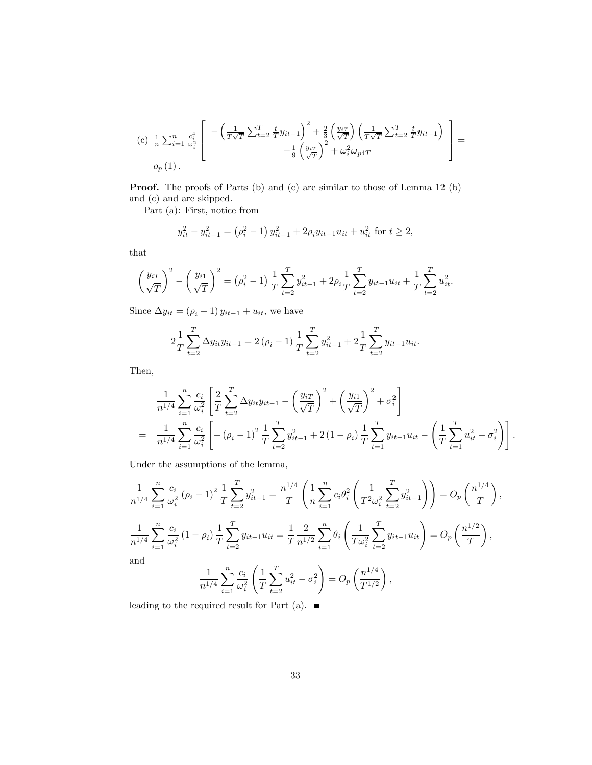(c) $\frac{1}{n}\sum_{i=1}^{n}\frac{c_i^4}{\omega_i^2}\left[\begin{array}{c} -\left(\frac{1}{T\sqrt{T}}\sum_{t=2}^{T}\frac{t}{T}y_{it-1}\right)^2+\frac{2}{3}\left(\frac{y_{iT}}{\sqrt{T}}\right)\left(\frac{1}{T\sqrt{T}}\sum_{t=2}^{T}\frac{t}{T}y_{it-1}\right) \\ -\frac{1}{9}\left(\frac{y_{iT}}{\sqrt{T}}\right)^2+\omega_i^2\omega_{p4T}\end{array}\right]=$ $o_p(1)$.

**Proof.** The proofs of Parts (b) and (c) are similar to those of Lemma 12 (b) and (c) and are skipped.

Part (a): First, notice from

$$y_{it}^2-y_{it-1}^2=\left(\rho_i^2-1\right)y_{it-1}^2+2\rho_i y_{it-1}u_{it}+u_{it}^2 \text{ for } t\geq 2,$$

that

$$\left(\frac{y_{iT}}{\sqrt{T}}\right)^2-\left(\frac{y_{i1}}{\sqrt{T}}\right)^2=\left(\rho_i^2-1\right)\frac{1}{T}\sum_{t=2}^{T}y_{it-1}^2+2\rho_i\frac{1}{T}\sum_{t=2}^{T}y_{it-1}u_{it}+\frac{1}{T}\sum_{t=2}^{T}u_{it}^2.$$

Since $\Delta y_{it}=\left(\rho_i-1\right)y_{it-1}+u_{it}$, we have

$$2\frac{1}{T}\sum_{t=2}^{T}\Delta y_{it}y_{it-1}=2\left(\rho_i-1\right)\frac{1}{T}\sum_{t=2}^{T}y_{it-1}^2+2\frac{1}{T}\sum_{t=2}^{T}y_{it-1}u_{it}.$$

Then,

$$\begin{aligned}
&\frac{1}{n^{1/4}}\sum_{i=1}^{n}\frac{c_i}{\omega_i^2}\left[\frac{2}{T}\sum_{t=2}^{T}\Delta y_{it}y_{it-1}-\left(\frac{y_{iT}}{\sqrt{T}}\right)^2+\left(\frac{y_{i1}}{\sqrt{T}}\right)^2+\sigma_i^2\right]\\
=\;&\frac{1}{n^{1/4}}\sum_{i=1}^{n}\frac{c_i}{\omega_i^2}\left[-\left(\rho_i-1\right)^2\frac{1}{T}\sum_{t=2}^{T}y_{it-1}^2+2\left(1-\rho_i\right)\frac{1}{T}\sum_{t=1}^{T}y_{it-1}u_{it}-\left(\frac{1}{T}\sum_{t=1}^{T}u_{it}^2-\sigma_i^2\right)\right].
\end{aligned}$$

Under the assumptions of the lemma,

$$\frac{1}{n^{1/4}}\sum_{i=1}^{n}\frac{c_i}{\omega_i^2}\left(\rho_i-1\right)^2\frac{1}{T}\sum_{t=2}^{T}y_{it-1}^2=\frac{n^{1/4}}{T}\left(\frac{1}{n}\sum_{i=1}^{n}c_i\theta_i^2\left(\frac{1}{T^2\omega_i^2}\sum_{t=2}^{T}y_{it-1}^2\right)\right)=O_p\left(\frac{n^{1/4}}{T}\right),$$

$$\frac{1}{n^{1/4}}\sum_{i=1}^{n}\frac{c_i}{\omega_i^2}\left(1-\rho_i\right)\frac{1}{T}\sum_{t=2}^{T}y_{it-1}u_{it}=\frac{1}{T}\frac{2}{n^{1/2}}\sum_{i=1}^{n}\theta_i\left(\frac{1}{T\omega_i^2}\sum_{t=2}^{T}y_{it-1}u_{it}\right)=O_p\left(\frac{n^{1/2}}{T}\right),$$

and

$$\frac{1}{n^{1/4}}\sum_{i=1}^{n}\frac{c_i}{\omega_i^2}\left(\frac{1}{T}\sum_{t=2}^{T}u_{it}^2-\sigma_i^2\right)=O_p\left(\frac{n^{1/4}}{T^{1/2}}\right),$$

leading to the required result for Part (a). ∎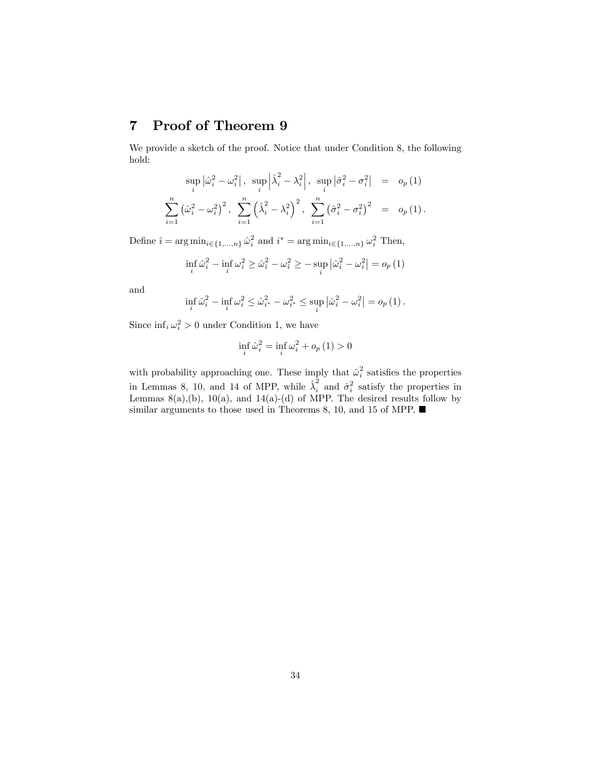# 7 Proof of Theorem 9

We provide a sketch of the proof. Notice that under Condition 8, the following hold:

$$
\begin{aligned}
\sup_i \left|\hat{\omega}_i^2 - \omega_i^2\right|, \ \sup_i \left|\hat{\lambda}_i^2 - \lambda_i^2\right|, \ \sup_i \left|\hat{\sigma}_i^2 - \sigma_i^2\right| &= o_p(1) \\
\sum_{i=1}^n \left(\hat{\omega}_i^2 - \omega_i^2\right)^2, \ \sum_{i=1}^n \left(\hat{\lambda}_i^2 - \lambda_i^2\right)^2, \ \sum_{i=1}^n \left(\hat{\sigma}_i^2 - \sigma_i^2\right)^2 &= o_p(1).
\end{aligned}
$$

Define $\hat{\imath} = \arg\min_{i\in\{1,\ldots,n\}} \hat{\omega}_i^2$ and $i^* = \arg\min_{i\in\{1,\ldots,n\}} \omega_i^2$ Then,

$$
\inf_i \hat{\omega}_i^2 - \inf_i \omega_i^2 \geq \hat{\omega}_{\hat{\imath}}^2 - \omega_{\hat{\imath}}^2 \geq -\sup_i \left|\hat{\omega}_i^2 - \omega_i^2\right| = o_p(1)
$$

and

$$
\inf_i \hat{\omega}_i^2 - \inf_i \omega_i^2 \leq \hat{\omega}_{i^*}^2 - \omega_{i^*}^2 \leq \sup_i \left|\hat{\omega}_i^2 - \omega_i^2\right| = o_p(1).
$$

Since $\inf_i \omega_i^2 > 0$ under Condition 1, we have

$$
\inf_i \hat{\omega}_i^2 = \inf_i \omega_i^2 + o_p(1) > 0
$$

with probability approaching one. These imply that $\hat{\omega}_i^2$ satisfies the properties in Lemmas 8, 10, and 14 of MPP, while $\hat{\lambda}_i^2$ and $\hat{\sigma}_i^2$ satisfy the properties in Lemmas 8(a),(b), 10(a), and 14(a)-(d) of MPP. The desired results follow by similar arguments to those used in Theorems 8, 10, and 15 of MPP. ■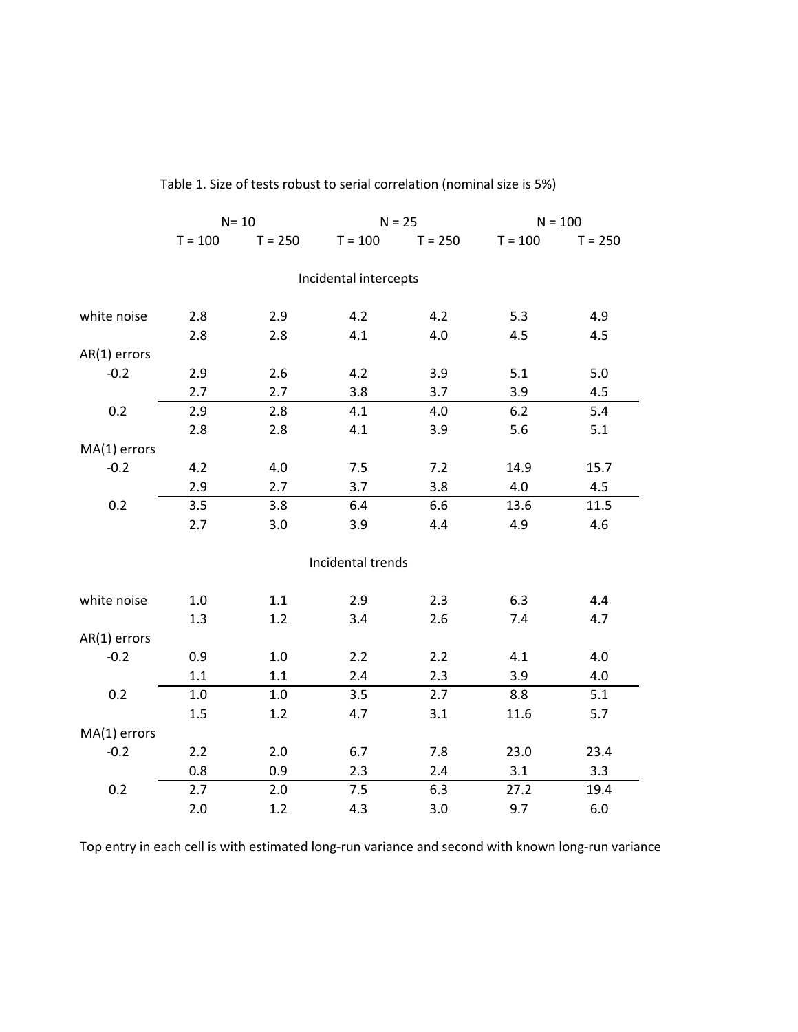Table 1. Size of tests robust to serial correlation (nominal size is 5%)

| | N= 10 | | N = 25 | | N = 100 | |
|---|---|---|---|---|---|---|
| | T = 100 | T = 250 | T = 100 | T = 250 | T = 100 | T = 250 |
| **Incidental intercepts** | | | | | | |
| white noise | 2.8 | 2.9 | 4.2 | 4.2 | 5.3 | 4.9 |
| | 2.8 | 2.8 | 4.1 | 4.0 | 4.5 | 4.5 |
| AR(1) errors | | | | | | |
| -0.2 | 2.9 | 2.6 | 4.2 | 3.9 | 5.1 | 5.0 |
| | 2.7 | 2.7 | 3.8 | 3.7 | 3.9 | 4.5 |
| 0.2 | 2.9 | 2.8 | 4.1 | 4.0 | 6.2 | 5.4 |
| | 2.8 | 2.8 | 4.1 | 3.9 | 5.6 | 5.1 |
| MA(1) errors | | | | | | |
| -0.2 | 4.2 | 4.0 | 7.5 | 7.2 | 14.9 | 15.7 |
| | 2.9 | 2.7 | 3.7 | 3.8 | 4.0 | 4.5 |
| 0.2 | 3.5 | 3.8 | 6.4 | 6.6 | 13.6 | 11.5 |
| | 2.7 | 3.0 | 3.9 | 4.4 | 4.9 | 4.6 |
| **Incidental trends** | | | | | | |
| white noise | 1.0 | 1.1 | 2.9 | 2.3 | 6.3 | 4.4 |
| | 1.3 | 1.2 | 3.4 | 2.6 | 7.4 | 4.7 |
| AR(1) errors | | | | | | |
| -0.2 | 0.9 | 1.0 | 2.2 | 2.2 | 4.1 | 4.0 |
| | 1.1 | 1.1 | 2.4 | 2.3 | 3.9 | 4.0 |
| 0.2 | 1.0 | 1.0 | 3.5 | 2.7 | 8.8 | 5.1 |
| | 1.5 | 1.2 | 4.7 | 3.1 | 11.6 | 5.7 |
| MA(1) errors | | | | | | |
| -0.2 | 2.2 | 2.0 | 6.7 | 7.8 | 23.0 | 23.4 |
| | 0.8 | 0.9 | 2.3 | 2.4 | 3.1 | 3.3 |
| 0.2 | 2.7 | 2.0 | 7.5 | 6.3 | 27.2 | 19.4 |
| | 2.0 | 1.2 | 4.3 | 3.0 | 9.7 | 6.0 |

Top entry in each cell is with estimated long-run variance and second with known long-run variance